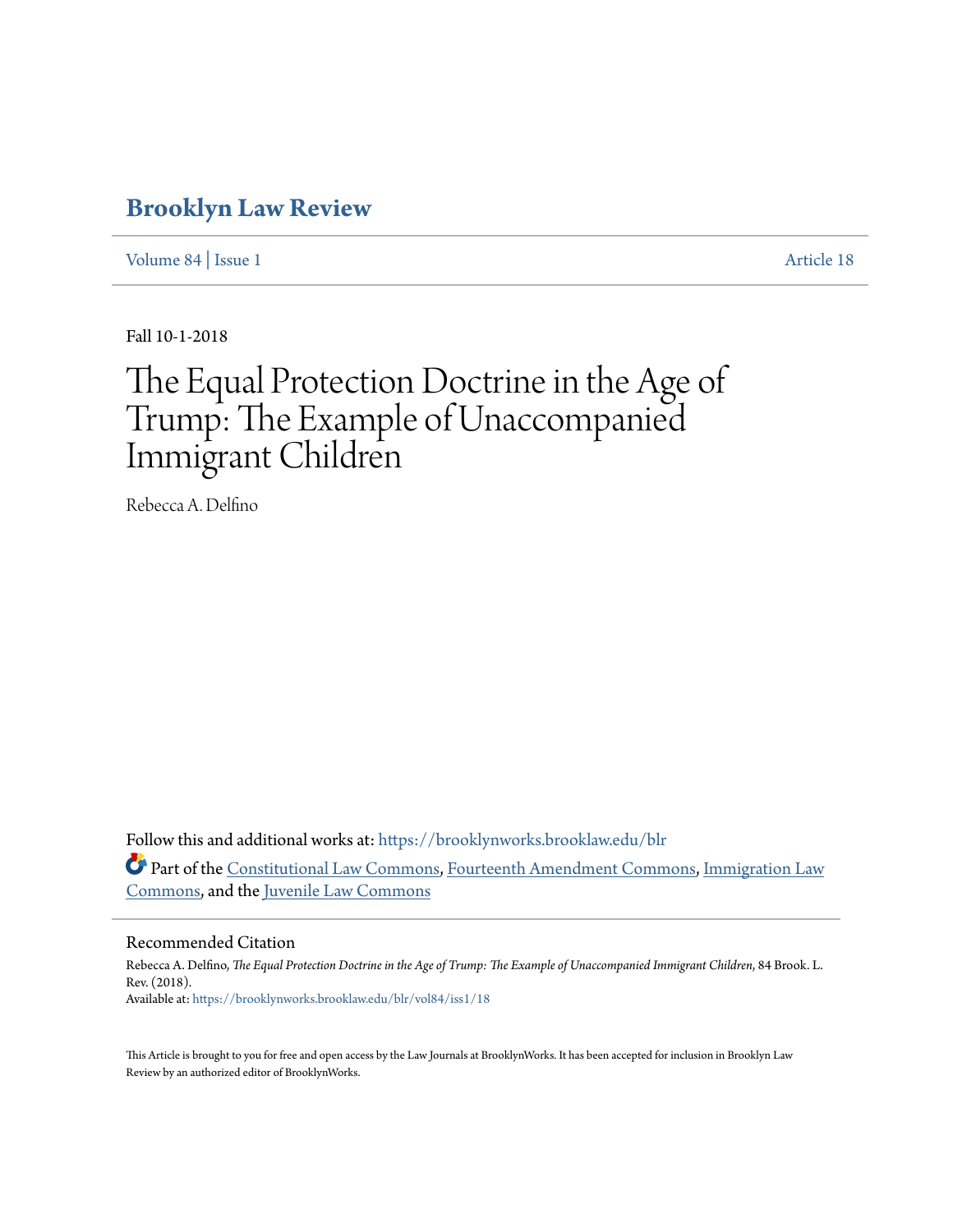# Brooklyn Law Review

Volume 84 | Issue 1 Article 18

Fall 10-1-2018

# The Equal Protection Doctrine in the Age of Trump: The Example of Unaccompanied Immigrant Children

Rebecca A. Delfino

Follow this and additional works at: https://brooklynworks.brooklaw.edu/blr

Part of the Constitutional Law Commons, Fourteenth Amendment Commons, Immigration Law Commons, and the Juvenile Law Commons

## Recommended Citation

Rebecca A. Delfino, *The Equal Protection Doctrine in the Age of Trump: The Example of Unaccompanied Immigrant Children*, 84 Brook. L. Rev. (2018).
Available at: https://brooklynworks.brooklaw.edu/blr/vol84/iss1/18

This Article is brought to you for free and open access by the Law Journals at BrooklynWorks. It has been accepted for inclusion in Brooklyn Law Review by an authorized editor of BrooklynWorks.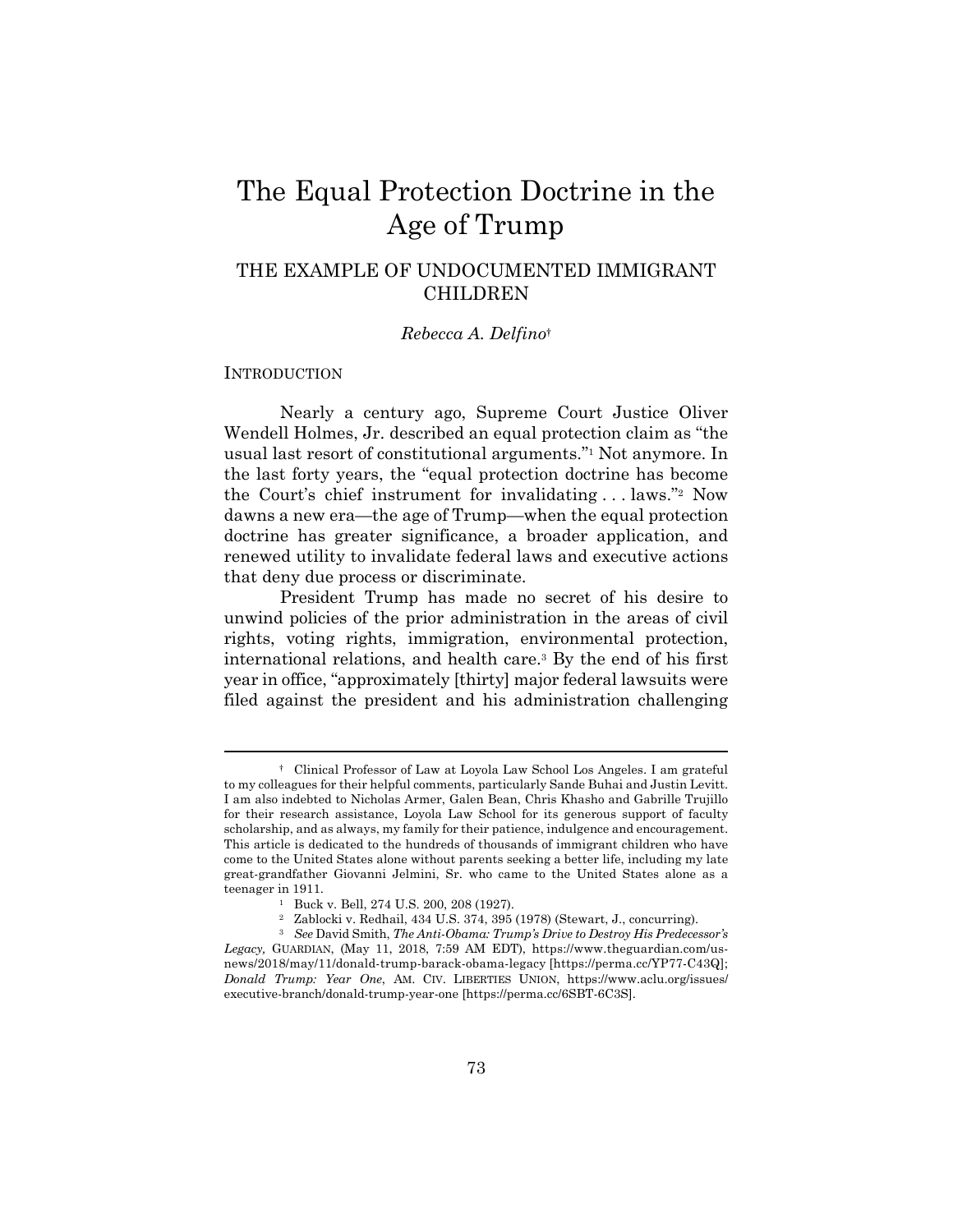# The Equal Protection Doctrine in the Age of Trump

## THE EXAMPLE OF UNDOCUMENTED IMMIGRANT CHILDREN

*Rebecca A. Delfino*†

INTRODUCTION

Nearly a century ago, Supreme Court Justice Oliver Wendell Holmes, Jr. described an equal protection claim as "the usual last resort of constitutional arguments."[1] Not anymore. In the last forty years, the "equal protection doctrine has become the Court's chief instrument for invalidating . . . laws."[2] Now dawns a new era—the age of Trump—when the equal protection doctrine has greater significance, a broader application, and renewed utility to invalidate federal laws and executive actions that deny due process or discriminate.

President Trump has made no secret of his desire to unwind policies of the prior administration in the areas of civil rights, voting rights, immigration, environmental protection, international relations, and health care.[3] By the end of his first year in office, "approximately [thirty] major federal lawsuits were filed against the president and his administration challenging

---

† Clinical Professor of Law at Loyola Law School Los Angeles. I am grateful to my colleagues for their helpful comments, particularly Sande Buhai and Justin Levitt. I am also indebted to Nicholas Armer, Galen Bean, Chris Khasho and Gabrille Trujillo for their research assistance, Loyola Law School for its generous support of faculty scholarship, and as always, my family for their patience, indulgence and encouragement. This article is dedicated to the hundreds of thousands of immigrant children who have come to the United States alone without parents seeking a better life, including my late great-grandfather Giovanni Jelmini, Sr. who came to the United States alone as a teenager in 1911.

[1] Buck v. Bell, 274 U.S. 200, 208 (1927).

[2] Zablocki v. Redhail, 434 U.S. 374, 395 (1978) (Stewart, J., concurring).

[3] *See* David Smith, *The Anti-Obama: Trump's Drive to Destroy His Predecessor's Legacy*, GUARDIAN, (May 11, 2018, 7:59 AM EDT), https://www.theguardian.com/us-news/2018/may/11/donald-trump-barack-obama-legacy [https://perma.cc/YP77-C43Q]; *Donald Trump: Year One*, AM. CIV. LIBERTIES UNION, https://www.aclu.org/issues/executive-branch/donald-trump-year-one [https://perma.cc/6SBT-6C3S].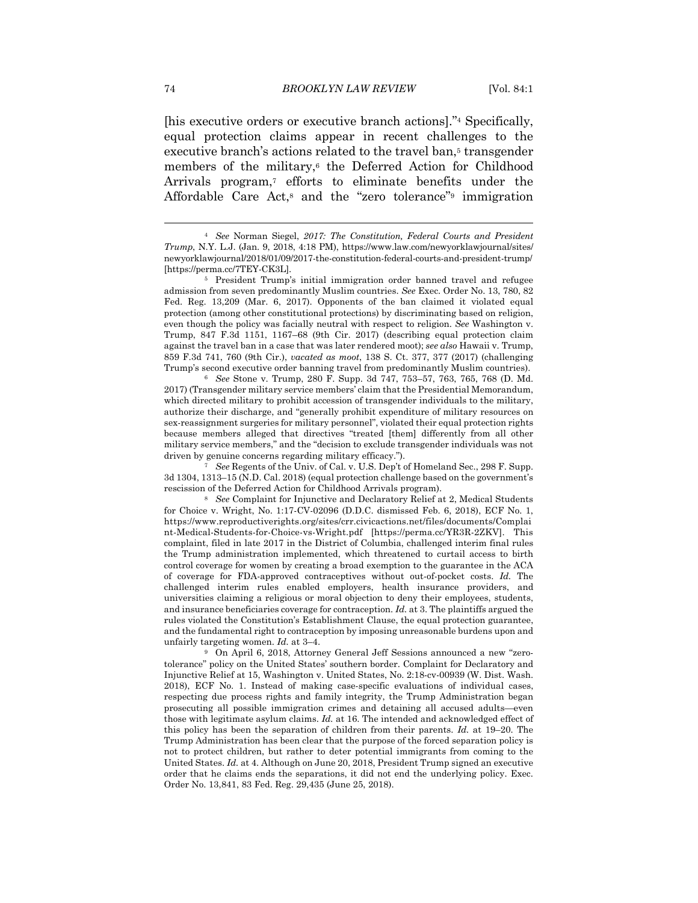[his executive orders or executive branch actions]."[4] Specifically, equal protection claims appear in recent challenges to the executive branch's actions related to the travel ban,[5] transgender members of the military,[6] the Deferred Action for Childhood Arrivals program,[7] efforts to eliminate benefits under the Affordable Care Act,[8] and the "zero tolerance"[9] immigration

---

[4] *See* Norman Siegel, *2017: The Constitution, Federal Courts and President Trump*, N.Y. L.J. (Jan. 9, 2018, 4:18 PM), https://www.law.com/newyorklawjournal/sites/newyorklawjournal/2018/01/09/2017-the-constitution-federal-courts-and-president-trump/ [https://perma.cc/7TEY-CK3L].

[5] President Trump's initial immigration order banned travel and refugee admission from seven predominantly Muslim countries. *See* Exec. Order No. 13, 780, 82 Fed. Reg. 13,209 (Mar. 6, 2017). Opponents of the ban claimed it violated equal protection (among other constitutional protections) by discriminating based on religion, even though the policy was facially neutral with respect to religion. *See* Washington v. Trump, 847 F.3d 1151, 1167–68 (9th Cir. 2017) (describing equal protection claim against the travel ban in a case that was later rendered moot); *see also* Hawaii v. Trump, 859 F.3d 741, 760 (9th Cir.), *vacated as moot*, 138 S. Ct. 377, 377 (2017) (challenging Trump's second executive order banning travel from predominantly Muslim countries).

[6] *See* Stone v. Trump, 280 F. Supp. 3d 747, 753–57, 763, 765, 768 (D. Md. 2017) (Transgender military service members' claim that the Presidential Memorandum, which directed military to prohibit accession of transgender individuals to the military, authorize their discharge, and "generally prohibit expenditure of military resources on sex-reassignment surgeries for military personnel", violated their equal protection rights because members alleged that directives "treated [them] differently from all other military service members," and the "decision to exclude transgender individuals was not driven by genuine concerns regarding military efficacy.").

[7] *See* Regents of the Univ. of Cal. v. U.S. Dep't of Homeland Sec., 298 F. Supp. 3d 1304, 1313–15 (N.D. Cal. 2018) (equal protection challenge based on the government's rescission of the Deferred Action for Childhood Arrivals program).

[8] *See* Complaint for Injunctive and Declaratory Relief at 2, Medical Students for Choice v. Wright, No. 1:17-CV-02096 (D.D.C. dismissed Feb. 6, 2018), ECF No. 1, https://www.reproductiverights.org/sites/crr.civicactions.net/files/documents/Complaint-Medical-Students-for-Choice-vs-Wright.pdf [https://perma.cc/YR3R-2ZKV]. This complaint, filed in late 2017 in the District of Columbia, challenged interim final rules the Trump administration implemented, which threatened to curtail access to birth control coverage for women by creating a broad exemption to the guarantee in the ACA of coverage for FDA-approved contraceptives without out-of-pocket costs. *Id.* The challenged interim rules enabled employers, health insurance providers, and universities claiming a religious or moral objection to deny their employees, students, and insurance beneficiaries coverage for contraception. *Id.* at 3. The plaintiffs argued the rules violated the Constitution's Establishment Clause, the equal protection guarantee, and the fundamental right to contraception by imposing unreasonable burdens upon and unfairly targeting women. *Id.* at 3–4.

[9] On April 6, 2018, Attorney General Jeff Sessions announced a new "zero-tolerance" policy on the United States' southern border. Complaint for Declaratory and Injunctive Relief at 15, Washington v. United States, No. 2:18-cv-00939 (W. Dist. Wash. 2018), ECF No. 1. Instead of making case-specific evaluations of individual cases, respecting due process rights and family integrity, the Trump Administration began prosecuting all possible immigration crimes and detaining all accused adults—even those with legitimate asylum claims. *Id.* at 16. The intended and acknowledged effect of this policy has been the separation of children from their parents. *Id.* at 19–20. The Trump Administration has been clear that the purpose of the forced separation policy is not to protect children, but rather to deter potential immigrants from coming to the United States. *Id.* at 4. Although on June 20, 2018, President Trump signed an executive order that he claims ends the separations, it did not end the underlying policy. Exec. Order No. 13,841, 83 Fed. Reg. 29,435 (June 25, 2018).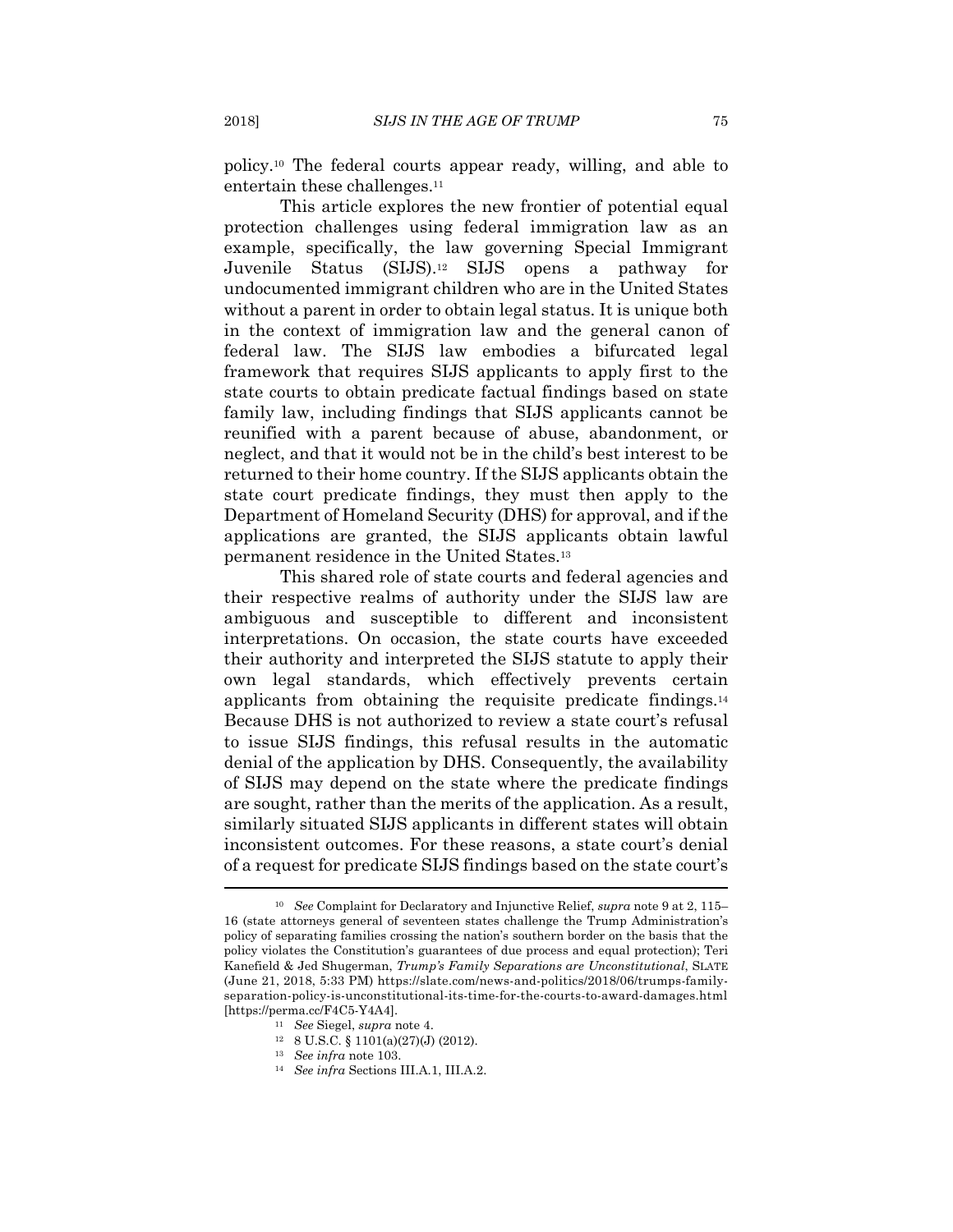policy.[10] The federal courts appear ready, willing, and able to entertain these challenges.[11]

This article explores the new frontier of potential equal protection challenges using federal immigration law as an example, specifically, the law governing Special Immigrant Juvenile Status (SIJS).[12] SIJS opens a pathway for undocumented immigrant children who are in the United States without a parent in order to obtain legal status. It is unique both in the context of immigration law and the general canon of federal law. The SIJS law embodies a bifurcated legal framework that requires SIJS applicants to apply first to the state courts to obtain predicate factual findings based on state family law, including findings that SIJS applicants cannot be reunified with a parent because of abuse, abandonment, or neglect, and that it would not be in the child's best interest to be returned to their home country. If the SIJS applicants obtain the state court predicate findings, they must then apply to the Department of Homeland Security (DHS) for approval, and if the applications are granted, the SIJS applicants obtain lawful permanent residence in the United States.[13]

This shared role of state courts and federal agencies and their respective realms of authority under the SIJS law are ambiguous and susceptible to different and inconsistent interpretations. On occasion, the state courts have exceeded their authority and interpreted the SIJS statute to apply their own legal standards, which effectively prevents certain applicants from obtaining the requisite predicate findings.[14] Because DHS is not authorized to review a state court's refusal to issue SIJS findings, this refusal results in the automatic denial of the application by DHS. Consequently, the availability of SIJS may depend on the state where the predicate findings are sought, rather than the merits of the application. As a result, similarly situated SIJS applicants in different states will obtain inconsistent outcomes. For these reasons, a state court's denial of a request for predicate SIJS findings based on the state court's

---

[10] *See* Complaint for Declaratory and Injunctive Relief, *supra* note 9 at 2, 115–16 (state attorneys general of seventeen states challenge the Trump Administration's policy of separating families crossing the nation's southern border on the basis that the policy violates the Constitution's guarantees of due process and equal protection); Teri Kanefield & Jed Shugerman, *Trump's Family Separations are Unconstitutional*, SLATE (June 21, 2018, 5:33 PM) https://slate.com/news-and-politics/2018/06/trumps-family-separation-policy-is-unconstitutional-its-time-for-the-courts-to-award-damages.html [https://perma.cc/F4C5-Y4A4].

[11] *See* Siegel, *supra* note 4.

[12] 8 U.S.C. § 1101(a)(27)(J) (2012).

[13] *See infra* note 103.

[14] *See infra* Sections III.A.1, III.A.2.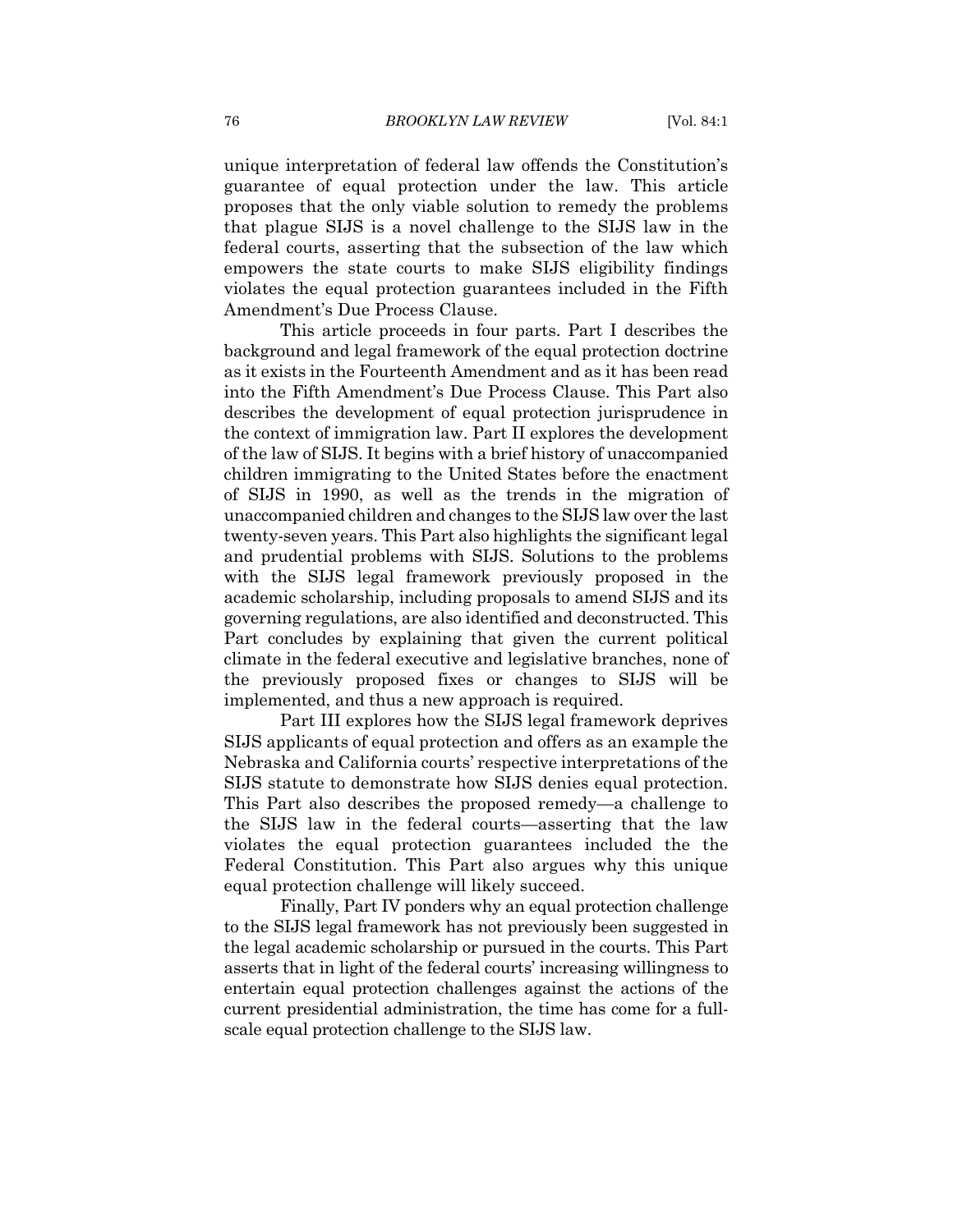unique interpretation of federal law offends the Constitution's guarantee of equal protection under the law. This article proposes that the only viable solution to remedy the problems that plague SIJS is a novel challenge to the SIJS law in the federal courts, asserting that the subsection of the law which empowers the state courts to make SIJS eligibility findings violates the equal protection guarantees included in the Fifth Amendment's Due Process Clause.

This article proceeds in four parts. Part I describes the background and legal framework of the equal protection doctrine as it exists in the Fourteenth Amendment and as it has been read into the Fifth Amendment's Due Process Clause. This Part also describes the development of equal protection jurisprudence in the context of immigration law. Part II explores the development of the law of SIJS. It begins with a brief history of unaccompanied children immigrating to the United States before the enactment of SIJS in 1990, as well as the trends in the migration of unaccompanied children and changes to the SIJS law over the last twenty-seven years. This Part also highlights the significant legal and prudential problems with SIJS. Solutions to the problems with the SIJS legal framework previously proposed in the academic scholarship, including proposals to amend SIJS and its governing regulations, are also identified and deconstructed. This Part concludes by explaining that given the current political climate in the federal executive and legislative branches, none of the previously proposed fixes or changes to SIJS will be implemented, and thus a new approach is required.

Part III explores how the SIJS legal framework deprives SIJS applicants of equal protection and offers as an example the Nebraska and California courts' respective interpretations of the SIJS statute to demonstrate how SIJS denies equal protection. This Part also describes the proposed remedy—a challenge to the SIJS law in the federal courts—asserting that the law violates the equal protection guarantees included the the Federal Constitution. This Part also argues why this unique equal protection challenge will likely succeed.

Finally, Part IV ponders why an equal protection challenge to the SIJS legal framework has not previously been suggested in the legal academic scholarship or pursued in the courts. This Part asserts that in light of the federal courts' increasing willingness to entertain equal protection challenges against the actions of the current presidential administration, the time has come for a full-scale equal protection challenge to the SIJS law.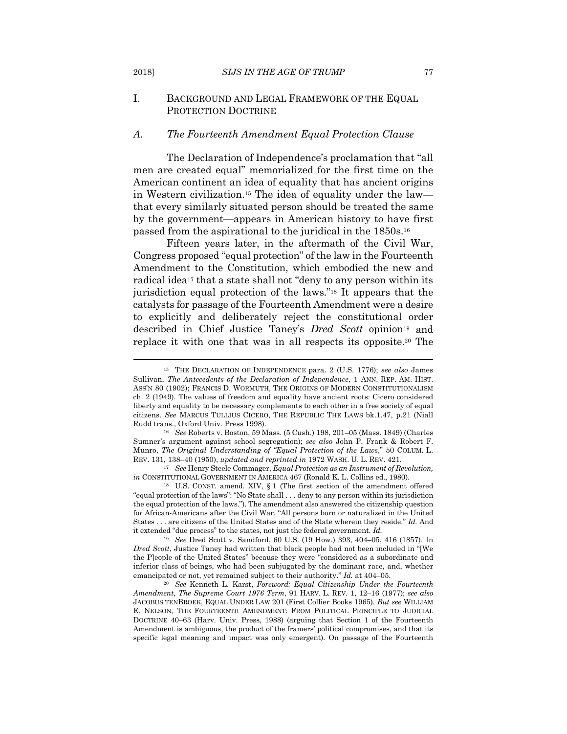## I. Background and Legal Framework of the Equal Protection Doctrine

### A. *The Fourteenth Amendment Equal Protection Clause*

The Declaration of Independence's proclamation that "all men are created equal" memorialized for the first time on the American continent an idea of equality that has ancient origins in Western civilization.[15] The idea of equality under the law—that every similarly situated person should be treated the same by the government—appears in American history to have first passed from the aspirational to the juridical in the 1850s.[16]

Fifteen years later, in the aftermath of the Civil War, Congress proposed "equal protection" of the law in the Fourteenth Amendment to the Constitution, which embodied the new and radical idea[17] that a state shall not "deny to any person within its jurisdiction equal protection of the laws."[18] It appears that the catalysts for passage of the Fourteenth Amendment were a desire to explicitly and deliberately reject the constitutional order described in Chief Justice Taney's *Dred Scott* opinion[19] and replace it with one that was in all respects its opposite.[20] The

---

[15] THE DECLARATION OF INDEPENDENCE para. 2 (U.S. 1776); *see also* James Sullivan, *The Antecedents of the Declaration of Independence*, 1 ANN. REP. AM. HIST. ASS'N 80 (1902); FRANCIS D. WORMUTH, THE ORIGINS OF MODERN CONSTITUTIONALISM ch. 2 (1949). The values of freedom and equality have ancient roots: Cicero considered liberty and equality to be necessary complements to each other in a free society of equal citizens. *See* MARCUS TULLIUS CICERO, THE REPUBLIC THE LAWS bk.1.47, p.21 (Niall Rudd trans., Oxford Univ. Press 1998).

[16] *See* Roberts v. Boston, 59 Mass. (5 Cush.) 198, 201–05 (Mass. 1849) (Charles Sumner's argument against school segregation); *see also* John P. Frank & Robert F. Munro, *The Original Understanding of "Equal Protection of the Laws*," 50 COLUM. L. REV. 131, 138–40 (1950), *updated and reprinted in* 1972 WASH. U. L. REV. 421.

[17] *See* Henry Steele Commager, *Equal Protection as an Instrument of Revolution, in* CONSTITUTIONAL GOVERNMENT IN AMERICA 467 (Ronald K. L. Collins ed., 1980).

[18] U.S. CONST. amend. XIV, § 1 (The first section of the amendment offered "equal protection of the laws": "No State shall . . . deny to any person within its jurisdiction the equal protection of the laws."). The amendment also answered the citizenship question for African-Americans after the Civil War. "All persons born or naturalized in the United States . . . are citizens of the United States and of the State wherein they reside." *Id.* And it extended "due process" to the states, not just the federal government. *Id.*

[19] *See* Dred Scott v. Sandford, 60 U.S. (19 How.) 393, 404–05, 416 (1857). In *Dred Scott*, Justice Taney had written that black people had not been included in "[We the P]eople of the United States" because they were "considered as a subordinate and inferior class of beings, who had been subjugated by the dominant race, and, whether emancipated or not, yet remained subject to their authority." *Id.* at 404–05.

[20] *See* Kenneth L. Karst, *Foreword: Equal Citizenship Under the Fourteenth Amendment*, *The Supreme Court 1976 Term*, 91 HARV. L. REV. 1, 12–16 (1977); *see also* JACOBUS TENBROEK, EQUAL UNDER LAW 201 (First Collier Books 1965). *But see* WILLIAM E. NELSON, THE FOURTEENTH AMENDMENT: FROM POLITICAL PRINCIPLE TO JUDICIAL DOCTRINE 40–63 (Harv. Univ. Press, 1988) (arguing that Section 1 of the Fourteenth Amendment is ambiguous, the product of the framers' political compromises, and that its specific legal meaning and impact was only emergent). On passage of the Fourteenth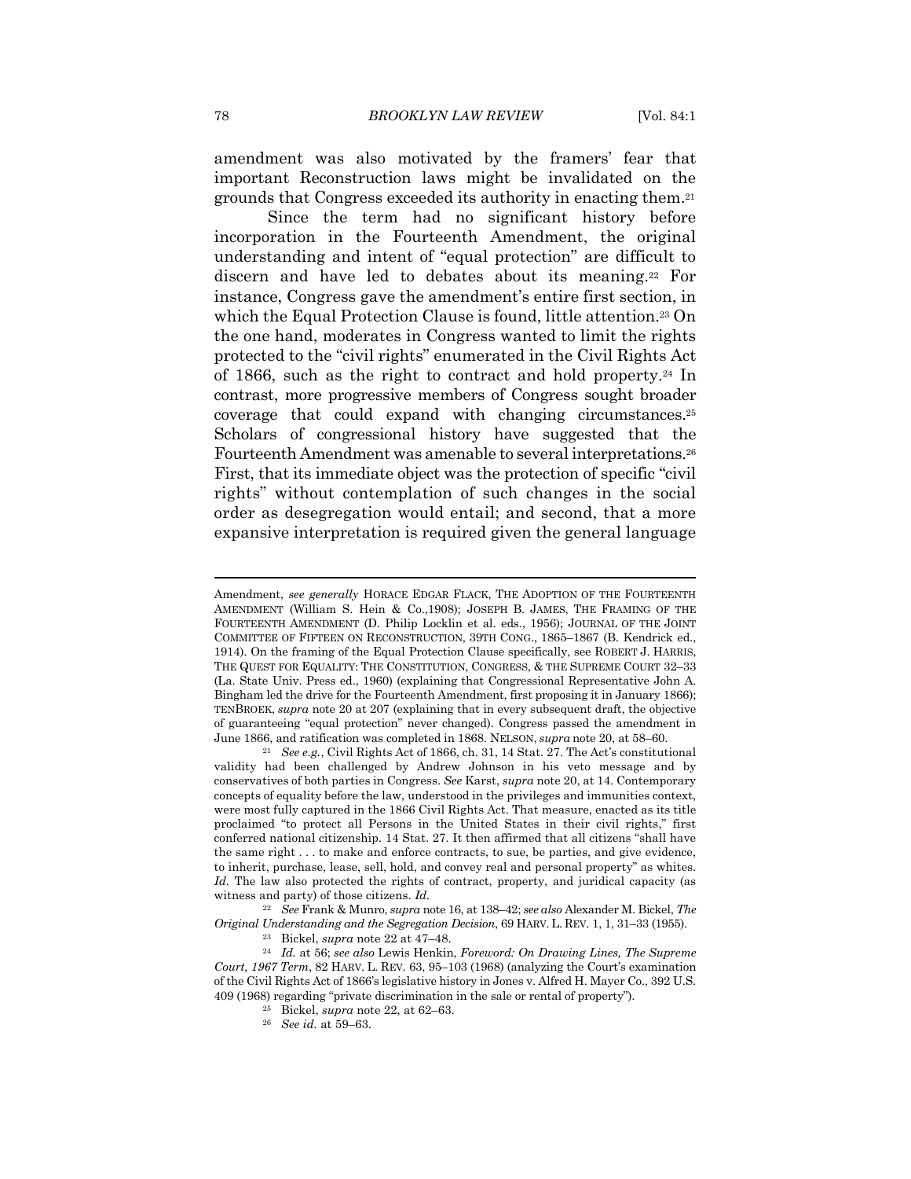amendment was also motivated by the framers' fear that important Reconstruction laws might be invalidated on the grounds that Congress exceeded its authority in enacting them.[21]

Since the term had no significant history before incorporation in the Fourteenth Amendment, the original understanding and intent of "equal protection" are difficult to discern and have led to debates about its meaning.[22] For instance, Congress gave the amendment's entire first section, in which the Equal Protection Clause is found, little attention.[23] On the one hand, moderates in Congress wanted to limit the rights protected to the "civil rights" enumerated in the Civil Rights Act of 1866, such as the right to contract and hold property.[24] In contrast, more progressive members of Congress sought broader coverage that could expand with changing circumstances.[25] Scholars of congressional history have suggested that the Fourteenth Amendment was amenable to several interpretations.[26] First, that its immediate object was the protection of specific "civil rights" without contemplation of such changes in the social order as desegregation would entail; and second, that a more expansive interpretation is required given the general language

---

Amendment, *see generally* HORACE EDGAR FLACK, THE ADOPTION OF THE FOURTEENTH AMENDMENT (William S. Hein & Co.,1908); JOSEPH B. JAMES, THE FRAMING OF THE FOURTEENTH AMENDMENT (D. Philip Locklin et al. eds., 1956); JOURNAL OF THE JOINT COMMITTEE OF FIFTEEN ON RECONSTRUCTION, 39TH CONG., 1865–1867 (B. Kendrick ed., 1914). On the framing of the Equal Protection Clause specifically, see ROBERT J. HARRIS, THE QUEST FOR EQUALITY: THE CONSTITUTION, CONGRESS, & THE SUPREME COURT 32–33 (La. State Univ. Press ed., 1960) (explaining that Congressional Representative John A. Bingham led the drive for the Fourteenth Amendment, first proposing it in January 1866); TENBROEK, *supra* note 20 at 207 (explaining that in every subsequent draft, the objective of guaranteeing "equal protection" never changed). Congress passed the amendment in June 1866, and ratification was completed in 1868. NELSON, *supra* note 20, at 58–60.

[21] *See e.g.*, Civil Rights Act of 1866, ch. 31, 14 Stat. 27. The Act's constitutional validity had been challenged by Andrew Johnson in his veto message and by conservatives of both parties in Congress. *See* Karst, *supra* note 20, at 14. Contemporary concepts of equality before the law, understood in the privileges and immunities context, were most fully captured in the 1866 Civil Rights Act. That measure, enacted as its title proclaimed "to protect all Persons in the United States in their civil rights," first conferred national citizenship. 14 Stat. 27. It then affirmed that all citizens "shall have the same right . . . to make and enforce contracts, to sue, be parties, and give evidence, to inherit, purchase, lease, sell, hold, and convey real and personal property" as whites. *Id.* The law also protected the rights of contract, property, and juridical capacity (as witness and party) of those citizens. *Id.*

[22] *See* Frank & Munro, *supra* note 16, at 138–42; *see also* Alexander M. Bickel, *The Original Understanding and the Segregation Decision*, 69 HARV. L. REV. 1, 1, 31–33 (1955).

[23] Bickel, *supra* note 22 at 47–48.

[24] *Id.* at 56; *see also* Lewis Henkin, *Foreword: On Drawing Lines, The Supreme Court, 1967 Term*, 82 HARV. L. REV. 63, 95–103 (1968) (analyzing the Court's examination of the Civil Rights Act of 1866's legislative history in Jones v. Alfred H. Mayer Co., 392 U.S. 409 (1968) regarding "private discrimination in the sale or rental of property").

[25] Bickel, *supra* note 22, at 62–63.

[26] *See id.* at 59–63.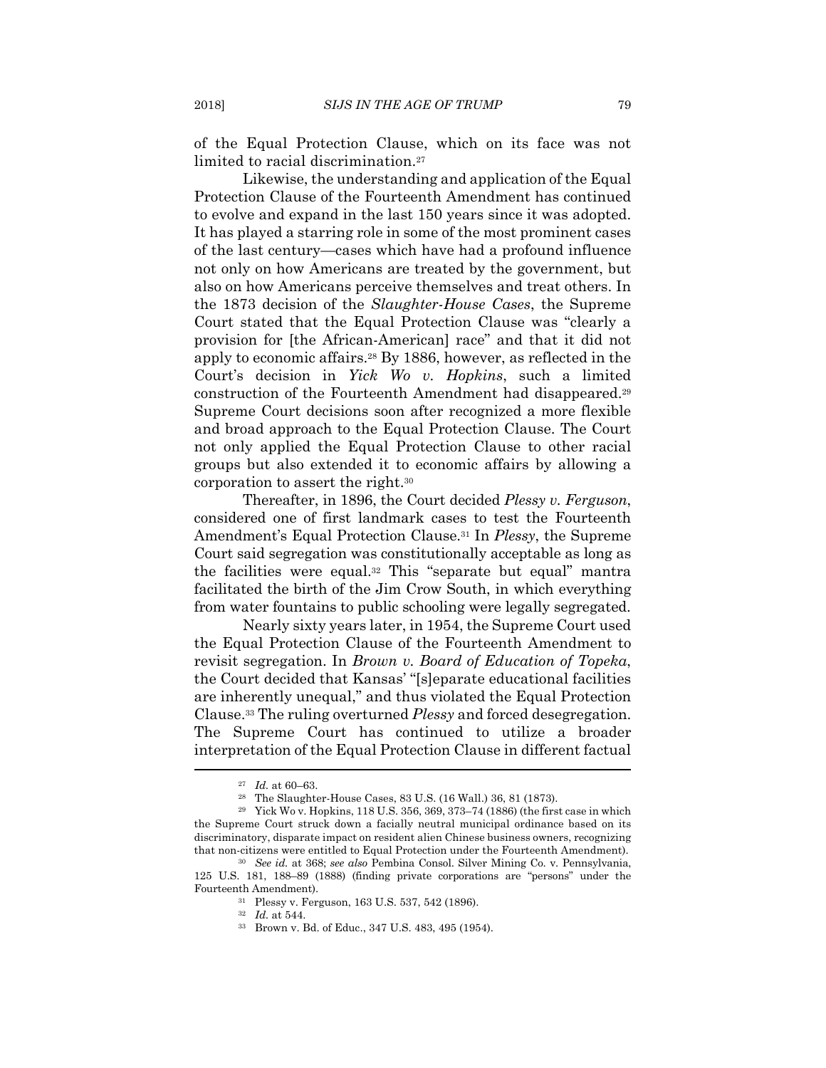of the Equal Protection Clause, which on its face was not limited to racial discrimination.[27]

Likewise, the understanding and application of the Equal Protection Clause of the Fourteenth Amendment has continued to evolve and expand in the last 150 years since it was adopted. It has played a starring role in some of the most prominent cases of the last century—cases which have had a profound influence not only on how Americans are treated by the government, but also on how Americans perceive themselves and treat others. In the 1873 decision of the *Slaughter-House Cases*, the Supreme Court stated that the Equal Protection Clause was "clearly a provision for [the African-American] race" and that it did not apply to economic affairs.[28] By 1886, however, as reflected in the Court's decision in *Yick Wo v. Hopkins*, such a limited construction of the Fourteenth Amendment had disappeared.[29] Supreme Court decisions soon after recognized a more flexible and broad approach to the Equal Protection Clause. The Court not only applied the Equal Protection Clause to other racial groups but also extended it to economic affairs by allowing a corporation to assert the right.[30]

Thereafter, in 1896, the Court decided *Plessy v. Ferguson*, considered one of first landmark cases to test the Fourteenth Amendment's Equal Protection Clause.[31] In *Plessy*, the Supreme Court said segregation was constitutionally acceptable as long as the facilities were equal.[32] This "separate but equal" mantra facilitated the birth of the Jim Crow South, in which everything from water fountains to public schooling were legally segregated.

Nearly sixty years later, in 1954, the Supreme Court used the Equal Protection Clause of the Fourteenth Amendment to revisit segregation. In *Brown v. Board of Education of Topeka*, the Court decided that Kansas' "[s]eparate educational facilities are inherently unequal," and thus violated the Equal Protection Clause.[33] The ruling overturned *Plessy* and forced desegregation. The Supreme Court has continued to utilize a broader interpretation of the Equal Protection Clause in different factual

---

[27] *Id.* at 60–63.

[28] The Slaughter-House Cases, 83 U.S. (16 Wall.) 36, 81 (1873).

[29] Yick Wo v. Hopkins, 118 U.S. 356, 369, 373–74 (1886) (the first case in which the Supreme Court struck down a facially neutral municipal ordinance based on its discriminatory, disparate impact on resident alien Chinese business owners, recognizing that non-citizens were entitled to Equal Protection under the Fourteenth Amendment).

[30] *See id.* at 368; *see also* Pembina Consol. Silver Mining Co. v. Pennsylvania, 125 U.S. 181, 188–89 (1888) (finding private corporations are "persons" under the Fourteenth Amendment).

[31] Plessy v. Ferguson, 163 U.S. 537, 542 (1896).

[32] *Id.* at 544.

[33] Brown v. Bd. of Educ., 347 U.S. 483, 495 (1954).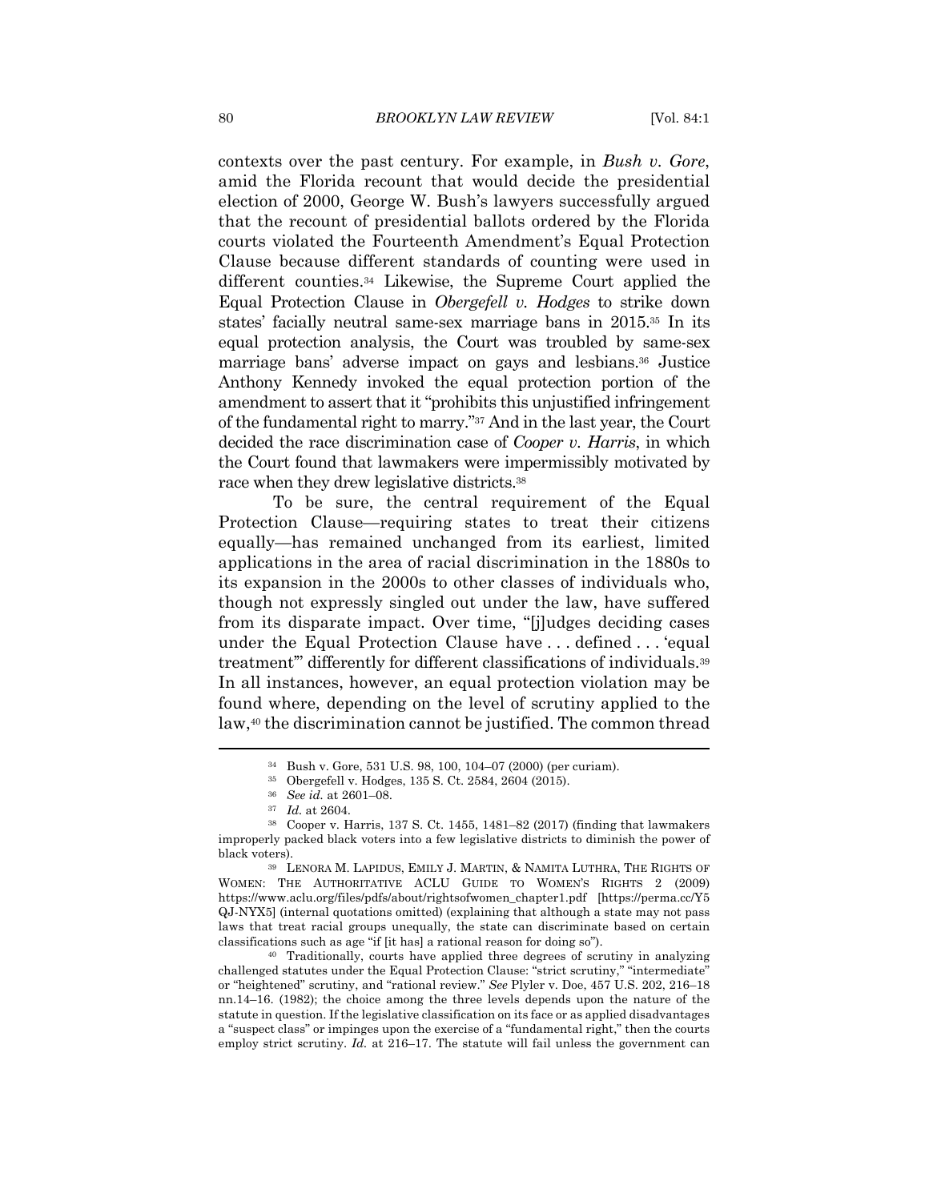contexts over the past century. For example, in *Bush v. Gore*, amid the Florida recount that would decide the presidential election of 2000, George W. Bush's lawyers successfully argued that the recount of presidential ballots ordered by the Florida courts violated the Fourteenth Amendment's Equal Protection Clause because different standards of counting were used in different counties.[34] Likewise, the Supreme Court applied the Equal Protection Clause in *Obergefell v. Hodges* to strike down states' facially neutral same-sex marriage bans in 2015.[35] In its equal protection analysis, the Court was troubled by same-sex marriage bans' adverse impact on gays and lesbians.[36] Justice Anthony Kennedy invoked the equal protection portion of the amendment to assert that it "prohibits this unjustified infringement of the fundamental right to marry."[37] And in the last year, the Court decided the race discrimination case of *Cooper v. Harris*, in which the Court found that lawmakers were impermissibly motivated by race when they drew legislative districts.[38]

To be sure, the central requirement of the Equal Protection Clause—requiring states to treat their citizens equally—has remained unchanged from its earliest, limited applications in the area of racial discrimination in the 1880s to its expansion in the 2000s to other classes of individuals who, though not expressly singled out under the law, have suffered from its disparate impact. Over time, "[j]udges deciding cases under the Equal Protection Clause have . . . defined . . . 'equal treatment'" differently for different classifications of individuals.[39] In all instances, however, an equal protection violation may be found where, depending on the level of scrutiny applied to the law,[40] the discrimination cannot be justified. The common thread

---

[34] Bush v. Gore, 531 U.S. 98, 100, 104–07 (2000) (per curiam).

[35] Obergefell v. Hodges, 135 S. Ct. 2584, 2604 (2015).

[36] *See id.* at 2601–08.

[37] *Id.* at 2604.

[38] Cooper v. Harris, 137 S. Ct. 1455, 1481–82 (2017) (finding that lawmakers improperly packed black voters into a few legislative districts to diminish the power of black voters).

[39] LENORA M. LAPIDUS, EMILY J. MARTIN, & NAMITA LUTHRA, THE RIGHTS OF WOMEN: THE AUTHORITATIVE ACLU GUIDE TO WOMEN'S RIGHTS 2 (2009) https://www.aclu.org/files/pdfs/about/rightsofwomen_chapter1.pdf [https://perma.cc/Y5QJ-NYX5] (internal quotations omitted) (explaining that although a state may not pass laws that treat racial groups unequally, the state can discriminate based on certain classifications such as age "if [it has] a rational reason for doing so").

[40] Traditionally, courts have applied three degrees of scrutiny in analyzing challenged statutes under the Equal Protection Clause: "strict scrutiny," "intermediate" or "heightened" scrutiny, and "rational review." *See* Plyler v. Doe, 457 U.S. 202, 216–18 nn.14–16. (1982); the choice among the three levels depends upon the nature of the statute in question. If the legislative classification on its face or as applied disadvantages a "suspect class" or impinges upon the exercise of a "fundamental right," then the courts employ strict scrutiny. *Id.* at 216–17. The statute will fail unless the government can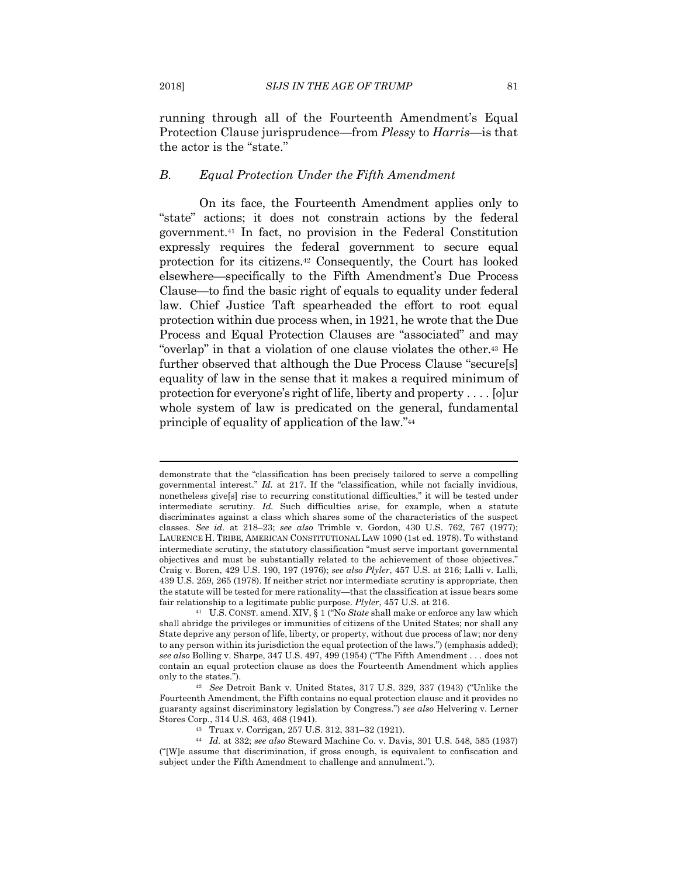running through all of the Fourteenth Amendment's Equal Protection Clause jurisprudence—from *Plessy* to *Harris*—is that the actor is the "state."

### *B. Equal Protection Under the Fifth Amendment*

On its face, the Fourteenth Amendment applies only to "state" actions; it does not constrain actions by the federal government.[41] In fact, no provision in the Federal Constitution expressly requires the federal government to secure equal protection for its citizens.[42] Consequently, the Court has looked elsewhere—specifically to the Fifth Amendment's Due Process Clause—to find the basic right of equals to equality under federal law. Chief Justice Taft spearheaded the effort to root equal protection within due process when, in 1921, he wrote that the Due Process and Equal Protection Clauses are "associated" and may "overlap" in that a violation of one clause violates the other.[43] He further observed that although the Due Process Clause "secure[s] equality of law in the sense that it makes a required minimum of protection for everyone's right of life, liberty and property . . . . [o]ur whole system of law is predicated on the general, fundamental principle of equality of application of the law."[44]

---

demonstrate that the "classification has been precisely tailored to serve a compelling governmental interest." *Id.* at 217. If the "classification, while not facially invidious, nonetheless give[s] rise to recurring constitutional difficulties," it will be tested under intermediate scrutiny. *Id.* Such difficulties arise, for example, when a statute discriminates against a class which shares some of the characteristics of the suspect classes. *See id.* at 218–23; *see also* Trimble v. Gordon, 430 U.S. 762, 767 (1977); LAURENCE H. TRIBE, AMERICAN CONSTITUTIONAL LAW 1090 (1st ed. 1978). To withstand intermediate scrutiny, the statutory classification "must serve important governmental objectives and must be substantially related to the achievement of those objectives." Craig v. Boren, 429 U.S. 190, 197 (1976); *see also Plyler*, 457 U.S. at 216; Lalli v. Lalli, 439 U.S. 259, 265 (1978). If neither strict nor intermediate scrutiny is appropriate, then the statute will be tested for mere rationality—that the classification at issue bears some fair relationship to a legitimate public purpose. *Plyler*, 457 U.S. at 216.

[41] U.S. CONST. amend. XIV, § 1 ("No *State* shall make or enforce any law which shall abridge the privileges or immunities of citizens of the United States; nor shall any State deprive any person of life, liberty, or property, without due process of law; nor deny to any person within its jurisdiction the equal protection of the laws.") (emphasis added); *see also* Bolling v. Sharpe, 347 U.S. 497, 499 (1954) ("The Fifth Amendment . . . does not contain an equal protection clause as does the Fourteenth Amendment which applies only to the states.").

[42] *See* Detroit Bank v. United States, 317 U.S. 329, 337 (1943) ("Unlike the Fourteenth Amendment, the Fifth contains no equal protection clause and it provides no guaranty against discriminatory legislation by Congress.") *see also* Helvering v. Lerner Stores Corp., 314 U.S. 463, 468 (1941).

[43] Truax v. Corrigan, 257 U.S. 312, 331–32 (1921).

[44] *Id.* at 332; *see also* Steward Machine Co. v. Davis, 301 U.S. 548, 585 (1937) ("[W]e assume that discrimination, if gross enough, is equivalent to confiscation and subject under the Fifth Amendment to challenge and annulment.").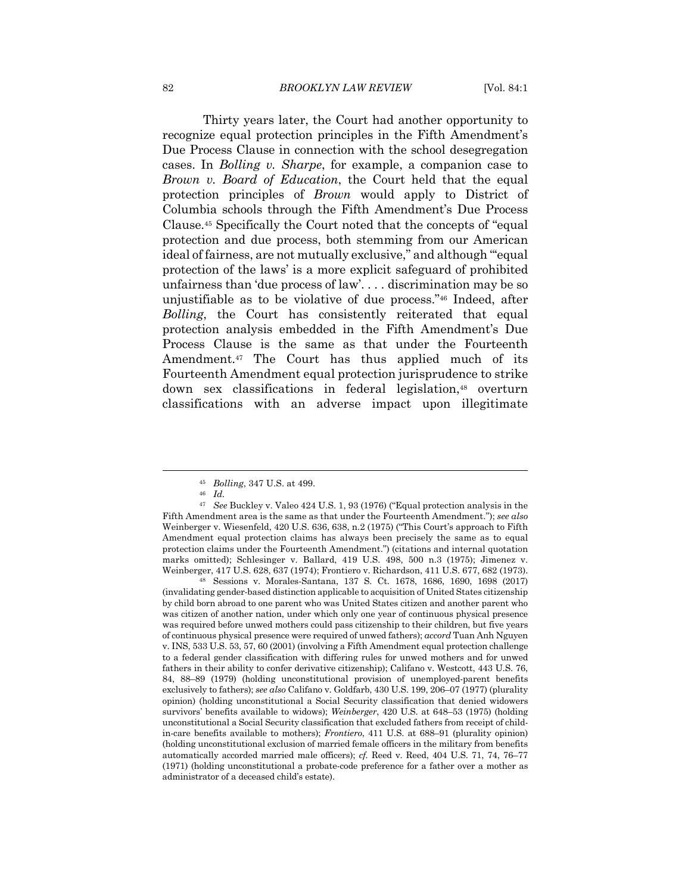Thirty years later, the Court had another opportunity to recognize equal protection principles in the Fifth Amendment's Due Process Clause in connection with the school desegregation cases. In *Bolling v. Sharpe*, for example, a companion case to *Brown v. Board of Education*, the Court held that the equal protection principles of *Brown* would apply to District of Columbia schools through the Fifth Amendment's Due Process Clause.[45] Specifically the Court noted that the concepts of "equal protection and due process, both stemming from our American ideal of fairness, are not mutually exclusive," and although "'equal protection of the laws' is a more explicit safeguard of prohibited unfairness than 'due process of law'. . . . discrimination may be so unjustifiable as to be violative of due process."[46] Indeed, after *Bolling*, the Court has consistently reiterated that equal protection analysis embedded in the Fifth Amendment's Due Process Clause is the same as that under the Fourteenth Amendment.[47] The Court has thus applied much of its Fourteenth Amendment equal protection jurisprudence to strike down sex classifications in federal legislation,[48] overturn classifications with an adverse impact upon illegitimate

---

[45] *Bolling*, 347 U.S. at 499.

[46] *Id.*

[47] *See* Buckley v. Valeo 424 U.S. 1, 93 (1976) ("Equal protection analysis in the Fifth Amendment area is the same as that under the Fourteenth Amendment."); *see also* Weinberger v. Wiesenfeld, 420 U.S. 636, 638, n.2 (1975) ("This Court's approach to Fifth Amendment equal protection claims has always been precisely the same as to equal protection claims under the Fourteenth Amendment.") (citations and internal quotation marks omitted); Schlesinger v. Ballard, 419 U.S. 498, 500 n.3 (1975); Jimenez v. Weinberger, 417 U.S. 628, 637 (1974); Frontiero v. Richardson, 411 U.S. 677, 682 (1973).

[48] Sessions v. Morales-Santana, 137 S. Ct. 1678, 1686, 1690, 1698 (2017) (invalidating gender-based distinction applicable to acquisition of United States citizenship by child born abroad to one parent who was United States citizen and another parent who was citizen of another nation, under which only one year of continuous physical presence was required before unwed mothers could pass citizenship to their children, but five years of continuous physical presence were required of unwed fathers); *accord* Tuan Anh Nguyen v. INS, 533 U.S. 53, 57, 60 (2001) (involving a Fifth Amendment equal protection challenge to a federal gender classification with differing rules for unwed mothers and for unwed fathers in their ability to confer derivative citizenship); Califano v. Westcott, 443 U.S. 76, 84, 88–89 (1979) (holding unconstitutional provision of unemployed-parent benefits exclusively to fathers); *see also* Califano v. Goldfarb, 430 U.S. 199, 206–07 (1977) (plurality opinion) (holding unconstitutional a Social Security classification that denied widowers survivors' benefits available to widows); *Weinberger*, 420 U.S. at 648–53 (1975) (holding unconstitutional a Social Security classification that excluded fathers from receipt of child-in-care benefits available to mothers); *Frontiero*, 411 U.S. at 688–91 (plurality opinion) (holding unconstitutional exclusion of married female officers in the military from benefits automatically accorded married male officers); *cf.* Reed v. Reed, 404 U.S. 71, 74, 76–77 (1971) (holding unconstitutional a probate-code preference for a father over a mother as administrator of a deceased child's estate).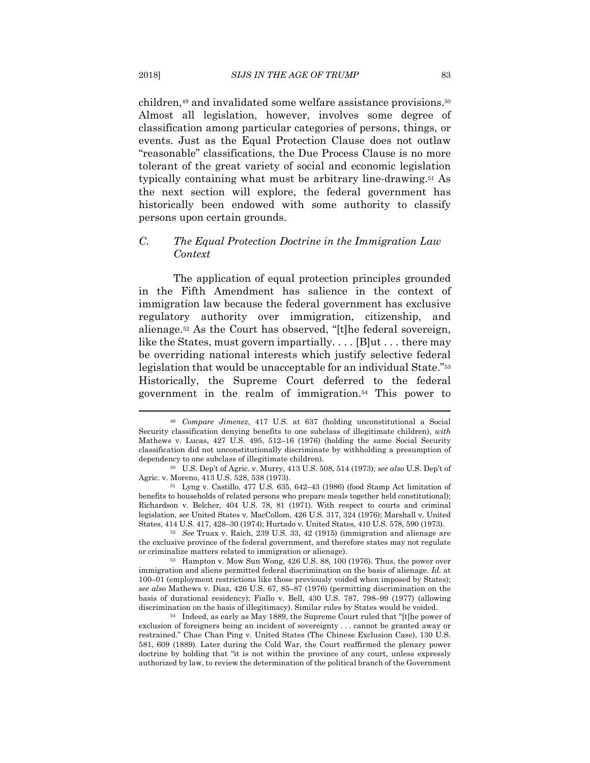children,[49] and invalidated some welfare assistance provisions.[50] Almost all legislation, however, involves some degree of classification among particular categories of persons, things, or events. Just as the Equal Protection Clause does not outlaw "reasonable" classifications, the Due Process Clause is no more tolerant of the great variety of social and economic legislation typically containing what must be arbitrary line-drawing.[51] As the next section will explore, the federal government has historically been endowed with some authority to classify persons upon certain grounds.

### *C. The Equal Protection Doctrine in the Immigration Law Context*

The application of equal protection principles grounded in the Fifth Amendment has salience in the context of immigration law because the federal government has exclusive regulatory authority over immigration, citizenship, and alienage.[52] As the Court has observed, "[t]he federal sovereign, like the States, must govern impartially. . . . [B]ut . . . there may be overriding national interests which justify selective federal legislation that would be unacceptable for an individual State."[53] Historically, the Supreme Court deferred to the federal government in the realm of immigration.[54] This power to

---

[49] *Compare Jimenez*, 417 U.S. at 637 (holding unconstitutional a Social Security classification denying benefits to one subclass of illegitimate children), *with* Mathews v. Lucas, 427 U.S. 495, 512–16 (1976) (holding the same Social Security classification did not unconstitutionally discriminate by withholding a presumption of dependency to one subclass of illegitimate children).

[50] U.S. Dep't of Agric. v. Murry, 413 U.S. 508, 514 (1973); *see also* U.S. Dep't of Agric. v. Moreno, 413 U.S. 528, 538 (1973).

[51] Lyng v. Castillo, 477 U.S. 635, 642–43 (1986) (food Stamp Act limitation of benefits to households of related persons who prepare meals together held constitutional); Richardson v. Belcher, 404 U.S. 78, 81 (1971). With respect to courts and criminal legislation, *see* United States v. MacCollom, 426 U.S. 317, 324 (1976); Marshall v. United States, 414 U.S. 417, 428–30 (1974); Hurtado v. United States, 410 U.S. 578, 590 (1973).

[52] *See* Truax v. Raich, 239 U.S. 33, 42 (1915) (immigration and alienage are the exclusive province of the federal government, and therefore states may not regulate or criminalize matters related to immigration or alienage).

[53] Hampton v. Mow Sun Wong, 426 U.S. 88, 100 (1976). Thus, the power over immigration and aliens permitted federal discrimination on the basis of alienage. *Id.* at 100–01 (employment restrictions like those previously voided when imposed by States); *see also* Mathews v. Diaz, 426 U.S. 67, 85–87 (1976) (permitting discrimination on the basis of durational residency); Fiallo v. Bell, 430 U.S. 787, 798–99 (1977) (allowing discrimination on the basis of illegitimacy). Similar rules by States would be voided.

[54] Indeed, as early as May 1889, the Supreme Court ruled that "[t]he power of exclusion of foreigners being an incident of sovereignty . . . cannot be granted away or restrained." Chae Chan Ping v. United States (The Chinese Exclusion Case), 130 U.S. 581, 609 (1889). Later during the Cold War, the Court reaffirmed the plenary power doctrine by holding that "it is not within the province of any court, unless expressly authorized by law, to review the determination of the political branch of the Government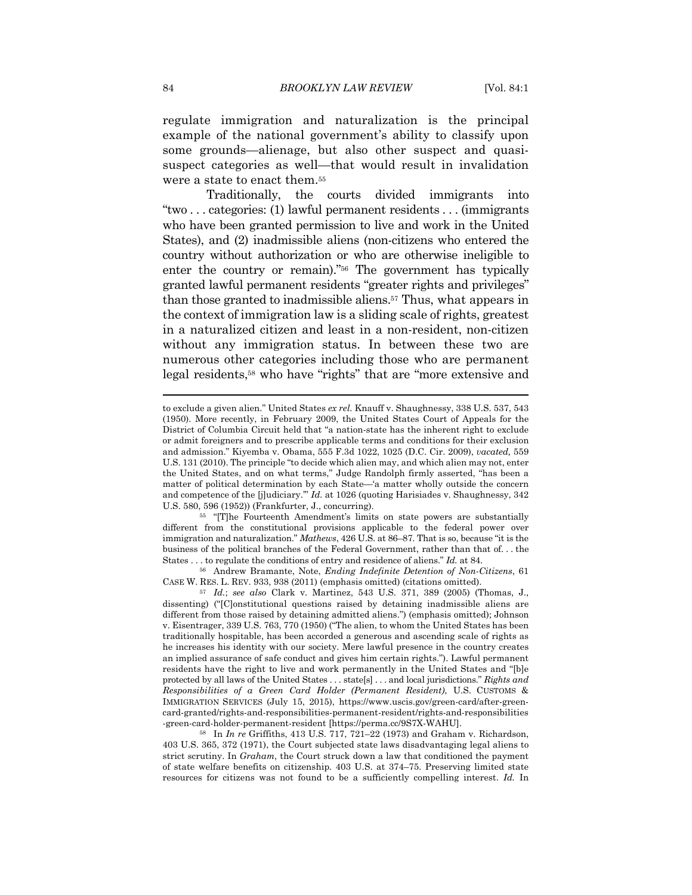regulate immigration and naturalization is the principal example of the national government's ability to classify upon some grounds—alienage, but also other suspect and quasi-suspect categories as well—that would result in invalidation were a state to enact them.[55]

Traditionally, the courts divided immigrants into "two . . . categories: (1) lawful permanent residents . . . (immigrants who have been granted permission to live and work in the United States), and (2) inadmissible aliens (non-citizens who entered the country without authorization or who are otherwise ineligible to enter the country or remain)."[56] The government has typically granted lawful permanent residents "greater rights and privileges" than those granted to inadmissible aliens.[57] Thus, what appears in the context of immigration law is a sliding scale of rights, greatest in a naturalized citizen and least in a non-resident, non-citizen without any immigration status. In between these two are numerous other categories including those who are permanent legal residents,[58] who have "rights" that are "more extensive and

---

to exclude a given alien." United States *ex rel.* Knauff v. Shaughnessy, 338 U.S. 537, 543 (1950). More recently, in February 2009, the United States Court of Appeals for the District of Columbia Circuit held that "a nation-state has the inherent right to exclude or admit foreigners and to prescribe applicable terms and conditions for their exclusion and admission." Kiyemba v. Obama, 555 F.3d 1022, 1025 (D.C. Cir. 2009), *vacated,* 559 U.S. 131 (2010). The principle "to decide which alien may, and which alien may not, enter the United States, and on what terms," Judge Randolph firmly asserted, "has been a matter of political determination by each State—'a matter wholly outside the concern and competence of the [j]udiciary.'" *Id.* at 1026 (quoting Harisiades v. Shaughnessy, 342 U.S. 580, 596 (1952)) (Frankfurter, J., concurring).

[55] "[T]he Fourteenth Amendment's limits on state powers are substantially different from the constitutional provisions applicable to the federal power over immigration and naturalization." *Mathews*, 426 U.S. at 86–87. That is so, because "it is the business of the political branches of the Federal Government, rather than that of. . . the States . . . to regulate the conditions of entry and residence of aliens." *Id.* at 84.

[56] Andrew Bramante, Note, *Ending Indefinite Detention of Non-Citizens*, 61 CASE W. RES. L. REV. 933, 938 (2011) (emphasis omitted) (citations omitted).

[57] *Id.*; *see also* Clark v. Martinez, 543 U.S. 371, 389 (2005) (Thomas, J., dissenting) ("[C]onstitutional questions raised by detaining inadmissible aliens are different from those raised by detaining admitted aliens.") (emphasis omitted); Johnson v. Eisentrager, 339 U.S. 763, 770 (1950) ("The alien, to whom the United States has been traditionally hospitable, has been accorded a generous and ascending scale of rights as he increases his identity with our society. Mere lawful presence in the country creates an implied assurance of safe conduct and gives him certain rights."). Lawful permanent residents have the right to live and work permanently in the United States and "[b]e protected by all laws of the United States . . . state[s] . . . and local jurisdictions." *Rights and Responsibilities of a Green Card Holder (Permanent Resident)*, U.S. CUSTOMS & IMMIGRATION SERVICES (July 15, 2015), https://www.uscis.gov/green-card/after-green-card-granted/rights-and-responsibilities-permanent-resident/rights-and-responsibilities-green-card-holder-permanent-resident [https://perma.cc/9S7X-WAHU].

[58] In *In re* Griffiths, 413 U.S. 717, 721–22 (1973) and Graham v. Richardson, 403 U.S. 365, 372 (1971), the Court subjected state laws disadvantaging legal aliens to strict scrutiny. In *Graham*, the Court struck down a law that conditioned the payment of state welfare benefits on citizenship. 403 U.S. at 374–75. Preserving limited state resources for citizens was not found to be a sufficiently compelling interest. *Id.* In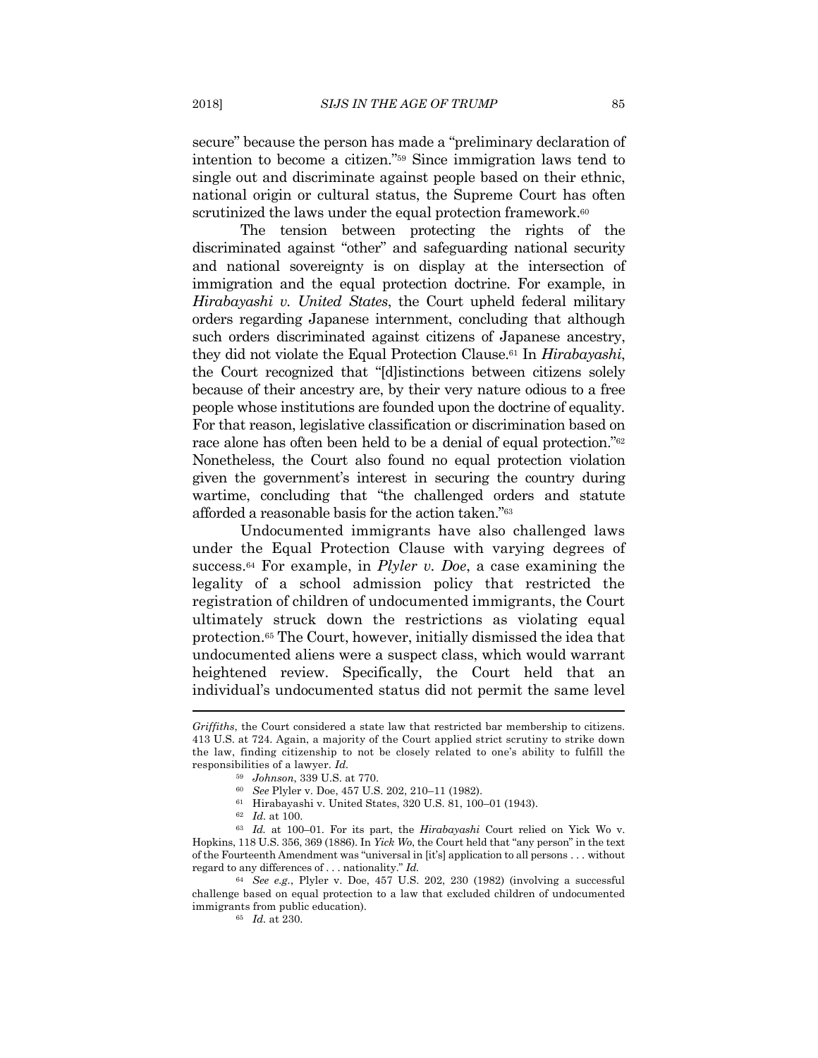secure" because the person has made a "preliminary declaration of intention to become a citizen."[59] Since immigration laws tend to single out and discriminate against people based on their ethnic, national origin or cultural status, the Supreme Court has often scrutinized the laws under the equal protection framework.[60]

The tension between protecting the rights of the discriminated against "other" and safeguarding national security and national sovereignty is on display at the intersection of immigration and the equal protection doctrine. For example, in *Hirabayashi v. United States*, the Court upheld federal military orders regarding Japanese internment, concluding that although such orders discriminated against citizens of Japanese ancestry, they did not violate the Equal Protection Clause.[61] In *Hirabayashi*, the Court recognized that "[d]istinctions between citizens solely because of their ancestry are, by their very nature odious to a free people whose institutions are founded upon the doctrine of equality. For that reason, legislative classification or discrimination based on race alone has often been held to be a denial of equal protection."[62] Nonetheless, the Court also found no equal protection violation given the government's interest in securing the country during wartime, concluding that "the challenged orders and statute afforded a reasonable basis for the action taken."[63]

Undocumented immigrants have also challenged laws under the Equal Protection Clause with varying degrees of success.[64] For example, in *Plyler v. Doe*, a case examining the legality of a school admission policy that restricted the registration of children of undocumented immigrants, the Court ultimately struck down the restrictions as violating equal protection.[65] The Court, however, initially dismissed the idea that undocumented aliens were a suspect class, which would warrant heightened review. Specifically, the Court held that an individual's undocumented status did not permit the same level

---

*Griffiths*, the Court considered a state law that restricted bar membership to citizens. 413 U.S. at 724. Again, a majority of the Court applied strict scrutiny to strike down the law, finding citizenship to not be closely related to one's ability to fulfill the responsibilities of a lawyer. *Id.*

[59] *Johnson*, 339 U.S. at 770.

[60] *See* Plyler v. Doe, 457 U.S. 202, 210–11 (1982).

[61] Hirabayashi v. United States, 320 U.S. 81, 100–01 (1943).

[62] *Id.* at 100.

[63] *Id.* at 100–01. For its part, the *Hirabayashi* Court relied on Yick Wo v. Hopkins, 118 U.S. 356, 369 (1886). In *Yick Wo*, the Court held that "any person" in the text of the Fourteenth Amendment was "universal in [it's] application to all persons . . . without regard to any differences of . . . nationality." *Id.*

[64] *See e.g.*, Plyler v. Doe, 457 U.S. 202, 230 (1982) (involving a successful challenge based on equal protection to a law that excluded children of undocumented immigrants from public education).

[65] *Id.* at 230.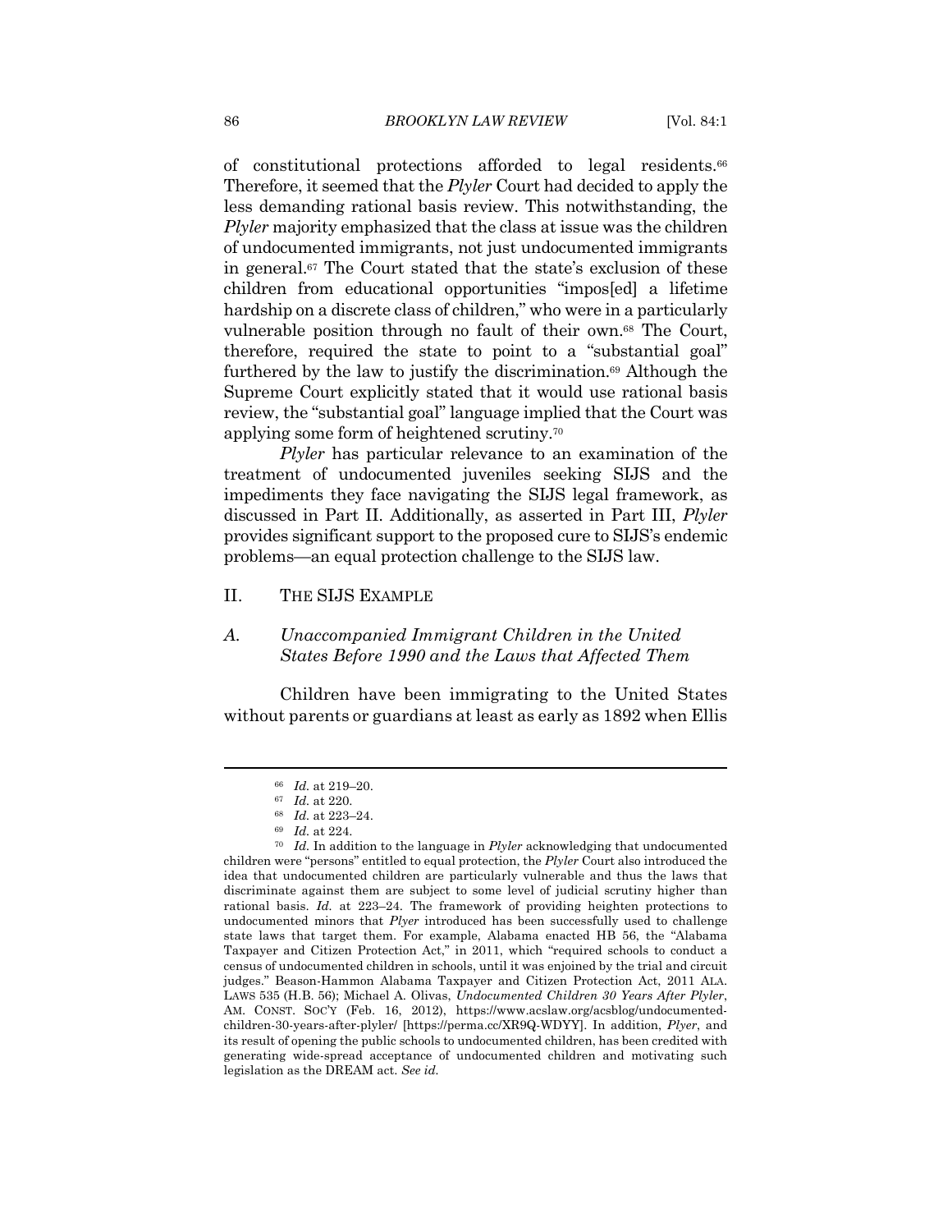of constitutional protections afforded to legal residents.[66] Therefore, it seemed that the *Plyler* Court had decided to apply the less demanding rational basis review. This notwithstanding, the *Plyler* majority emphasized that the class at issue was the children of undocumented immigrants, not just undocumented immigrants in general.[67] The Court stated that the state's exclusion of these children from educational opportunities "impos[ed] a lifetime hardship on a discrete class of children," who were in a particularly vulnerable position through no fault of their own.[68] The Court, therefore, required the state to point to a "substantial goal" furthered by the law to justify the discrimination.[69] Although the Supreme Court explicitly stated that it would use rational basis review, the "substantial goal" language implied that the Court was applying some form of heightened scrutiny.[70]

*Plyler* has particular relevance to an examination of the treatment of undocumented juveniles seeking SIJS and the impediments they face navigating the SIJS legal framework, as discussed in Part II. Additionally, as asserted in Part III, *Plyler* provides significant support to the proposed cure to SIJS's endemic problems—an equal protection challenge to the SIJS law.

## II. THE SIJS EXAMPLE

### A. *Unaccompanied Immigrant Children in the United States Before 1990 and the Laws that Affected Them*

Children have been immigrating to the United States without parents or guardians at least as early as 1892 when Ellis

---

[66] *Id.* at 219–20.

[67] *Id.* at 220.

[68] *Id.* at 223–24.

[69] *Id.* at 224.

[70] *Id.* In addition to the language in *Plyler* acknowledging that undocumented children were "persons" entitled to equal protection, the *Plyler* Court also introduced the idea that undocumented children are particularly vulnerable and thus the laws that discriminate against them are subject to some level of judicial scrutiny higher than rational basis. *Id.* at 223–24. The framework of providing heighten protections to undocumented minors that *Plyer* introduced has been successfully used to challenge state laws that target them. For example, Alabama enacted HB 56, the "Alabama Taxpayer and Citizen Protection Act," in 2011, which "required schools to conduct a census of undocumented children in schools, until it was enjoined by the trial and circuit judges." Beason-Hammon Alabama Taxpayer and Citizen Protection Act, 2011 ALA. LAWS 535 (H.B. 56); Michael A. Olivas, *Undocumented Children 30 Years After Plyler*, AM. CONST. SOC'Y (Feb. 16, 2012), https://www.acslaw.org/acsblog/undocumented-children-30-years-after-plyler/ [https://perma.cc/XR9Q-WDYY]. In addition, *Plyer*, and its result of opening the public schools to undocumented children, has been credited with generating wide-spread acceptance of undocumented children and motivating such legislation as the DREAM act. *See id.*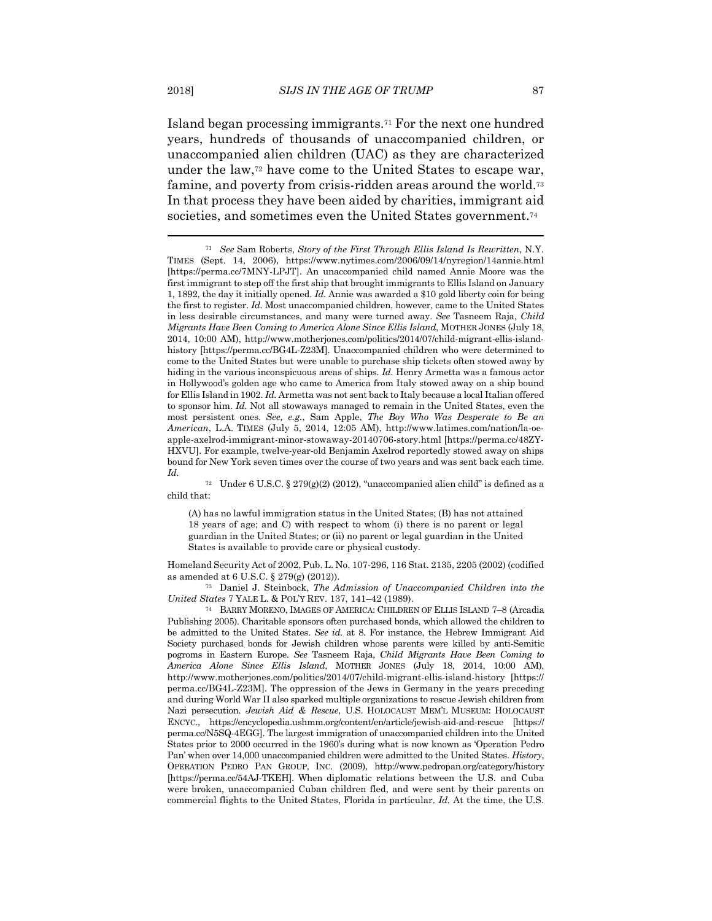Island began processing immigrants.[71] For the next one hundred years, hundreds of thousands of unaccompanied children, or unaccompanied alien children (UAC) as they are characterized under the law,[72] have come to the United States to escape war, famine, and poverty from crisis-ridden areas around the world.[73] In that process they have been aided by charities, immigrant aid societies, and sometimes even the United States government.[74]

---

[71] *See* Sam Roberts, *Story of the First Through Ellis Island Is Rewritten*, N.Y. TIMES (Sept. 14, 2006), https://www.nytimes.com/2006/09/14/nyregion/14annie.html [https://perma.cc/7MNY-LPJT]. An unaccompanied child named Annie Moore was the first immigrant to step off the first ship that brought immigrants to Ellis Island on January 1, 1892, the day it initially opened. *Id.* Annie was awarded a $10 gold liberty coin for being the first to register. *Id.* Most unaccompanied children, however, came to the United States in less desirable circumstances, and many were turned away. *See* Tasneem Raja, *Child Migrants Have Been Coming to America Alone Since Ellis Island*, MOTHER JONES (July 18, 2014, 10:00 AM), http://www.motherjones.com/politics/2014/07/child-migrant-ellis-island-history [https://perma.cc/BG4L-Z23M]. Unaccompanied children who were determined to come to the United States but were unable to purchase ship tickets often stowed away by hiding in the various inconspicuous areas of ships. *Id.* Henry Armetta was a famous actor in Hollywood's golden age who came to America from Italy stowed away on a ship bound for Ellis Island in 1902. *Id.* Armetta was not sent back to Italy because a local Italian offered to sponsor him. *Id.* Not all stowaways managed to remain in the United States, even the most persistent ones. *See, e.g.*, Sam Apple, *The Boy Who Was Desperate to Be an American*, L.A. TIMES (July 5, 2014, 12:05 AM), http://www.latimes.com/nation/la-oe-apple-axelrod-immigrant-minor-stowaway-20140706-story.html [https://perma.cc/48ZY-HXVU]. For example, twelve-year-old Benjamin Axelrod reportedly stowed away on ships bound for New York seven times over the course of two years and was sent back each time. *Id.*

[72] Under 6 U.S.C. § 279(g)(2) (2012), "unaccompanied alien child" is defined as a child that:

> (A) has no lawful immigration status in the United States; (B) has not attained 18 years of age; and C) with respect to whom (i) there is no parent or legal guardian in the United States; or (ii) no parent or legal guardian in the United States is available to provide care or physical custody.

Homeland Security Act of 2002, Pub. L. No. 107-296, 116 Stat. 2135, 2205 (2002) (codified as amended at 6 U.S.C. § 279(g) (2012)).

[73] Daniel J. Steinbock, *The Admission of Unaccompanied Children into the United States* 7 YALE L. & POL'Y REV. 137, 141–42 (1989).

[74] BARRY MORENO, IMAGES OF AMERICA: CHILDREN OF ELLIS ISLAND 7–8 (Arcadia Publishing 2005). Charitable sponsors often purchased bonds, which allowed the children to be admitted to the United States. *See id.* at 8. For instance, the Hebrew Immigrant Aid Society purchased bonds for Jewish children whose parents were killed by anti-Semitic pogroms in Eastern Europe. *See* Tasneem Raja, *Child Migrants Have Been Coming to America Alone Since Ellis Island*, MOTHER JONES (July 18, 2014, 10:00 AM), http://www.motherjones.com/politics/2014/07/child-migrant-ellis-island-history [https://perma.cc/BG4L-Z23M]. The oppression of the Jews in Germany in the years preceding and during World War II also sparked multiple organizations to rescue Jewish children from Nazi persecution. *Jewish Aid & Rescue*, U.S. HOLOCAUST MEM'L MUSEUM: HOLOCAUST ENCYC., https://encyclopedia.ushmm.org/content/en/article/jewish-aid-and-rescue [https://perma.cc/N5SQ-4EGG]. The largest immigration of unaccompanied children into the United States prior to 2000 occurred in the 1960's during what is now known as 'Operation Pedro Pan' when over 14,000 unaccompanied children were admitted to the United States. *History*, OPERATION PEDRO PAN GROUP, INC. (2009), http://www.pedropan.org/category/history [https://perma.cc/54AJ-TKEH]. When diplomatic relations between the U.S. and Cuba were broken, unaccompanied Cuban children fled, and were sent by their parents on commercial flights to the United States, Florida in particular. *Id.* At the time, the U.S.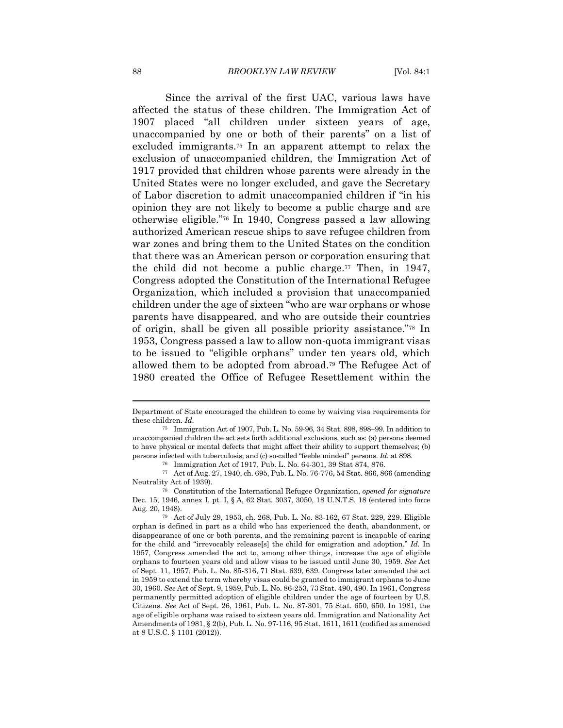Since the arrival of the first UAC, various laws have affected the status of these children. The Immigration Act of 1907 placed "all children under sixteen years of age, unaccompanied by one or both of their parents" on a list of excluded immigrants.[75] In an apparent attempt to relax the exclusion of unaccompanied children, the Immigration Act of 1917 provided that children whose parents were already in the United States were no longer excluded, and gave the Secretary of Labor discretion to admit unaccompanied children if "in his opinion they are not likely to become a public charge and are otherwise eligible."[76] In 1940, Congress passed a law allowing authorized American rescue ships to save refugee children from war zones and bring them to the United States on the condition that there was an American person or corporation ensuring that the child did not become a public charge.[77] Then, in 1947, Congress adopted the Constitution of the International Refugee Organization, which included a provision that unaccompanied children under the age of sixteen "who are war orphans or whose parents have disappeared, and who are outside their countries of origin, shall be given all possible priority assistance."[78] In 1953, Congress passed a law to allow non-quota immigrant visas to be issued to "eligible orphans" under ten years old, which allowed them to be adopted from abroad.[79] The Refugee Act of 1980 created the Office of Refugee Resettlement within the

---

Department of State encouraged the children to come by waiving visa requirements for these children. *Id.*

[75] Immigration Act of 1907, Pub. L. No. 59-96, 34 Stat. 898, 898–99. In addition to unaccompanied children the act sets forth additional exclusions, such as: (a) persons deemed to have physical or mental defects that might affect their ability to support themselves; (b) persons infected with tuberculosis; and (c) so-called "feeble minded" persons. *Id.* at 898.

[76] Immigration Act of 1917, Pub. L. No. 64-301, 39 Stat 874, 876.

[77] Act of Aug. 27, 1940, ch. 695, Pub. L. No. 76-776, 54 Stat. 866, 866 (amending Neutrality Act of 1939).

[78] Constitution of the International Refugee Organization, *opened for signature* Dec. 15, 1946, annex I, pt. I, § A, 62 Stat. 3037, 3050, 18 U.N.T.S. 18 (entered into force Aug. 20, 1948).

[79] Act of July 29, 1953, ch. 268, Pub. L. No. 83-162, 67 Stat. 229, 229. Eligible orphan is defined in part as a child who has experienced the death, abandonment, or disappearance of one or both parents, and the remaining parent is incapable of caring for the child and "irrevocably release[s] the child for emigration and adoption." *Id.* In 1957, Congress amended the act to, among other things, increase the age of eligible orphans to fourteen years old and allow visas to be issued until June 30, 1959. *See* Act of Sept. 11, 1957, Pub. L. No. 85-316, 71 Stat. 639, 639. Congress later amended the act in 1959 to extend the term whereby visas could be granted to immigrant orphans to June 30, 1960. *See* Act of Sept. 9, 1959, Pub. L. No. 86-253, 73 Stat. 490, 490. In 1961, Congress permanently permitted adoption of eligible children under the age of fourteen by U.S. Citizens. *See* Act of Sept. 26, 1961, Pub. L. No. 87-301, 75 Stat. 650, 650. In 1981, the age of eligible orphans was raised to sixteen years old. Immigration and Nationality Act Amendments of 1981, § 2(b), Pub. L. No. 97-116, 95 Stat. 1611, 1611 (codified as amended at 8 U.S.C. § 1101 (2012)).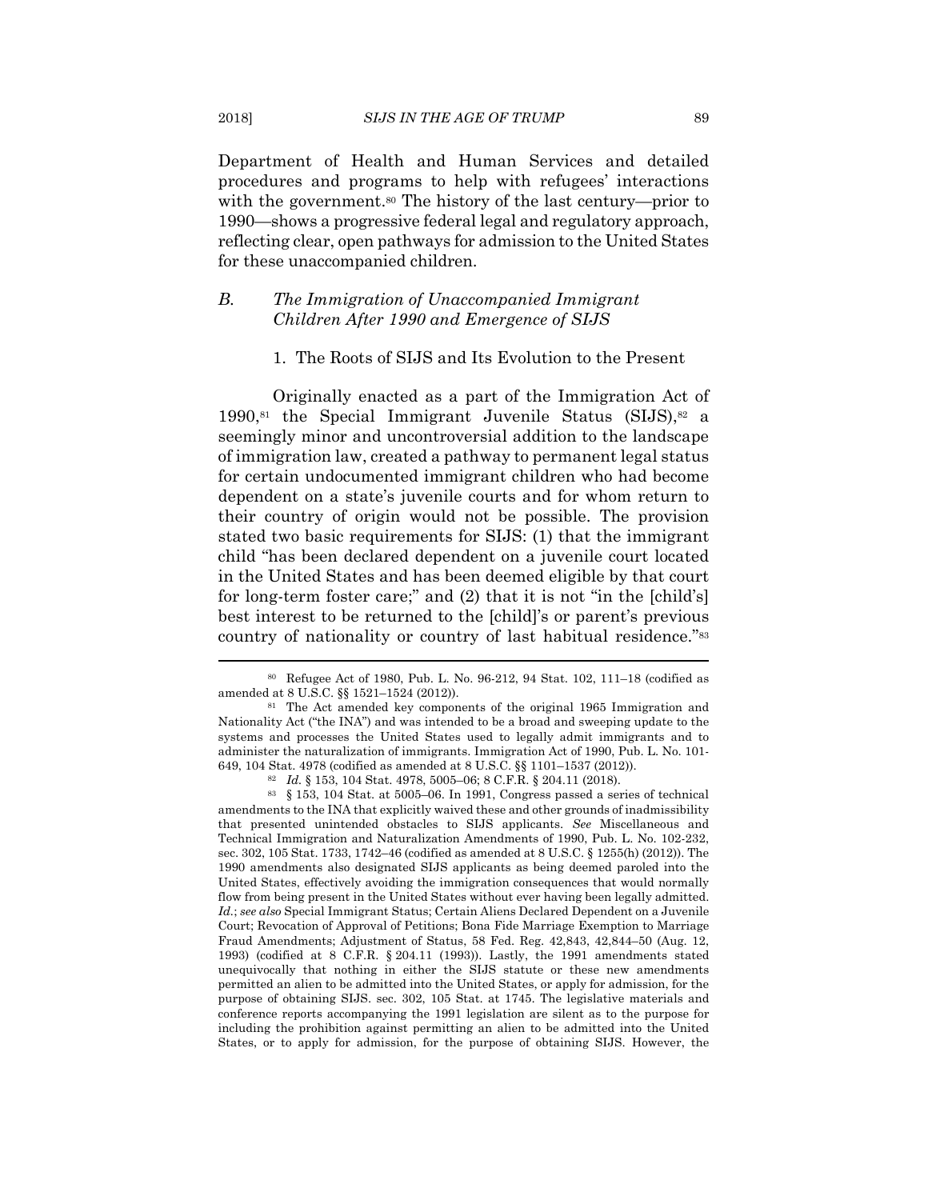Department of Health and Human Services and detailed procedures and programs to help with refugees' interactions with the government.[80] The history of the last century—prior to 1990—shows a progressive federal legal and regulatory approach, reflecting clear, open pathways for admission to the United States for these unaccompanied children.

### *B. The Immigration of Unaccompanied Immigrant Children After 1990 and Emergence of SIJS*

#### 1. The Roots of SIJS and Its Evolution to the Present

Originally enacted as a part of the Immigration Act of 1990,[81] the Special Immigrant Juvenile Status (SIJS),[82] a seemingly minor and uncontroversial addition to the landscape of immigration law, created a pathway to permanent legal status for certain undocumented immigrant children who had become dependent on a state's juvenile courts and for whom return to their country of origin would not be possible. The provision stated two basic requirements for SIJS: (1) that the immigrant child "has been declared dependent on a juvenile court located in the United States and has been deemed eligible by that court for long-term foster care;" and (2) that it is not "in the [child's] best interest to be returned to the [child]'s or parent's previous country of nationality or country of last habitual residence."[83]

---

[80] Refugee Act of 1980, Pub. L. No. 96-212, 94 Stat. 102, 111–18 (codified as amended at 8 U.S.C. §§ 1521–1524 (2012)).

[81] The Act amended key components of the original 1965 Immigration and Nationality Act ("the INA") and was intended to be a broad and sweeping update to the systems and processes the United States used to legally admit immigrants and to administer the naturalization of immigrants. Immigration Act of 1990, Pub. L. No. 101-649, 104 Stat. 4978 (codified as amended at 8 U.S.C. §§ 1101–1537 (2012)).

[82] *Id.* § 153, 104 Stat. 4978, 5005–06; 8 C.F.R. § 204.11 (2018).

[83] § 153, 104 Stat. at 5005–06. In 1991, Congress passed a series of technical amendments to the INA that explicitly waived these and other grounds of inadmissibility that presented unintended obstacles to SIJS applicants. *See* Miscellaneous and Technical Immigration and Naturalization Amendments of 1990, Pub. L. No. 102-232, sec. 302, 105 Stat. 1733, 1742–46 (codified as amended at 8 U.S.C. § 1255(h) (2012)). The 1990 amendments also designated SIJS applicants as being deemed paroled into the United States, effectively avoiding the immigration consequences that would normally flow from being present in the United States without ever having been legally admitted. *Id.*; *see also* Special Immigrant Status; Certain Aliens Declared Dependent on a Juvenile Court; Revocation of Approval of Petitions; Bona Fide Marriage Exemption to Marriage Fraud Amendments; Adjustment of Status, 58 Fed. Reg. 42,843, 42,844–50 (Aug. 12, 1993) (codified at 8 C.F.R. § 204.11 (1993)). Lastly, the 1991 amendments stated unequivocally that nothing in either the SIJS statute or these new amendments permitted an alien to be admitted into the United States, or apply for admission, for the purpose of obtaining SIJS. sec. 302, 105 Stat. at 1745. The legislative materials and conference reports accompanying the 1991 legislation are silent as to the purpose for including the prohibition against permitting an alien to be admitted into the United States, or to apply for admission, for the purpose of obtaining SIJS. However, the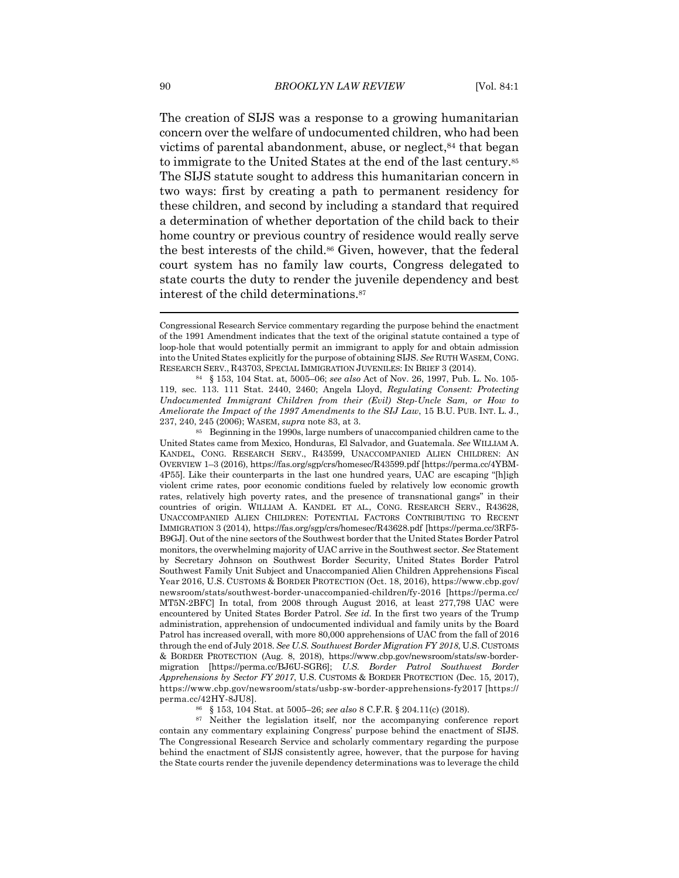The creation of SIJS was a response to a growing humanitarian concern over the welfare of undocumented children, who had been victims of parental abandonment, abuse, or neglect,[84] that began to immigrate to the United States at the end of the last century.[85] The SIJS statute sought to address this humanitarian concern in two ways: first by creating a path to permanent residency for these children, and second by including a standard that required a determination of whether deportation of the child back to their home country or previous country of residence would really serve the best interests of the child.[86] Given, however, that the federal court system has no family law courts, Congress delegated to state courts the duty to render the juvenile dependency and best interest of the child determinations.[87]

---

Congressional Research Service commentary regarding the purpose behind the enactment of the 1991 Amendment indicates that the text of the original statute contained a type of loop-hole that would potentially permit an immigrant to apply for and obtain admission into the United States explicitly for the purpose of obtaining SIJS. *See* RUTH WASEM, CONG. RESEARCH SERV., R43703, SPECIAL IMMIGRATION JUVENILES: IN BRIEF 3 (2014).

[84] § 153, 104 Stat. at, 5005–06; *see also* Act of Nov. 26, 1997, Pub. L. No. 105-119, sec. 113. 111 Stat. 2440, 2460; Angela Lloyd, *Regulating Consent: Protecting Undocumented Immigrant Children from their (Evil) Step-Uncle Sam, or How to Ameliorate the Impact of the 1997 Amendments to the SIJ Law*, 15 B.U. PUB. INT. L. J., 237, 240, 245 (2006); WASEM, *supra* note 83, at 3.

[85] Beginning in the 1990s, large numbers of unaccompanied children came to the United States came from Mexico, Honduras, El Salvador, and Guatemala. *See* WILLIAM A. KANDEL, CONG. RESEARCH SERV., R43599, UNACCOMPANIED ALIEN CHILDREN: AN OVERVIEW 1–3 (2016), https://fas.org/sgp/crs/homesec/R43599.pdf [https://perma.cc/4YBM-4P55]. Like their counterparts in the last one hundred years, UAC are escaping "[h]igh violent crime rates, poor economic conditions fueled by relatively low economic growth rates, relatively high poverty rates, and the presence of transnational gangs" in their countries of origin. WILLIAM A. KANDEL ET AL., CONG. RESEARCH SERV., R43628, UNACCOMPANIED ALIEN CHILDREN: POTENTIAL FACTORS CONTRIBUTING TO RECENT IMMIGRATION 3 (2014), https://fas.org/sgp/crs/homesec/R43628.pdf [https://perma.cc/3RF5-B9GJ]. Out of the nine sectors of the Southwest border that the United States Border Patrol monitors, the overwhelming majority of UAC arrive in the Southwest sector. *See* Statement by Secretary Johnson on Southwest Border Security, United States Border Patrol Southwest Family Unit Subject and Unaccompanied Alien Children Apprehensions Fiscal Year 2016, U.S. CUSTOMS & BORDER PROTECTION (Oct. 18, 2016), https://www.cbp.gov/newsroom/stats/southwest-border-unaccompanied-children/fy-2016 [https://perma.cc/MT5N-2BFC] In total, from 2008 through August 2016, at least 277,798 UAC were encountered by United States Border Patrol. *See id.* In the first two years of the Trump administration, apprehension of undocumented individual and family units by the Board Patrol has increased overall, with more 80,000 apprehensions of UAC from the fall of 2016 through the end of July 2018. *See U.S. Southwest Border Migration FY 2018*, U.S. CUSTOMS & BORDER PROTECTION (Aug. 8, 2018), https://www.cbp.gov/newsroom/stats/sw-border-migration [https://perma.cc/BJ6U-SGR6]; *U.S. Border Patrol Southwest Border Apprehensions by Sector FY 2017*, U.S. CUSTOMS & BORDER PROTECTION (Dec. 15, 2017), https://www.cbp.gov/newsroom/stats/usbp-sw-border-apprehensions-fy2017 [https://perma.cc/42HY-8JU8].

[86] § 153, 104 Stat. at 5005–26; *see also* 8 C.F.R. § 204.11(c) (2018).

[87] Neither the legislation itself, nor the accompanying conference report contain any commentary explaining Congress' purpose behind the enactment of SIJS. The Congressional Research Service and scholarly commentary regarding the purpose behind the enactment of SIJS consistently agree, however, that the purpose for having the State courts render the juvenile dependency determinations was to leverage the child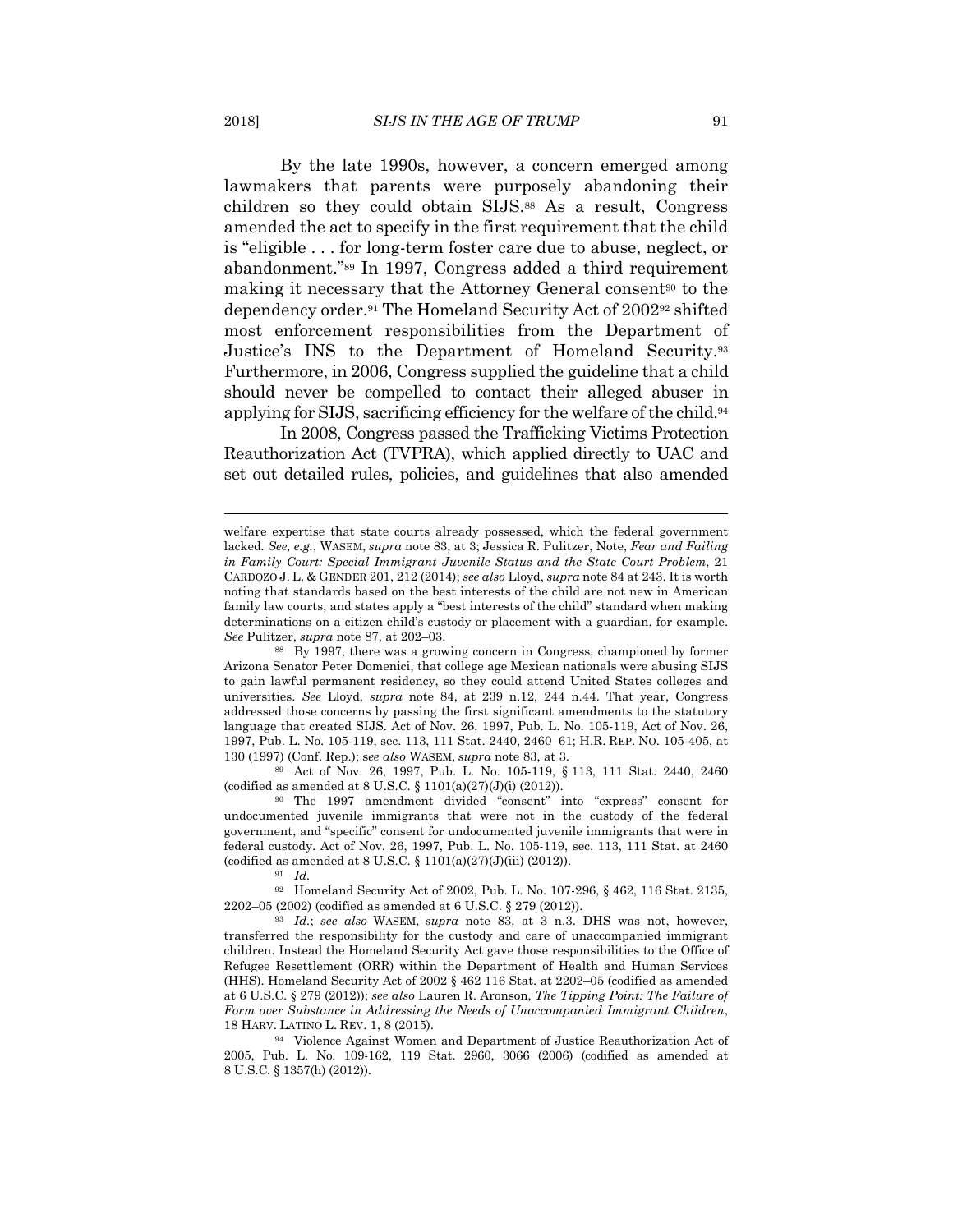By the late 1990s, however, a concern emerged among lawmakers that parents were purposely abandoning their children so they could obtain SIJS.[88] As a result, Congress amended the act to specify in the first requirement that the child is "eligible . . . for long-term foster care due to abuse, neglect, or abandonment."[89] In 1997, Congress added a third requirement making it necessary that the Attorney General consent[90] to the dependency order.[91] The Homeland Security Act of 2002[92] shifted most enforcement responsibilities from the Department of Justice's INS to the Department of Homeland Security.[93] Furthermore, in 2006, Congress supplied the guideline that a child should never be compelled to contact their alleged abuser in applying for SIJS, sacrificing efficiency for the welfare of the child.[94]

In 2008, Congress passed the Trafficking Victims Protection Reauthorization Act (TVPRA), which applied directly to UAC and set out detailed rules, policies, and guidelines that also amended

---

welfare expertise that state courts already possessed, which the federal government lacked. *See, e.g.*, WASEM, *supra* note 83, at 3; Jessica R. Pulitzer, Note, *Fear and Failing in Family Court: Special Immigrant Juvenile Status and the State Court Problem*, 21 CARDOZO J. L. & GENDER 201, 212 (2014); *see also* Lloyd, *supra* note 84 at 243. It is worth noting that standards based on the best interests of the child are not new in American family law courts, and states apply a "best interests of the child" standard when making determinations on a citizen child's custody or placement with a guardian, for example. *See* Pulitzer, *supra* note 87, at 202–03.

[88] By 1997, there was a growing concern in Congress, championed by former Arizona Senator Peter Domenici, that college age Mexican nationals were abusing SIJS to gain lawful permanent residency, so they could attend United States colleges and universities. *See* Lloyd, *supra* note 84, at 239 n.12, 244 n.44. That year, Congress addressed those concerns by passing the first significant amendments to the statutory language that created SIJS. Act of Nov. 26, 1997, Pub. L. No. 105-119, Act of Nov. 26, 1997, Pub. L. No. 105-119, sec. 113, 111 Stat. 2440, 2460–61; H.R. REP. NO. 105-405, at 130 (1997) (Conf. Rep.); s*ee also* WASEM, *supra* note 83, at 3.

[89] Act of Nov. 26, 1997, Pub. L. No. 105-119, § 113, 111 Stat. 2440, 2460 (codified as amended at 8 U.S.C. § 1101(a)(27)(J)(i) (2012)).

[90] The 1997 amendment divided "consent" into "express" consent for undocumented juvenile immigrants that were not in the custody of the federal government, and "specific" consent for undocumented juvenile immigrants that were in federal custody. Act of Nov. 26, 1997, Pub. L. No. 105-119, sec. 113, 111 Stat. at 2460 (codified as amended at 8 U.S.C. § 1101(a)(27)(J)(iii) (2012)).

[91] *Id.*

[92] Homeland Security Act of 2002, Pub. L. No. 107-296, § 462, 116 Stat. 2135, 2202–05 (2002) (codified as amended at 6 U.S.C. § 279 (2012)).

[93] *Id.*; *see also* WASEM, *supra* note 83, at 3 n.3. DHS was not, however, transferred the responsibility for the custody and care of unaccompanied immigrant children. Instead the Homeland Security Act gave those responsibilities to the Office of Refugee Resettlement (ORR) within the Department of Health and Human Services (HHS). Homeland Security Act of 2002 § 462 116 Stat. at 2202–05 (codified as amended at 6 U.S.C. § 279 (2012)); *see also* Lauren R. Aronson, *The Tipping Point: The Failure of Form over Substance in Addressing the Needs of Unaccompanied Immigrant Children*, 18 HARV. LATINO L. REV. 1, 8 (2015).

[94] Violence Against Women and Department of Justice Reauthorization Act of 2005, Pub. L. No. 109-162, 119 Stat. 2960, 3066 (2006) (codified as amended at 8 U.S.C. § 1357(h) (2012)).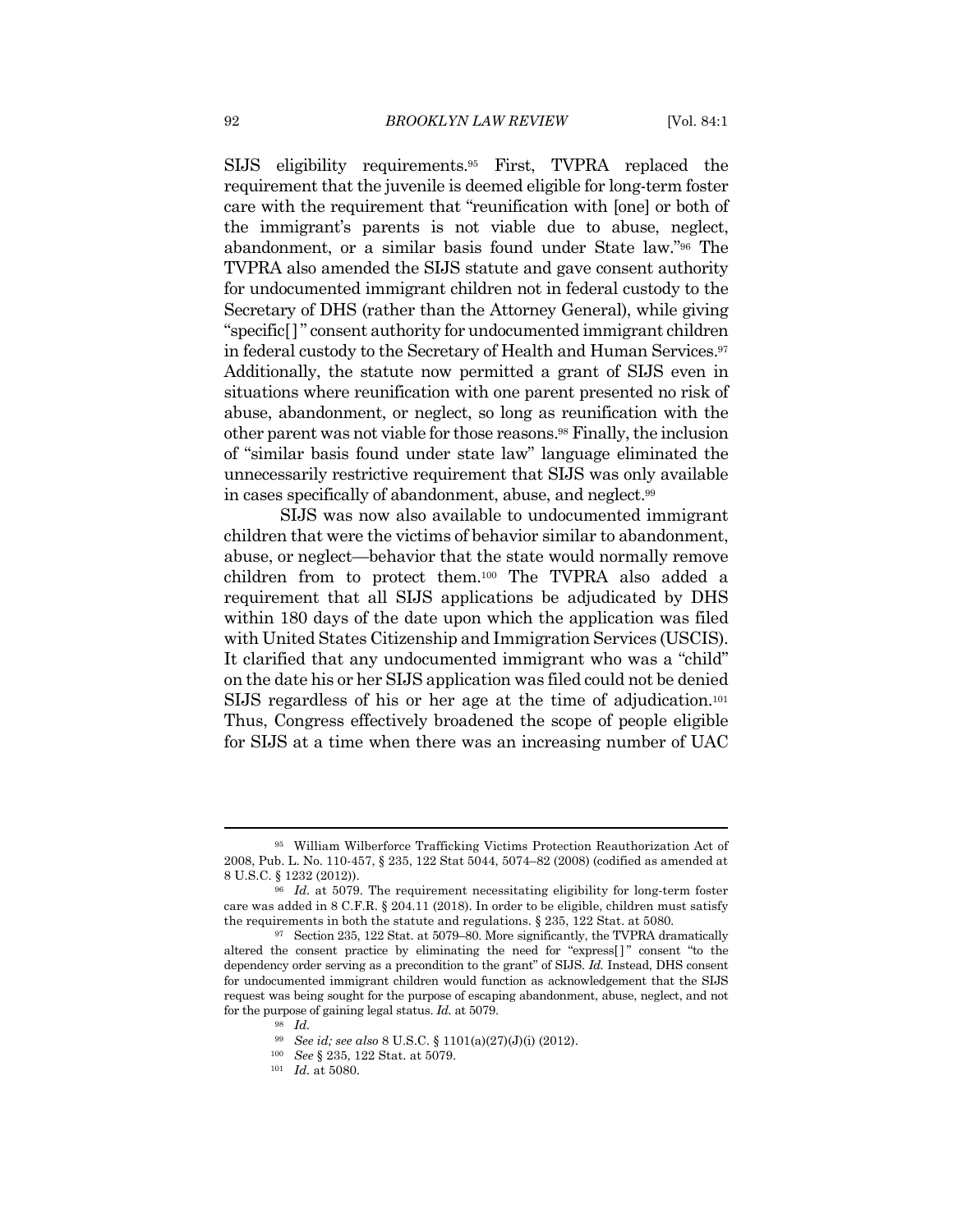SIJS eligibility requirements.[95] First, TVPRA replaced the requirement that the juvenile is deemed eligible for long-term foster care with the requirement that "reunification with [one] or both of the immigrant's parents is not viable due to abuse, neglect, abandonment, or a similar basis found under State law."[96] The TVPRA also amended the SIJS statute and gave consent authority for undocumented immigrant children not in federal custody to the Secretary of DHS (rather than the Attorney General), while giving "specific[ ]" consent authority for undocumented immigrant children in federal custody to the Secretary of Health and Human Services.[97] Additionally, the statute now permitted a grant of SIJS even in situations where reunification with one parent presented no risk of abuse, abandonment, or neglect, so long as reunification with the other parent was not viable for those reasons.[98] Finally, the inclusion of "similar basis found under state law" language eliminated the unnecessarily restrictive requirement that SIJS was only available in cases specifically of abandonment, abuse, and neglect.[99]

SIJS was now also available to undocumented immigrant children that were the victims of behavior similar to abandonment, abuse, or neglect—behavior that the state would normally remove children from to protect them.[100] The TVPRA also added a requirement that all SIJS applications be adjudicated by DHS within 180 days of the date upon which the application was filed with United States Citizenship and Immigration Services (USCIS). It clarified that any undocumented immigrant who was a "child" on the date his or her SIJS application was filed could not be denied SIJS regardless of his or her age at the time of adjudication.[101] Thus, Congress effectively broadened the scope of people eligible for SIJS at a time when there was an increasing number of UAC

---

[95] William Wilberforce Trafficking Victims Protection Reauthorization Act of 2008, Pub. L. No. 110-457, § 235, 122 Stat 5044, 5074–82 (2008) (codified as amended at 8 U.S.C. § 1232 (2012)).

[96] *Id.* at 5079. The requirement necessitating eligibility for long-term foster care was added in 8 C.F.R. § 204.11 (2018). In order to be eligible, children must satisfy the requirements in both the statute and regulations. § 235, 122 Stat. at 5080.

[97] Section 235, 122 Stat. at 5079–80. More significantly, the TVPRA dramatically altered the consent practice by eliminating the need for "express[ ]" consent "to the dependency order serving as a precondition to the grant" of SIJS. *Id.* Instead, DHS consent for undocumented immigrant children would function as acknowledgement that the SIJS request was being sought for the purpose of escaping abandonment, abuse, neglect, and not for the purpose of gaining legal status. *Id.* at 5079.

[98] *Id.*

[99] *See id; see also* 8 U.S.C. § 1101(a)(27)(J)(i) (2012).

[100] *See* § 235, 122 Stat. at 5079.

[101] *Id.* at 5080.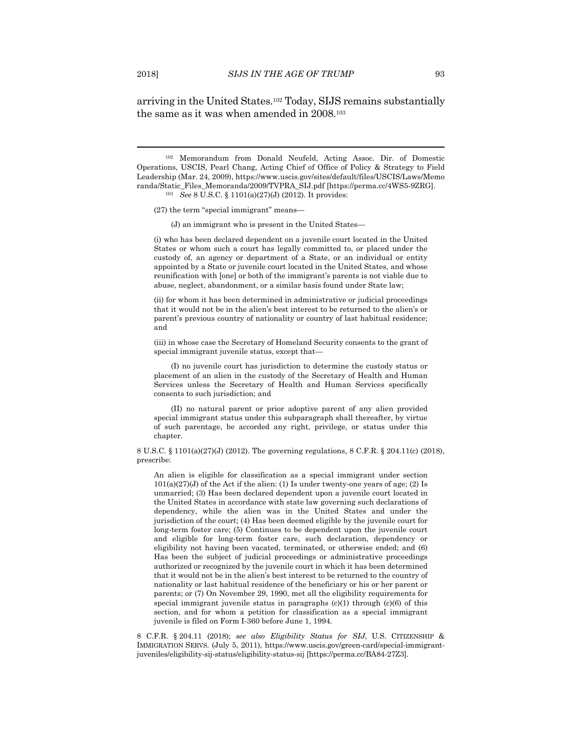arriving in the United States.[102] Today, SIJS remains substantially the same as it was when amended in 2008.[103]

---

[102] Memorandum from Donald Neufeld, Acting Assoc. Dir. of Domestic Operations, USCIS, Pearl Chang, Acting Chief of Office of Policy & Strategy to Field Leadership (Mar. 24, 2009), https://www.uscis.gov/sites/default/files/USCIS/Laws/Memoranda/Static_Files_Memoranda/2009/TVPRA_SIJ.pdf [https://perma.cc/4WS5-9ZRG].

[103] *See* 8 U.S.C. § 1101(a)(27)(J) (2012). It provides:

> (27) the term "special immigrant" means—
>
> (J) an immigrant who is present in the United States—
>
> (i) who has been declared dependent on a juvenile court located in the United States or whom such a court has legally committed to, or placed under the custody of, an agency or department of a State, or an individual or entity appointed by a State or juvenile court located in the United States, and whose reunification with [one] or both of the immigrant's parents is not viable due to abuse, neglect, abandonment, or a similar basis found under State law;
>
> (ii) for whom it has been determined in administrative or judicial proceedings that it would not be in the alien's best interest to be returned to the alien's or parent's previous country of nationality or country of last habitual residence; and
>
> (iii) in whose case the Secretary of Homeland Security consents to the grant of special immigrant juvenile status, except that—
>
> (I) no juvenile court has jurisdiction to determine the custody status or placement of an alien in the custody of the Secretary of Health and Human Services unless the Secretary of Health and Human Services specifically consents to such jurisdiction; and
>
> (II) no natural parent or prior adoptive parent of any alien provided special immigrant status under this subparagraph shall thereafter, by virtue of such parentage, be accorded any right, privilege, or status under this chapter.

8 U.S.C. § 1101(a)(27)(J) (2012). The governing regulations, 8 C.F.R. § 204.11(c) (2018), prescribe:

> An alien is eligible for classification as a special immigrant under section 101(a)(27)(J) of the Act if the alien: (1) Is under twenty-one years of age; (2) Is unmarried; (3) Has been declared dependent upon a juvenile court located in the United States in accordance with state law governing such declarations of dependency, while the alien was in the United States and under the jurisdiction of the court; (4) Has been deemed eligible by the juvenile court for long-term foster care; (5) Continues to be dependent upon the juvenile court and eligible for long-term foster care, such declaration, dependency or eligibility not having been vacated, terminated, or otherwise ended; and (6) Has been the subject of judicial proceedings or administrative proceedings authorized or recognized by the juvenile court in which it has been determined that it would not be in the alien's best interest to be returned to the country of nationality or last habitual residence of the beneficiary or his or her parent or parents; or (7) On November 29, 1990, met all the eligibility requirements for special immigrant juvenile status in paragraphs (c)(1) through (c)(6) of this section, and for whom a petition for classification as a special immigrant juvenile is filed on Form I-360 before June 1, 1994.

8 C.F.R. § 204.11 (2018); *see also Eligibility Status for SIJ*, U.S. CITIZENSHIP & IMMIGRATION SERVS. (July 5, 2011), https://www.uscis.gov/green-card/special-immigrant-juveniles/eligibility-sij-status/eligibility-status-sij [https://perma.cc/BA84-27Z3].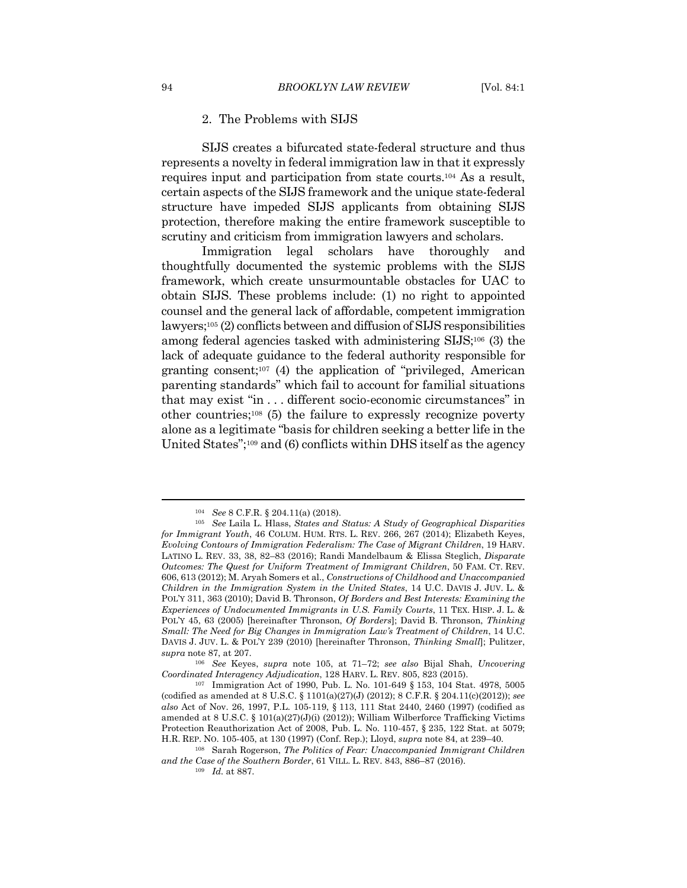### 2. The Problems with SIJS

SIJS creates a bifurcated state-federal structure and thus represents a novelty in federal immigration law in that it expressly requires input and participation from state courts.[104] As a result, certain aspects of the SIJS framework and the unique state-federal structure have impeded SIJS applicants from obtaining SIJS protection, therefore making the entire framework susceptible to scrutiny and criticism from immigration lawyers and scholars.

Immigration legal scholars have thoroughly and thoughtfully documented the systemic problems with the SIJS framework, which create unsurmountable obstacles for UAC to obtain SIJS. These problems include: (1) no right to appointed counsel and the general lack of affordable, competent immigration lawyers;[105] (2) conflicts between and diffusion of SIJS responsibilities among federal agencies tasked with administering SIJS;[106] (3) the lack of adequate guidance to the federal authority responsible for granting consent;[107] (4) the application of "privileged, American parenting standards" which fail to account for familial situations that may exist "in . . . different socio-economic circumstances" in other countries;[108] (5) the failure to expressly recognize poverty alone as a legitimate "basis for children seeking a better life in the United States";[109] and (6) conflicts within DHS itself as the agency

---

[104] *See* 8 C.F.R. § 204.11(a) (2018).

[105] *See* Laila L. Hlass, *States and Status: A Study of Geographical Disparities for Immigrant Youth*, 46 COLUM. HUM. RTS. L. REV. 266, 267 (2014); Elizabeth Keyes, *Evolving Contours of Immigration Federalism: The Case of Migrant Children*, 19 HARV. LATINO L. REV. 33, 38, 82–83 (2016); Randi Mandelbaum & Elissa Steglich, *Disparate Outcomes: The Quest for Uniform Treatment of Immigrant Children*, 50 FAM. CT. REV. 606, 613 (2012); M. Aryah Somers et al., *Constructions of Childhood and Unaccompanied Children in the Immigration System in the United States*, 14 U.C. DAVIS J. JUV. L. & POL'Y 311, 363 (2010); David B. Thronson, *Of Borders and Best Interests: Examining the Experiences of Undocumented Immigrants in U.S. Family Courts*, 11 TEX. HISP. J. L. & POL'Y 45, 63 (2005) [hereinafter Thronson, *Of Borders*]; David B. Thronson, *Thinking Small: The Need for Big Changes in Immigration Law's Treatment of Children*, 14 U.C. DAVIS J. JUV. L. & POL'Y 239 (2010) [hereinafter Thronson, *Thinking Small*]; Pulitzer, *supra* note 87, at 207.

[106] *See* Keyes, *supra* note 105, at 71–72; *see also* Bijal Shah, *Uncovering Coordinated Interagency Adjudication*, 128 HARV. L. REV. 805, 823 (2015).

[107] Immigration Act of 1990, Pub. L. No. 101-649 § 153, 104 Stat. 4978, 5005 (codified as amended at 8 U.S.C. § 1101(a)(27)(J) (2012); 8 C.F.R. § 204.11(c)(2012)); *see also* Act of Nov. 26, 1997, P.L. 105-119, § 113, 111 Stat 2440, 2460 (1997) (codified as amended at 8 U.S.C. § 101(a)(27)(J)(i) (2012)); William Wilberforce Trafficking Victims Protection Reauthorization Act of 2008, Pub. L. No. 110-457, § 235, 122 Stat. at 5079; H.R. REP. NO. 105-405, at 130 (1997) (Conf. Rep.); Lloyd, *supra* note 84, at 239–40.

[108] Sarah Rogerson, *The Politics of Fear: Unaccompanied Immigrant Children and the Case of the Southern Border*, 61 VILL. L. REV. 843, 886–87 (2016).

[109] *Id.* at 887.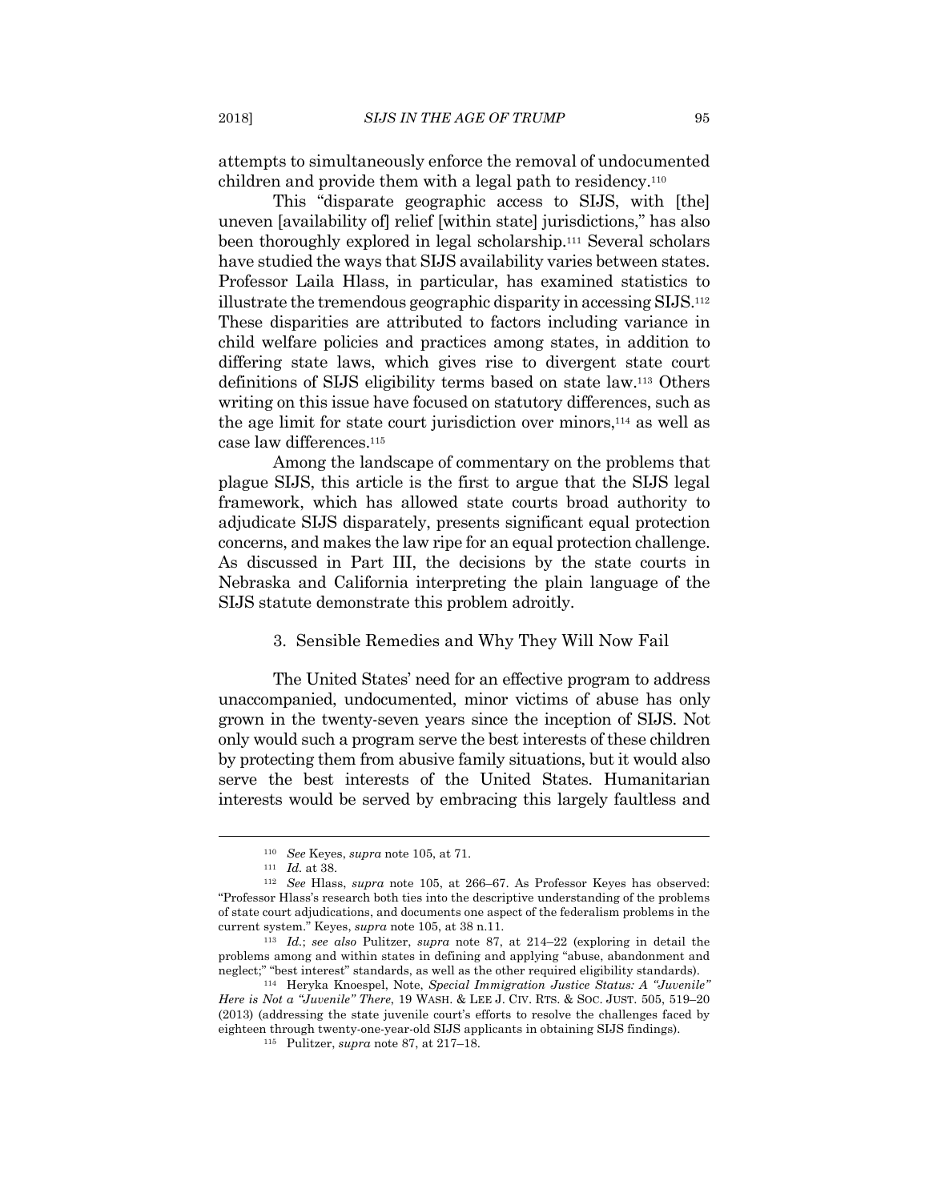attempts to simultaneously enforce the removal of undocumented children and provide them with a legal path to residency.[110]

This "disparate geographic access to SIJS, with [the] uneven [availability of] relief [within state] jurisdictions," has also been thoroughly explored in legal scholarship.[111] Several scholars have studied the ways that SIJS availability varies between states. Professor Laila Hlass, in particular, has examined statistics to illustrate the tremendous geographic disparity in accessing SIJS.[112] These disparities are attributed to factors including variance in child welfare policies and practices among states, in addition to differing state laws, which gives rise to divergent state court definitions of SIJS eligibility terms based on state law.[113] Others writing on this issue have focused on statutory differences, such as the age limit for state court jurisdiction over minors,[114] as well as case law differences.[115]

Among the landscape of commentary on the problems that plague SIJS, this article is the first to argue that the SIJS legal framework, which has allowed state courts broad authority to adjudicate SIJS disparately, presents significant equal protection concerns, and makes the law ripe for an equal protection challenge. As discussed in Part III, the decisions by the state courts in Nebraska and California interpreting the plain language of the SIJS statute demonstrate this problem adroitly.

### 3. Sensible Remedies and Why They Will Now Fail

The United States' need for an effective program to address unaccompanied, undocumented, minor victims of abuse has only grown in the twenty-seven years since the inception of SIJS. Not only would such a program serve the best interests of these children by protecting them from abusive family situations, but it would also serve the best interests of the United States. Humanitarian interests would be served by embracing this largely faultless and

---

[110] *See* Keyes, *supra* note 105, at 71.

[111] *Id.* at 38.

[112] *See* Hlass, *supra* note 105, at 266–67. As Professor Keyes has observed: "Professor Hlass's research both ties into the descriptive understanding of the problems of state court adjudications, and documents one aspect of the federalism problems in the current system." Keyes, *supra* note 105, at 38 n.11.

[113] *Id.*; *see also* Pulitzer, *supra* note 87, at 214–22 (exploring in detail the problems among and within states in defining and applying "abuse, abandonment and neglect;" "best interest" standards, as well as the other required eligibility standards).

[114] Heryka Knoespel, Note, *Special Immigration Justice Status: A "Juvenile" Here is Not a "Juvenile" There*, 19 WASH. & LEE J. CIV. RTS. & SOC. JUST. 505, 519–20 (2013) (addressing the state juvenile court's efforts to resolve the challenges faced by eighteen through twenty-one-year-old SIJS applicants in obtaining SIJS findings).

[115] Pulitzer, *supra* note 87, at 217–18.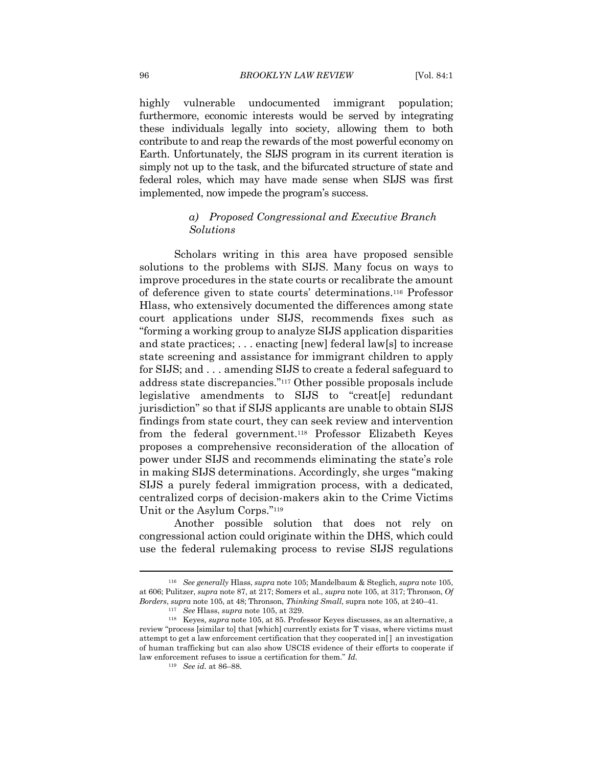highly vulnerable undocumented immigrant population; furthermore, economic interests would be served by integrating these individuals legally into society, allowing them to both contribute to and reap the rewards of the most powerful economy on Earth. Unfortunately, the SIJS program in its current iteration is simply not up to the task, and the bifurcated structure of state and federal roles, which may have made sense when SIJS was first implemented, now impede the program's success.

### a) *Proposed Congressional and Executive Branch Solutions*

Scholars writing in this area have proposed sensible solutions to the problems with SIJS. Many focus on ways to improve procedures in the state courts or recalibrate the amount of deference given to state courts' determinations.[116] Professor Hlass, who extensively documented the differences among state court applications under SIJS, recommends fixes such as "forming a working group to analyze SIJS application disparities and state practices; . . . enacting [new] federal law[s] to increase state screening and assistance for immigrant children to apply for SIJS; and . . . amending SIJS to create a federal safeguard to address state discrepancies."[117] Other possible proposals include legislative amendments to SIJS to "creat[e] redundant jurisdiction" so that if SIJS applicants are unable to obtain SIJS findings from state court, they can seek review and intervention from the federal government.[118] Professor Elizabeth Keyes proposes a comprehensive reconsideration of the allocation of power under SIJS and recommends eliminating the state's role in making SIJS determinations. Accordingly, she urges "making SIJS a purely federal immigration process, with a dedicated, centralized corps of decision-makers akin to the Crime Victims Unit or the Asylum Corps."[119]

Another possible solution that does not rely on congressional action could originate within the DHS, which could use the federal rulemaking process to revise SIJS regulations

---

[116] *See generally* Hlass, *supra* note 105; Mandelbaum & Steglich, *supra* note 105, at 606; Pulitzer, *supra* note 87, at 217; Somers et al., *supra* note 105, at 317; Thronson, *Of Borders*, *supra* note 105, at 48; Thronson, *Thinking Small*, supra note 105, at 240–41.

[117] *See* Hlass, *supra* note 105, at 329.

[118] Keyes*, supra* note 105, at 85. Professor Keyes discusses, as an alternative, a review "process [similar to] that [which] currently exists for T visas, where victims must attempt to get a law enforcement certification that they cooperated in[ ] an investigation of human trafficking but can also show USCIS evidence of their efforts to cooperate if law enforcement refuses to issue a certification for them." *Id.*

[119] *See id.* at 86–88.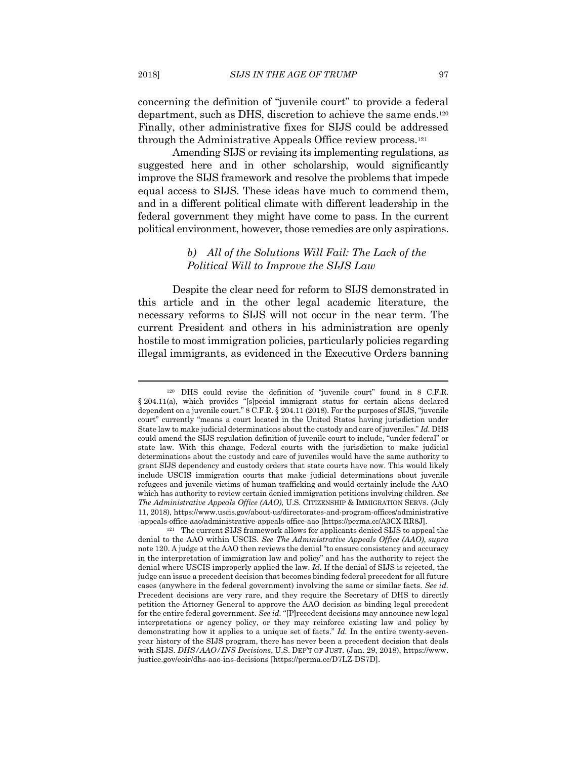concerning the definition of "juvenile court" to provide a federal department, such as DHS, discretion to achieve the same ends.[120] Finally, other administrative fixes for SIJS could be addressed through the Administrative Appeals Office review process.[121]

Amending SIJS or revising its implementing regulations, as suggested here and in other scholarship, would significantly improve the SIJS framework and resolve the problems that impede equal access to SIJS. These ideas have much to commend them, and in a different political climate with different leadership in the federal government they might have come to pass. In the current political environment, however, those remedies are only aspirations.

#### *b) All of the Solutions Will Fail: The Lack of the Political Will to Improve the SIJS Law*

Despite the clear need for reform to SIJS demonstrated in this article and in the other legal academic literature, the necessary reforms to SIJS will not occur in the near term. The current President and others in his administration are openly hostile to most immigration policies, particularly policies regarding illegal immigrants, as evidenced in the Executive Orders banning

---

[120] DHS could revise the definition of "juvenile court" found in 8 C.F.R. § 204.11(a), which provides "[s]pecial immigrant status for certain aliens declared dependent on a juvenile court." 8 C.F.R. § 204.11 (2018). For the purposes of SIJS, "juvenile court" currently "means a court located in the United States having jurisdiction under State law to make judicial determinations about the custody and care of juveniles." *Id.* DHS could amend the SIJS regulation definition of juvenile court to include, "under federal" or state law. With this change, Federal courts with the jurisdiction to make judicial determinations about the custody and care of juveniles would have the same authority to grant SIJS dependency and custody orders that state courts have now. This would likely include USCIS immigration courts that make judicial determinations about juvenile refugees and juvenile victims of human trafficking and would certainly include the AAO which has authority to review certain denied immigration petitions involving children. *See The Administrative Appeals Office (AAO)*, U.S. CITIZENSHIP & IMMIGRATION SERVS. (July 11, 2018), https://www.uscis.gov/about-us/directorates-and-program-offices/administrative-appeals-office-aao/administrative-appeals-office-aao [https://perma.cc/A3CX-RR8J].

[121] The current SIJS framework allows for applicants denied SIJS to appeal the denial to the AAO within USCIS. *See The Administrative Appeals Office (AAO)*, *supra* note 120. A judge at the AAO then reviews the denial "to ensure consistency and accuracy in the interpretation of immigration law and policy" and has the authority to reject the denial where USCIS improperly applied the law. *Id.* If the denial of SIJS is rejected, the judge can issue a precedent decision that becomes binding federal precedent for all future cases (anywhere in the federal government) involving the same or similar facts. *See id.* Precedent decisions are very rare, and they require the Secretary of DHS to directly petition the Attorney General to approve the AAO decision as binding legal precedent for the entire federal government. *See id.* "[P]recedent decisions may announce new legal interpretations or agency policy, or they may reinforce existing law and policy by demonstrating how it applies to a unique set of facts." *Id.* In the entire twenty-seven-year history of the SIJS program, there has never been a precedent decision that deals with SIJS. *DHS/AAO/INS Decisions*, U.S. DEP'T OF JUST. (Jan. 29, 2018), https://www.justice.gov/eoir/dhs-aao-ins-decisions [https://perma.cc/D7LZ-DS7D].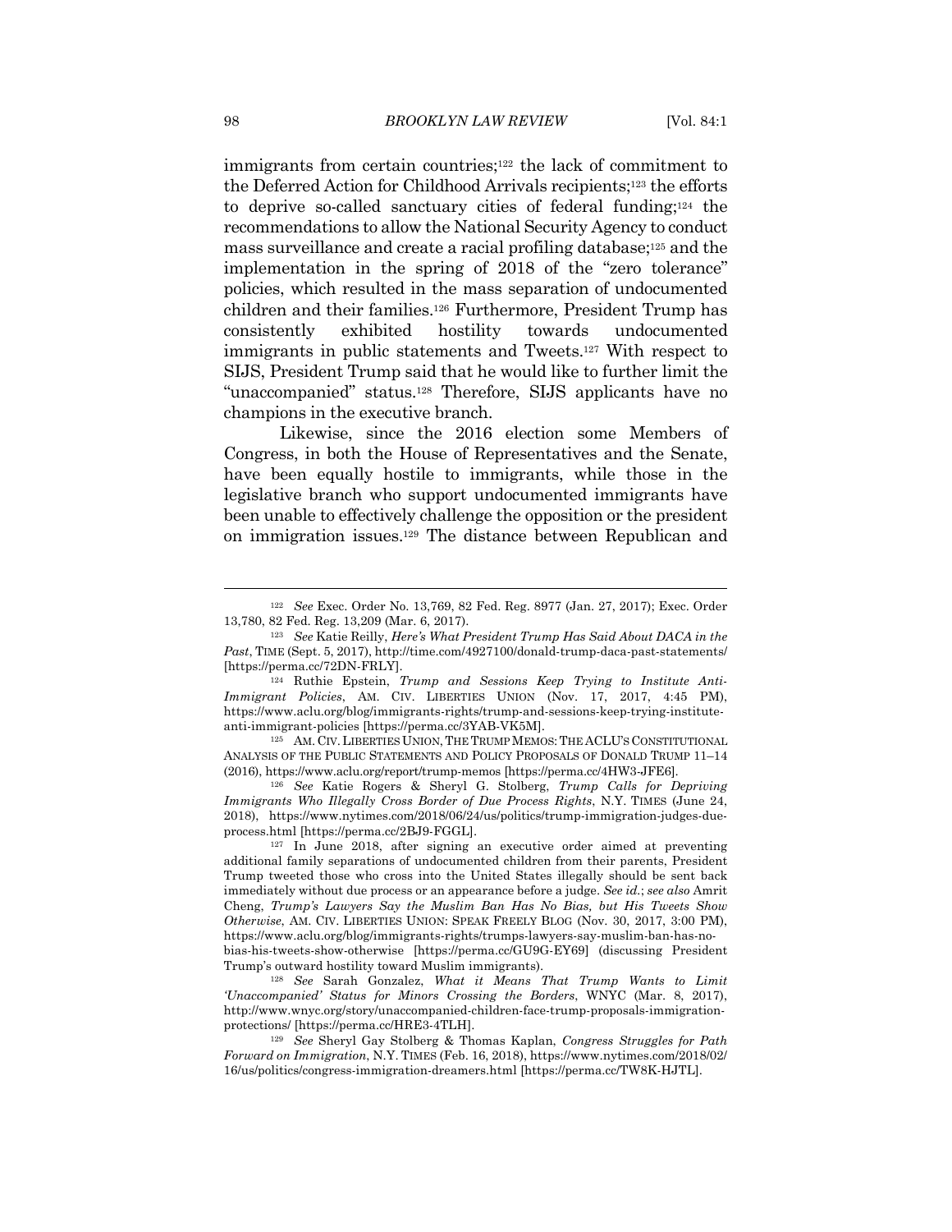immigrants from certain countries;[122] the lack of commitment to the Deferred Action for Childhood Arrivals recipients;[123] the efforts to deprive so-called sanctuary cities of federal funding;[124] the recommendations to allow the National Security Agency to conduct mass surveillance and create a racial profiling database;[125] and the implementation in the spring of 2018 of the "zero tolerance" policies, which resulted in the mass separation of undocumented children and their families.[126] Furthermore, President Trump has consistently exhibited hostility towards undocumented immigrants in public statements and Tweets.[127] With respect to SIJS, President Trump said that he would like to further limit the "unaccompanied" status.[128] Therefore, SIJS applicants have no champions in the executive branch.

Likewise, since the 2016 election some Members of Congress, in both the House of Representatives and the Senate, have been equally hostile to immigrants, while those in the legislative branch who support undocumented immigrants have been unable to effectively challenge the opposition or the president on immigration issues.[129] The distance between Republican and

---

[122] *See* Exec. Order No. 13,769, 82 Fed. Reg. 8977 (Jan. 27, 2017); Exec. Order 13,780, 82 Fed. Reg. 13,209 (Mar. 6, 2017).

[123] *See* Katie Reilly, *Here's What President Trump Has Said About DACA in the Past*, TIME (Sept. 5, 2017), http://time.com/4927100/donald-trump-daca-past-statements/ [https://perma.cc/72DN-FRLY].

[124] Ruthie Epstein, *Trump and Sessions Keep Trying to Institute Anti-Immigrant Policies*, AM. CIV. LIBERTIES UNION (Nov. 17, 2017, 4:45 PM), https://www.aclu.org/blog/immigrants-rights/trump-and-sessions-keep-trying-institute-anti-immigrant-policies [https://perma.cc/3YAB-VK5M].

[125] AM. CIV. LIBERTIES UNION, THE TRUMP MEMOS: THE ACLU'S CONSTITUTIONAL ANALYSIS OF THE PUBLIC STATEMENTS AND POLICY PROPOSALS OF DONALD TRUMP 11–14 (2016), https://www.aclu.org/report/trump-memos [https://perma.cc/4HW3-JFE6].

[126] *See* Katie Rogers & Sheryl G. Stolberg, *Trump Calls for Depriving Immigrants Who Illegally Cross Border of Due Process Rights*, N.Y. TIMES (June 24, 2018), https://www.nytimes.com/2018/06/24/us/politics/trump-immigration-judges-due-process.html [https://perma.cc/2BJ9-FGGL].

[127] In June 2018, after signing an executive order aimed at preventing additional family separations of undocumented children from their parents, President Trump tweeted those who cross into the United States illegally should be sent back immediately without due process or an appearance before a judge. *See id.*; *see also* Amrit Cheng, *Trump's Lawyers Say the Muslim Ban Has No Bias, but His Tweets Show Otherwise*, AM. CIV. LIBERTIES UNION: SPEAK FREELY BLOG (Nov. 30, 2017, 3:00 PM), https://www.aclu.org/blog/immigrants-rights/trumps-lawyers-say-muslim-ban-has-no-bias-his-tweets-show-otherwise [https://perma.cc/GU9G-EY69] (discussing President Trump's outward hostility toward Muslim immigrants).

[128] *See* Sarah Gonzalez, *What it Means That Trump Wants to Limit 'Unaccompanied' Status for Minors Crossing the Borders*, WNYC (Mar. 8, 2017), http://www.wnyc.org/story/unaccompanied-children-face-trump-proposals-immigration-protections/ [https://perma.cc/HRE3-4TLH].

[129] *See* Sheryl Gay Stolberg & Thomas Kaplan, *Congress Struggles for Path Forward on Immigration*, N.Y. TIMES (Feb. 16, 2018), https://www.nytimes.com/2018/02/16/us/politics/congress-immigration-dreamers.html [https://perma.cc/TW8K-HJTL].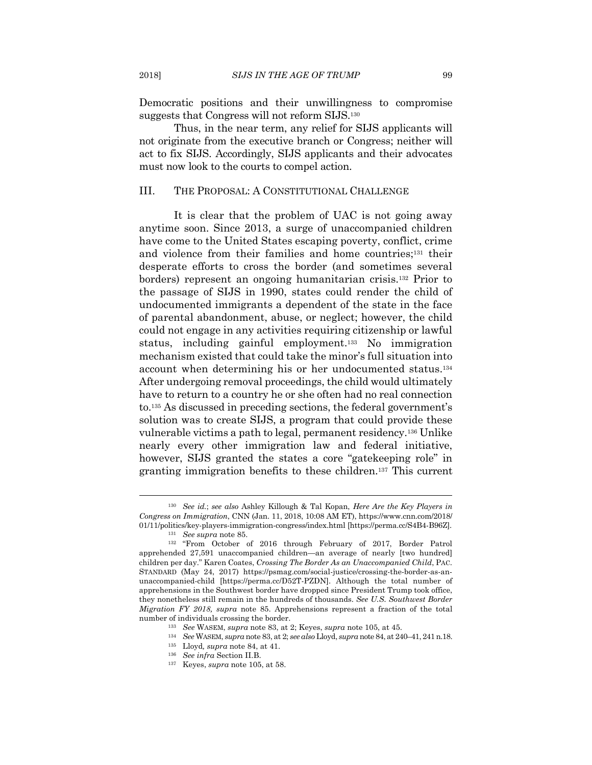Democratic positions and their unwillingness to compromise suggests that Congress will not reform SIJS.[130]

Thus, in the near term, any relief for SIJS applicants will not originate from the executive branch or Congress; neither will act to fix SIJS. Accordingly, SIJS applicants and their advocates must now look to the courts to compel action.

## III. THE PROPOSAL: A CONSTITUTIONAL CHALLENGE

It is clear that the problem of UAC is not going away anytime soon. Since 2013, a surge of unaccompanied children have come to the United States escaping poverty, conflict, crime and violence from their families and home countries;[131] their desperate efforts to cross the border (and sometimes several borders) represent an ongoing humanitarian crisis.[132] Prior to the passage of SIJS in 1990, states could render the child of undocumented immigrants a dependent of the state in the face of parental abandonment, abuse, or neglect; however, the child could not engage in any activities requiring citizenship or lawful status, including gainful employment.[133] No immigration mechanism existed that could take the minor's full situation into account when determining his or her undocumented status.[134] After undergoing removal proceedings, the child would ultimately have to return to a country he or she often had no real connection to.[135] As discussed in preceding sections, the federal government's solution was to create SIJS, a program that could provide these vulnerable victims a path to legal, permanent residency.[136] Unlike nearly every other immigration law and federal initiative, however, SIJS granted the states a core "gatekeeping role" in granting immigration benefits to these children.[137] This current

---

[130] *See id.*; *see also* Ashley Killough & Tal Kopan, *Here Are the Key Players in Congress on Immigration*, CNN (Jan. 11, 2018, 10:08 AM ET), https://www.cnn.com/2018/01/11/politics/key-players-immigration-congress/index.html [https://perma.cc/S4B4-B96Z].

[131] *See supra* note 85.

[132] "From October of 2016 through February of 2017, Border Patrol apprehended 27,591 unaccompanied children—an average of nearly [two hundred] children per day." Karen Coates, *Crossing The Border As an Unaccompanied Child*, PAC. STANDARD (May 24, 2017) https://psmag.com/social-justice/crossing-the-border-as-an-unaccompanied-child [https://perma.cc/D52T-PZDN]. Although the total number of apprehensions in the Southwest border have dropped since President Trump took office, they nonetheless still remain in the hundreds of thousands. *See U.S. Southwest Border Migration FY 2018, supra* note 85. Apprehensions represent a fraction of the total number of individuals crossing the border.

[133] *See* WASEM, *supra* note 83, at 2; Keyes, *supra* note 105, at 45.

[134] *See* WASEM, *supra* note 83, at 2; *see also* Lloyd, *supra* note 84, at 240–41, 241 n.18.

[135] Lloyd, *supra* note 84, at 41.

[136] *See infra* Section II.B.

[137] Keyes, *supra* note 105, at 58.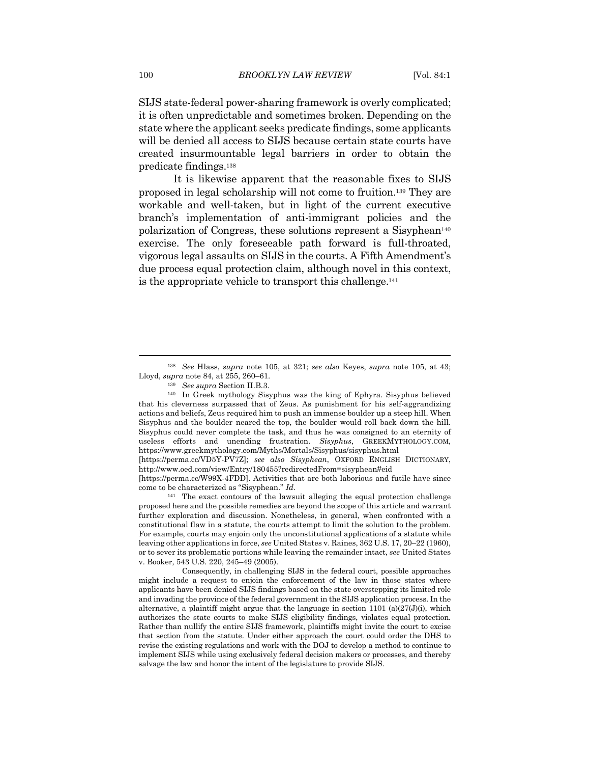SIJS state-federal power-sharing framework is overly complicated; it is often unpredictable and sometimes broken. Depending on the state where the applicant seeks predicate findings, some applicants will be denied all access to SIJS because certain state courts have created insurmountable legal barriers in order to obtain the predicate findings.[138]

It is likewise apparent that the reasonable fixes to SIJS proposed in legal scholarship will not come to fruition.[139] They are workable and well-taken, but in light of the current executive branch's implementation of anti-immigrant policies and the polarization of Congress, these solutions represent a Sisyphean[140] exercise. The only foreseeable path forward is full-throated, vigorous legal assaults on SIJS in the courts. A Fifth Amendment's due process equal protection claim, although novel in this context, is the appropriate vehicle to transport this challenge.[141]

---

[138] *See* Hlass, *supra* note 105, at 321; *see also* Keyes, *supra* note 105, at 43; Lloyd, *supra* note 84, at 255, 260–61.

[139] *See supra* Section II.B.3.

[140] In Greek mythology Sisyphus was the king of Ephyra. Sisyphus believed that his cleverness surpassed that of Zeus. As punishment for his self-aggrandizing actions and beliefs, Zeus required him to push an immense boulder up a steep hill. When Sisyphus and the boulder neared the top, the boulder would roll back down the hill. Sisyphus could never complete the task, and thus he was consigned to an eternity of useless efforts and unending frustration. *Sisyphus*, GREEKMYTHOLOGY.COM, https://www.greekmythology.com/Myths/Mortals/Sisyphus/sisyphus.html [https://perma.cc/VD5Y-PV7Z]; *see also Sisyphean*, OXFORD ENGLISH DICTIONARY, http://www.oed.com/view/Entry/180455?redirectedFrom=sisyphean#eid [https://perma.cc/W99X-4FDD]. Activities that are both laborious and futile have since come to be characterized as "Sisyphean." *Id.*

[141] The exact contours of the lawsuit alleging the equal protection challenge proposed here and the possible remedies are beyond the scope of this article and warrant further exploration and discussion. Nonetheless, in general, when confronted with a constitutional flaw in a statute, the courts attempt to limit the solution to the problem. For example, courts may enjoin only the unconstitutional applications of a statute while leaving other applications in force, *see* United States v. Raines, 362 U.S. 17, 20–22 (1960), or to sever its problematic portions while leaving the remainder intact, *see* United States v. Booker, 543 U.S. 220, 245–49 (2005).

Consequently, in challenging SIJS in the federal court, possible approaches might include a request to enjoin the enforcement of the law in those states where applicants have been denied SIJS findings based on the state overstepping its limited role and invading the province of the federal government in the SIJS application process. In the alternative, a plaintiff might argue that the language in section 1101 (a)(27(J)(i), which authorizes the state courts to make SIJS eligibility findings, violates equal protection. Rather than nullify the entire SIJS framework, plaintiffs might invite the court to excise that section from the statute. Under either approach the court could order the DHS to revise the existing regulations and work with the DOJ to develop a method to continue to implement SIJS while using exclusively federal decision makers or processes, and thereby salvage the law and honor the intent of the legislature to provide SIJS.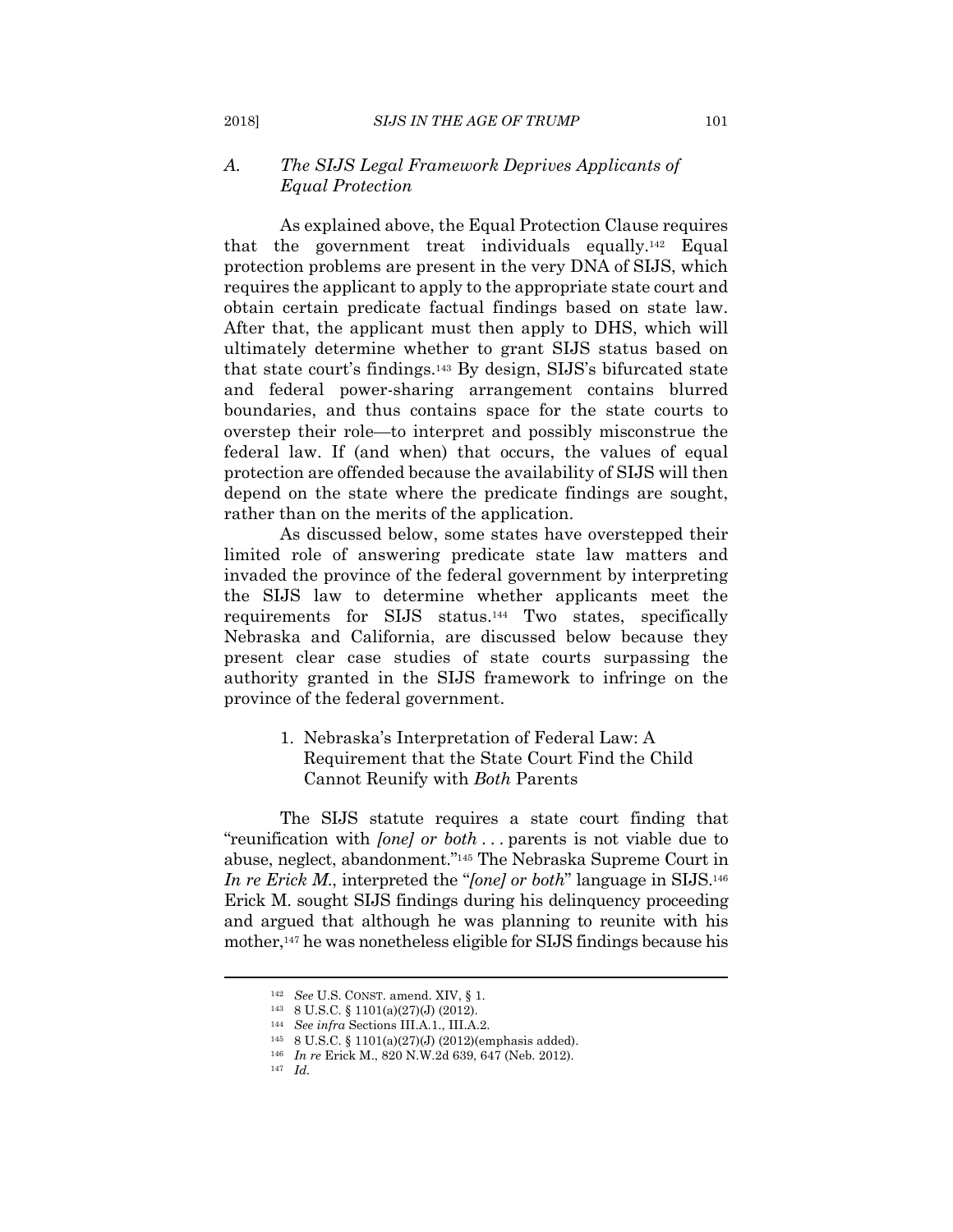### *A. The SIJS Legal Framework Deprives Applicants of Equal Protection*

As explained above, the Equal Protection Clause requires that the government treat individuals equally.[142] Equal protection problems are present in the very DNA of SIJS, which requires the applicant to apply to the appropriate state court and obtain certain predicate factual findings based on state law. After that, the applicant must then apply to DHS, which will ultimately determine whether to grant SIJS status based on that state court's findings.[143] By design, SIJS's bifurcated state and federal power-sharing arrangement contains blurred boundaries, and thus contains space for the state courts to overstep their role—to interpret and possibly misconstrue the federal law. If (and when) that occurs, the values of equal protection are offended because the availability of SIJS will then depend on the state where the predicate findings are sought, rather than on the merits of the application.

As discussed below, some states have overstepped their limited role of answering predicate state law matters and invaded the province of the federal government by interpreting the SIJS law to determine whether applicants meet the requirements for SIJS status.[144] Two states, specifically Nebraska and California, are discussed below because they present clear case studies of state courts surpassing the authority granted in the SIJS framework to infringe on the province of the federal government.

#### 1. Nebraska's Interpretation of Federal Law: A Requirement that the State Court Find the Child Cannot Reunify with *Both* Parents

The SIJS statute requires a state court finding that "reunification with *[one] or both* . . . parents is not viable due to abuse, neglect, abandonment."[145] The Nebraska Supreme Court in *In re Erick M.*, interpreted the "*[one] or both*" language in SIJS.[146] Erick M. sought SIJS findings during his delinquency proceeding and argued that although he was planning to reunite with his mother,[147] he was nonetheless eligible for SIJS findings because his

---

[142] *See* U.S. CONST. amend. XIV, § 1.

[143] 8 U.S.C. § 1101(a)(27)(J) (2012).

[144] *See infra* Sections III.A.1., III.A.2.

[145] 8 U.S.C. § 1101(a)(27)(J) (2012)(emphasis added).

[146] *In re* Erick M., 820 N.W.2d 639, 647 (Neb. 2012).

[147] *Id.*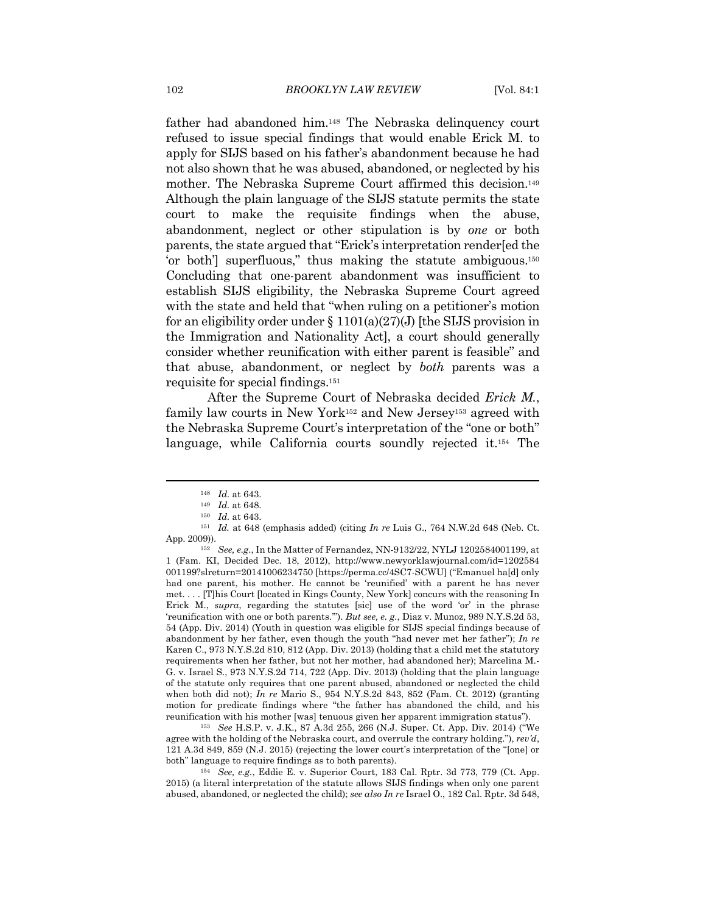father had abandoned him.[148] The Nebraska delinquency court refused to issue special findings that would enable Erick M. to apply for SIJS based on his father's abandonment because he had not also shown that he was abused, abandoned, or neglected by his mother. The Nebraska Supreme Court affirmed this decision.[149] Although the plain language of the SIJS statute permits the state court to make the requisite findings when the abuse, abandonment, neglect or other stipulation is by *one* or both parents, the state argued that "Erick's interpretation render[ed the 'or both'] superfluous," thus making the statute ambiguous.[150] Concluding that one-parent abandonment was insufficient to establish SIJS eligibility, the Nebraska Supreme Court agreed with the state and held that "when ruling on a petitioner's motion for an eligibility order under § 1101(a)(27)(J) [the SIJS provision in the Immigration and Nationality Act], a court should generally consider whether reunification with either parent is feasible" and that abuse, abandonment, or neglect by *both* parents was a requisite for special findings.[151]

After the Supreme Court of Nebraska decided *Erick M.*, family law courts in New York[152] and New Jersey[153] agreed with the Nebraska Supreme Court's interpretation of the "one or both" language, while California courts soundly rejected it.[154] The

---

[148] *Id.* at 643.

[149] *Id.* at 648.

[150] *Id.* at 643.

[151] *Id.* at 648 (emphasis added) (citing *In re* Luis G., 764 N.W.2d 648 (Neb. Ct. App. 2009)).

[152] *See, e.g.*, In the Matter of Fernandez, NN-9132/22, NYLJ 1202584001199, at 1 (Fam. KI, Decided Dec. 18, 2012), http://www.newyorklawjournal.com/id=1202584001199?slreturn=20141006234750 [https://perma.cc/4SC7-SCWU] ("Emanuel ha[d] only had one parent, his mother. He cannot be 'reunified' with a parent he has never met. . . . [T]his Court [located in Kings County, New York] concurs with the reasoning In Erick M., *supra*, regarding the statutes [sic] use of the word 'or' in the phrase 'reunification with one or both parents.'"). *But see, e. g.*, Diaz v. Munoz, 989 N.Y.S.2d 53, 54 (App. Div. 2014) (Youth in question was eligible for SIJS special findings because of abandonment by her father, even though the youth "had never met her father"); *In re* Karen C., 973 N.Y.S.2d 810, 812 (App. Div. 2013) (holding that a child met the statutory requirements when her father, but not her mother, had abandoned her); Marcelina M.-G. v. Israel S., 973 N.Y.S.2d 714, 722 (App. Div. 2013) (holding that the plain language of the statute only requires that one parent abused, abandoned or neglected the child when both did not); *In re* Mario S., 954 N.Y.S.2d 843, 852 (Fam. Ct. 2012) (granting motion for predicate findings where "the father has abandoned the child, and his reunification with his mother [was] tenuous given her apparent immigration status").

[153] *See* H.S.P. v. J.K., 87 A.3d 255, 266 (N.J. Super. Ct. App. Div. 2014) ("We agree with the holding of the Nebraska court, and overrule the contrary holding."), *rev'd*, 121 A.3d 849, 859 (N.J. 2015) (rejecting the lower court's interpretation of the "[one] or both" language to require findings as to both parents).

[154] *See, e.g.*, Eddie E. v. Superior Court, 183 Cal. Rptr. 3d 773, 779 (Ct. App. 2015) (a literal interpretation of the statute allows SIJS findings when only one parent abused, abandoned, or neglected the child); *see also In re* Israel O., 182 Cal. Rptr. 3d 548,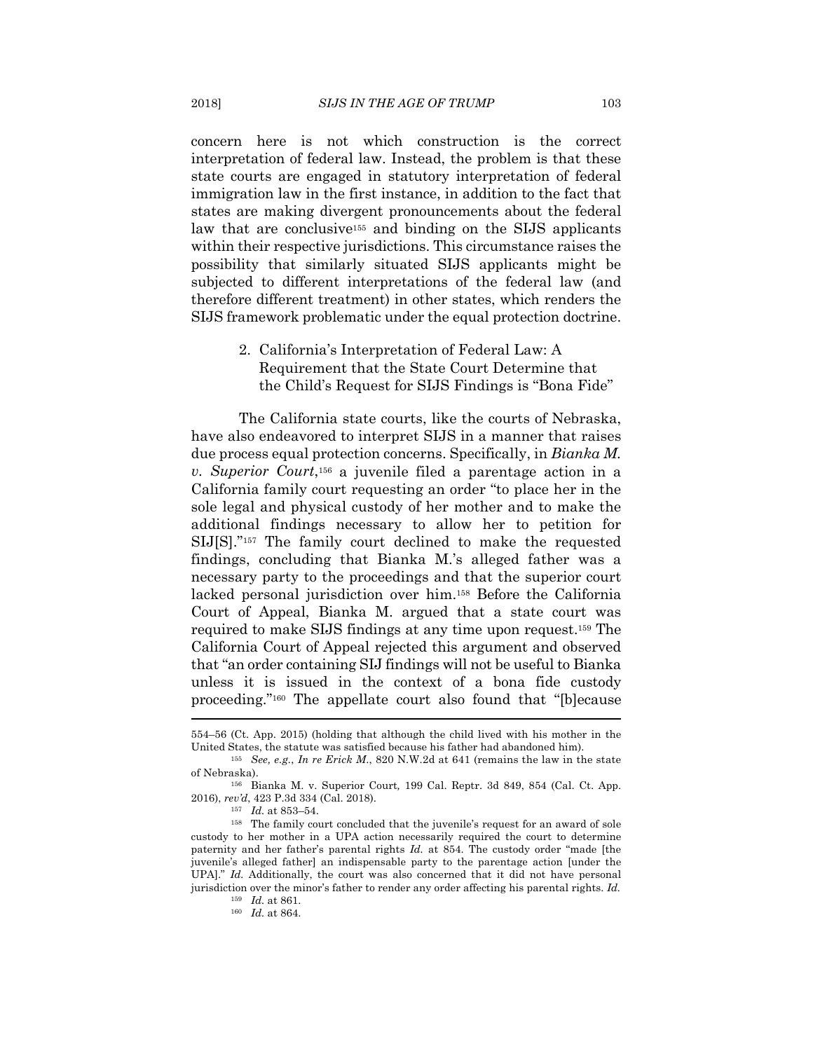concern here is not which construction is the correct interpretation of federal law. Instead, the problem is that these state courts are engaged in statutory interpretation of federal immigration law in the first instance, in addition to the fact that states are making divergent pronouncements about the federal law that are conclusive[155] and binding on the SIJS applicants within their respective jurisdictions. This circumstance raises the possibility that similarly situated SIJS applicants might be subjected to different interpretations of the federal law (and therefore different treatment) in other states, which renders the SIJS framework problematic under the equal protection doctrine.

2. California's Interpretation of Federal Law: A Requirement that the State Court Determine that the Child's Request for SIJS Findings is "Bona Fide"

The California state courts, like the courts of Nebraska, have also endeavored to interpret SIJS in a manner that raises due process equal protection concerns. Specifically, in *Bianka M. v. Superior Court*,[156] a juvenile filed a parentage action in a California family court requesting an order "to place her in the sole legal and physical custody of her mother and to make the additional findings necessary to allow her to petition for SIJ[S]."[157] The family court declined to make the requested findings, concluding that Bianka M.'s alleged father was a necessary party to the proceedings and that the superior court lacked personal jurisdiction over him.[158] Before the California Court of Appeal, Bianka M. argued that a state court was required to make SIJS findings at any time upon request.[159] The California Court of Appeal rejected this argument and observed that "an order containing SIJ findings will not be useful to Bianka unless it is issued in the context of a bona fide custody proceeding."[160] The appellate court also found that "[b]ecause

---

554–56 (Ct. App. 2015) (holding that although the child lived with his mother in the United States, the statute was satisfied because his father had abandoned him).

[155] *See, e.g.*, *In re Erick M.*, 820 N.W.2d at 641 (remains the law in the state of Nebraska).

[156] Bianka M. v. Superior Court*,* 199 Cal. Reptr. 3d 849, 854 (Cal. Ct. App. 2016), *rev'd*, 423 P.3d 334 (Cal. 2018).

[157] *Id.* at 853–54.

[158] The family court concluded that the juvenile's request for an award of sole custody to her mother in a UPA action necessarily required the court to determine paternity and her father's parental rights *Id.* at 854. The custody order "made [the juvenile's alleged father] an indispensable party to the parentage action [under the UPA]." *Id.* Additionally, the court was also concerned that it did not have personal jurisdiction over the minor's father to render any order affecting his parental rights. *Id.*

[159] *Id.* at 861.

[160] *Id.* at 864.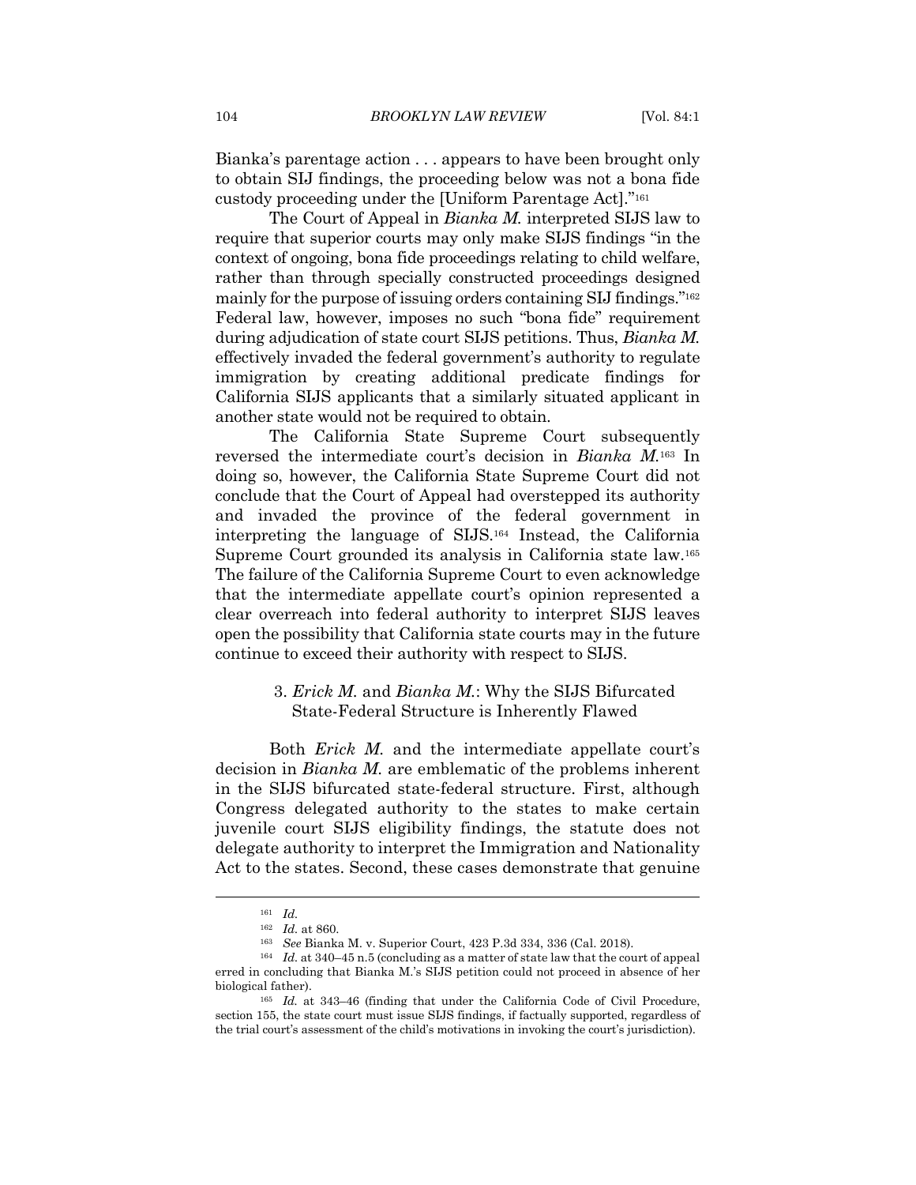Bianka's parentage action . . . appears to have been brought only to obtain SIJ findings, the proceeding below was not a bona fide custody proceeding under the [Uniform Parentage Act]."[161]

The Court of Appeal in *Bianka M.* interpreted SIJS law to require that superior courts may only make SIJS findings "in the context of ongoing, bona fide proceedings relating to child welfare, rather than through specially constructed proceedings designed mainly for the purpose of issuing orders containing SIJ findings."[162] Federal law, however, imposes no such "bona fide" requirement during adjudication of state court SIJS petitions. Thus, *Bianka M.* effectively invaded the federal government's authority to regulate immigration by creating additional predicate findings for California SIJS applicants that a similarly situated applicant in another state would not be required to obtain.

The California State Supreme Court subsequently reversed the intermediate court's decision in *Bianka M.*[163] In doing so, however, the California State Supreme Court did not conclude that the Court of Appeal had overstepped its authority and invaded the province of the federal government in interpreting the language of SIJS.[164] Instead, the California Supreme Court grounded its analysis in California state law.[165] The failure of the California Supreme Court to even acknowledge that the intermediate appellate court's opinion represented a clear overreach into federal authority to interpret SIJS leaves open the possibility that California state courts may in the future continue to exceed their authority with respect to SIJS.

### 3. *Erick M.* and *Bianka M.*: Why the SIJS Bifurcated State-Federal Structure is Inherently Flawed

Both *Erick M.* and the intermediate appellate court's decision in *Bianka M.* are emblematic of the problems inherent in the SIJS bifurcated state-federal structure. First, although Congress delegated authority to the states to make certain juvenile court SIJS eligibility findings, the statute does not delegate authority to interpret the Immigration and Nationality Act to the states. Second, these cases demonstrate that genuine

---

[161] *Id.*

[162] *Id.* at 860.

[163] *See* Bianka M. v. Superior Court, 423 P.3d 334, 336 (Cal. 2018).

[164] *Id.* at 340–45 n.5 (concluding as a matter of state law that the court of appeal erred in concluding that Bianka M.'s SIJS petition could not proceed in absence of her biological father).

[165] *Id.* at 343–46 (finding that under the California Code of Civil Procedure, section 155, the state court must issue SIJS findings, if factually supported, regardless of the trial court's assessment of the child's motivations in invoking the court's jurisdiction).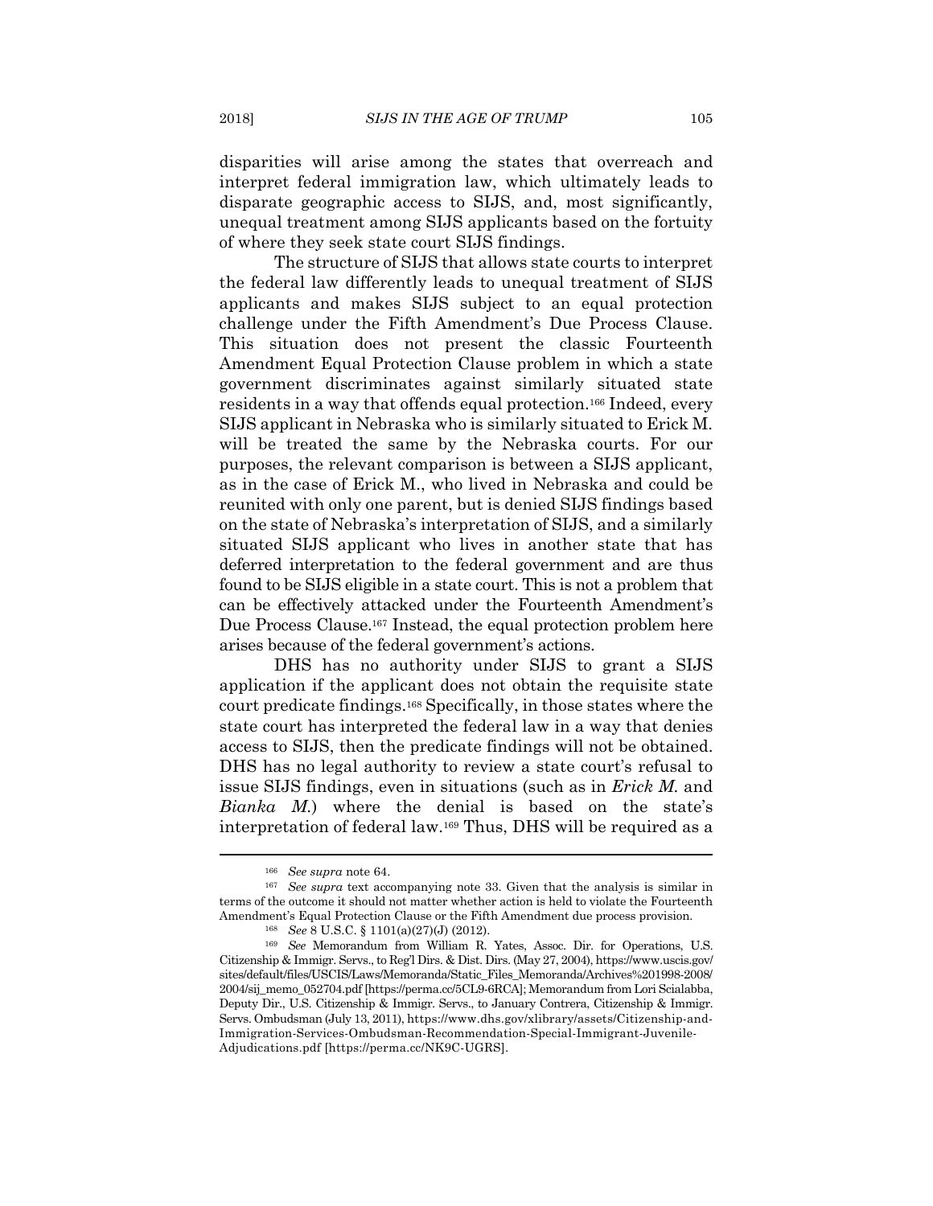disparities will arise among the states that overreach and interpret federal immigration law, which ultimately leads to disparate geographic access to SIJS, and, most significantly, unequal treatment among SIJS applicants based on the fortuity of where they seek state court SIJS findings.

The structure of SIJS that allows state courts to interpret the federal law differently leads to unequal treatment of SIJS applicants and makes SIJS subject to an equal protection challenge under the Fifth Amendment's Due Process Clause. This situation does not present the classic Fourteenth Amendment Equal Protection Clause problem in which a state government discriminates against similarly situated state residents in a way that offends equal protection.[166] Indeed, every SIJS applicant in Nebraska who is similarly situated to Erick M. will be treated the same by the Nebraska courts. For our purposes, the relevant comparison is between a SIJS applicant, as in the case of Erick M., who lived in Nebraska and could be reunited with only one parent, but is denied SIJS findings based on the state of Nebraska's interpretation of SIJS, and a similarly situated SIJS applicant who lives in another state that has deferred interpretation to the federal government and are thus found to be SIJS eligible in a state court. This is not a problem that can be effectively attacked under the Fourteenth Amendment's Due Process Clause.[167] Instead, the equal protection problem here arises because of the federal government's actions.

DHS has no authority under SIJS to grant a SIJS application if the applicant does not obtain the requisite state court predicate findings.[168] Specifically, in those states where the state court has interpreted the federal law in a way that denies access to SIJS, then the predicate findings will not be obtained. DHS has no legal authority to review a state court's refusal to issue SIJS findings, even in situations (such as in *Erick M.* and *Bianka M.*) where the denial is based on the state's interpretation of federal law.[169] Thus, DHS will be required as a

---

[166] *See supra* note 64.

[167] *See supra* text accompanying note 33. Given that the analysis is similar in terms of the outcome it should not matter whether action is held to violate the Fourteenth Amendment's Equal Protection Clause or the Fifth Amendment due process provision.

[168] *See* 8 U.S.C. § 1101(a)(27)(J) (2012).

[169] *See* Memorandum from William R. Yates, Assoc. Dir. for Operations, U.S. Citizenship & Immigr. Servs., to Reg'l Dirs. & Dist. Dirs. (May 27, 2004), https://www.uscis.gov/sites/default/files/USCIS/Laws/Memoranda/Static_Files_Memoranda/Archives%201998-2008/2004/sij_memo_052704.pdf [https://perma.cc/5CL9-6RCA]; Memorandum from Lori Scialabba, Deputy Dir., U.S. Citizenship & Immigr. Servs., to January Contrera, Citizenship & Immigr. Servs. Ombudsman (July 13, 2011), https://www.dhs.gov/xlibrary/assets/Citizenship-and-Immigration-Services-Ombudsman-Recommendation-Special-Immigrant-Juvenile-Adjudications.pdf [https://perma.cc/NK9C-UGRS].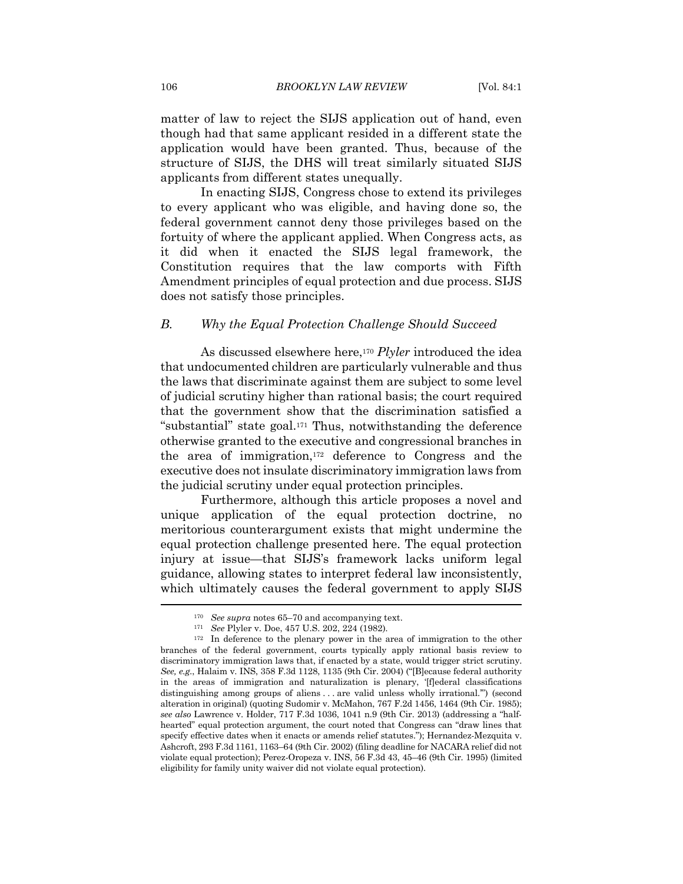matter of law to reject the SIJS application out of hand, even though had that same applicant resided in a different state the application would have been granted. Thus, because of the structure of SIJS, the DHS will treat similarly situated SIJS applicants from different states unequally.

In enacting SIJS, Congress chose to extend its privileges to every applicant who was eligible, and having done so, the federal government cannot deny those privileges based on the fortuity of where the applicant applied. When Congress acts, as it did when it enacted the SIJS legal framework, the Constitution requires that the law comports with Fifth Amendment principles of equal protection and due process. SIJS does not satisfy those principles.

### *B. Why the Equal Protection Challenge Should Succeed*

As discussed elsewhere here,[170] *Plyler* introduced the idea that undocumented children are particularly vulnerable and thus the laws that discriminate against them are subject to some level of judicial scrutiny higher than rational basis; the court required that the government show that the discrimination satisfied a "substantial" state goal.[171] Thus, notwithstanding the deference otherwise granted to the executive and congressional branches in the area of immigration,[172] deference to Congress and the executive does not insulate discriminatory immigration laws from the judicial scrutiny under equal protection principles.

Furthermore, although this article proposes a novel and unique application of the equal protection doctrine, no meritorious counterargument exists that might undermine the equal protection challenge presented here. The equal protection injury at issue—that SIJS's framework lacks uniform legal guidance, allowing states to interpret federal law inconsistently, which ultimately causes the federal government to apply SIJS

---

[170] *See supra* notes 65–70 and accompanying text.

[171] *See* Plyler v. Doe, 457 U.S. 202, 224 (1982).

[172] In deference to the plenary power in the area of immigration to the other branches of the federal government, courts typically apply rational basis review to discriminatory immigration laws that, if enacted by a state, would trigger strict scrutiny. *See, e.g.*, Halaim v. INS, 358 F.3d 1128, 1135 (9th Cir. 2004) ("[B]ecause federal authority in the areas of immigration and naturalization is plenary, '[f]ederal classifications distinguishing among groups of aliens . . . are valid unless wholly irrational.'") (second alteration in original) (quoting Sudomir v. McMahon, 767 F.2d 1456, 1464 (9th Cir. 1985); *see also* Lawrence v. Holder, 717 F.3d 1036, 1041 n.9 (9th Cir. 2013) (addressing a "half-hearted" equal protection argument, the court noted that Congress can "draw lines that specify effective dates when it enacts or amends relief statutes."); Hernandez-Mezquita v. Ashcroft, 293 F.3d 1161, 1163–64 (9th Cir. 2002) (filing deadline for NACARA relief did not violate equal protection); Perez-Oropeza v. INS, 56 F.3d 43, 45–46 (9th Cir. 1995) (limited eligibility for family unity waiver did not violate equal protection).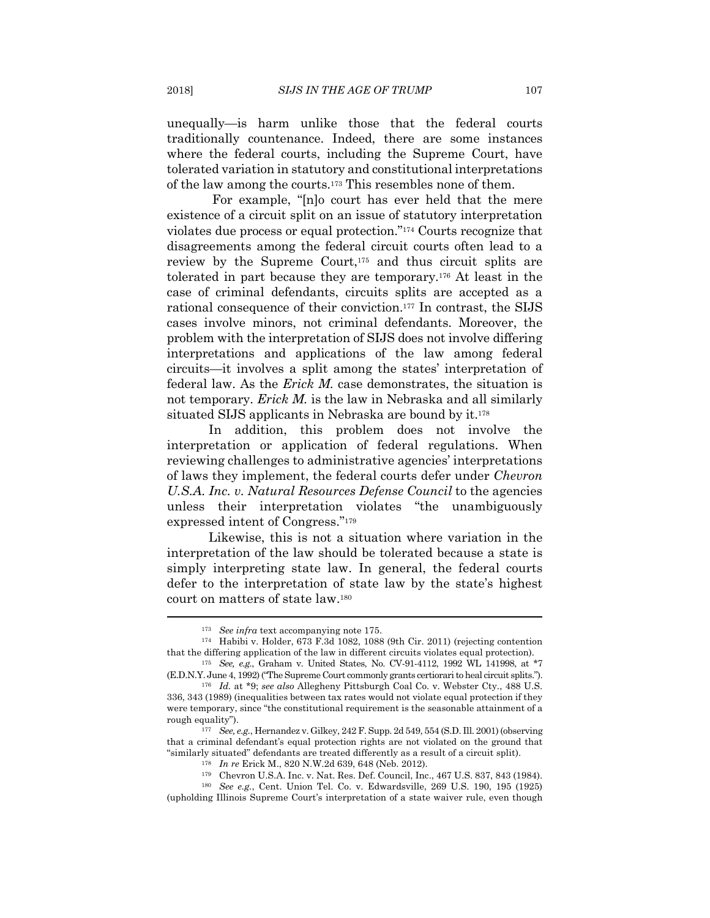unequally—is harm unlike those that the federal courts traditionally countenance. Indeed, there are some instances where the federal courts, including the Supreme Court, have tolerated variation in statutory and constitutional interpretations of the law among the courts.[173] This resembles none of them.

For example, "[n]o court has ever held that the mere existence of a circuit split on an issue of statutory interpretation violates due process or equal protection."[174] Courts recognize that disagreements among the federal circuit courts often lead to a review by the Supreme Court,[175] and thus circuit splits are tolerated in part because they are temporary.[176] At least in the case of criminal defendants, circuits splits are accepted as a rational consequence of their conviction.[177] In contrast, the SIJS cases involve minors, not criminal defendants. Moreover, the problem with the interpretation of SIJS does not involve differing interpretations and applications of the law among federal circuits—it involves a split among the states' interpretation of federal law. As the *Erick M.* case demonstrates, the situation is not temporary. *Erick M.* is the law in Nebraska and all similarly situated SIJS applicants in Nebraska are bound by it.[178]

In addition, this problem does not involve the interpretation or application of federal regulations. When reviewing challenges to administrative agencies' interpretations of laws they implement, the federal courts defer under *Chevron U.S.A. Inc. v. Natural Resources Defense Council* to the agencies unless their interpretation violates "the unambiguously expressed intent of Congress."[179]

Likewise, this is not a situation where variation in the interpretation of the law should be tolerated because a state is simply interpreting state law. In general, the federal courts defer to the interpretation of state law by the state's highest court on matters of state law.[180]

---

[173] *See infra* text accompanying note 175.

[174] Habibi v. Holder, 673 F.3d 1082, 1088 (9th Cir. 2011) (rejecting contention that the differing application of the law in different circuits violates equal protection).

[175] *See, e.g.*, Graham v. United States, No. CV-91-4112, 1992 WL 141998, at *7 (E.D.N.Y. June 4, 1992) ("The Supreme Court commonly grants certiorari to heal circuit splits.").

[176] *Id.* at *9; *see also* Allegheny Pittsburgh Coal Co. v. Webster Cty., 488 U.S. 336, 343 (1989) (inequalities between tax rates would not violate equal protection if they were temporary, since "the constitutional requirement is the seasonable attainment of a rough equality").

[177] *See, e.g.*, Hernandez v. Gilkey, 242 F. Supp. 2d 549, 554 (S.D. Ill. 2001) (observing that a criminal defendant's equal protection rights are not violated on the ground that "similarly situated" defendants are treated differently as a result of a circuit split).

[178] *In re* Erick M., 820 N.W.2d 639, 648 (Neb. 2012).

[179] Chevron U.S.A. Inc. v. Nat. Res. Def. Council, Inc., 467 U.S. 837, 843 (1984).

[180] *See e.g.*, Cent. Union Tel. Co. v. Edwardsville, 269 U.S. 190, 195 (1925) (upholding Illinois Supreme Court's interpretation of a state waiver rule, even though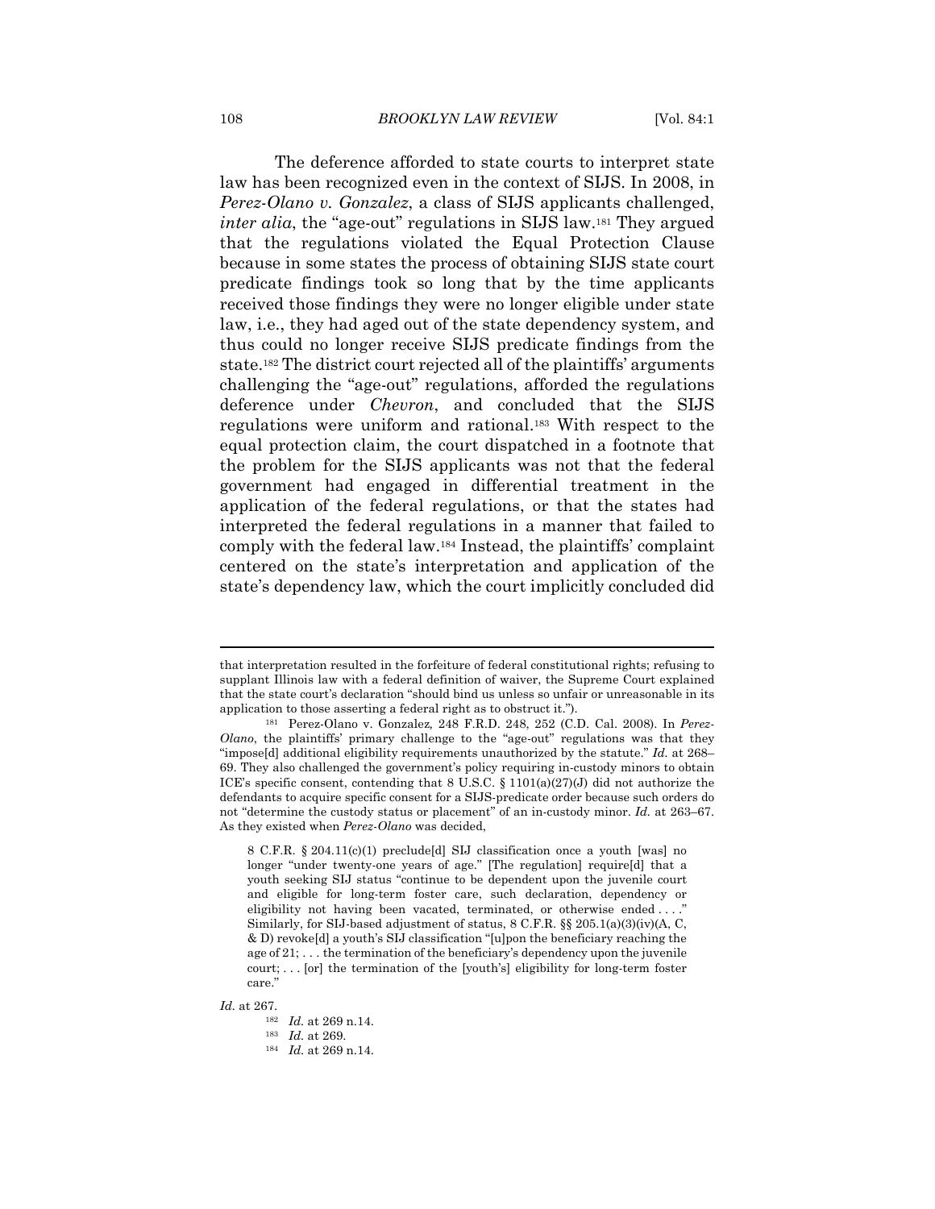The deference afforded to state courts to interpret state law has been recognized even in the context of SIJS. In 2008, in *Perez-Olano v. Gonzalez*, a class of SIJS applicants challenged, *inter alia*, the "age-out" regulations in SIJS law.[181] They argued that the regulations violated the Equal Protection Clause because in some states the process of obtaining SIJS state court predicate findings took so long that by the time applicants received those findings they were no longer eligible under state law, i.e., they had aged out of the state dependency system, and thus could no longer receive SIJS predicate findings from the state.[182] The district court rejected all of the plaintiffs' arguments challenging the "age-out" regulations, afforded the regulations deference under *Chevron*, and concluded that the SIJS regulations were uniform and rational.[183] With respect to the equal protection claim, the court dispatched in a footnote that the problem for the SIJS applicants was not that the federal government had engaged in differential treatment in the application of the federal regulations, or that the states had interpreted the federal regulations in a manner that failed to comply with the federal law.[184] Instead, the plaintiffs' complaint centered on the state's interpretation and application of the state's dependency law, which the court implicitly concluded did

---

that interpretation resulted in the forfeiture of federal constitutional rights; refusing to supplant Illinois law with a federal definition of waiver, the Supreme Court explained that the state court's declaration "should bind us unless so unfair or unreasonable in its application to those asserting a federal right as to obstruct it.").

[181] Perez-Olano v. Gonzalez*,* 248 F.R.D. 248, 252 (C.D. Cal. 2008). In *Perez-Olano*, the plaintiffs' primary challenge to the "age-out" regulations was that they "impose[d] additional eligibility requirements unauthorized by the statute." *Id.* at 268–69. They also challenged the government's policy requiring in-custody minors to obtain ICE's specific consent, contending that 8 U.S.C. § 1101(a)(27)(J) did not authorize the defendants to acquire specific consent for a SIJS-predicate order because such orders do not "determine the custody status or placement" of an in-custody minor. *Id.* at 263–67. As they existed when *Perez-Olano* was decided,

> 8 C.F.R. § 204.11(c)(1) preclude[d] SIJ classification once a youth [was] no longer "under twenty-one years of age." [The regulation] require[d] that a youth seeking SIJ status "continue to be dependent upon the juvenile court and eligible for long-term foster care, such declaration, dependency or eligibility not having been vacated, terminated, or otherwise ended . . . ." Similarly, for SIJ-based adjustment of status, 8 C.F.R. §§ 205.1(a)(3)(iv)(A, C, & D) revoke[d] a youth's SIJ classification "[u]pon the beneficiary reaching the age of 21; . . . the termination of the beneficiary's dependency upon the juvenile court; . . . [or] the termination of the [youth's] eligibility for long-term foster care."

*Id.* at 267.

[182] *Id.* at 269 n.14.

[183] *Id.* at 269.

[184] *Id.* at 269 n.14.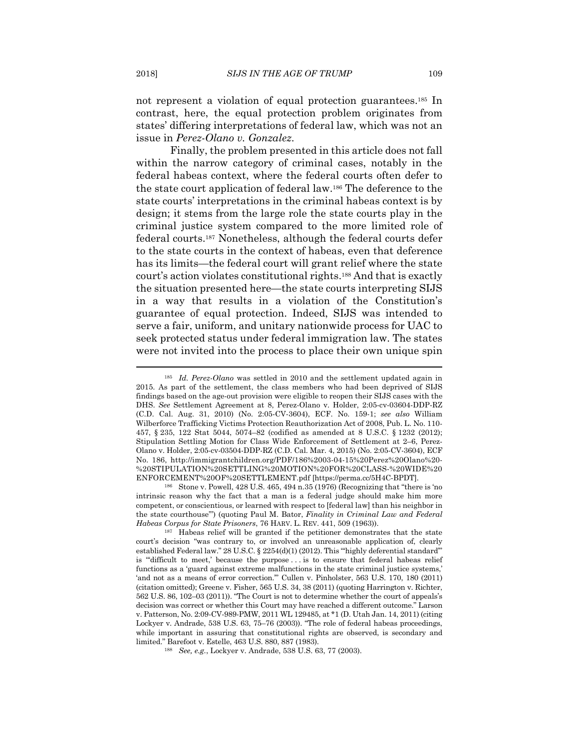not represent a violation of equal protection guarantees.[185] In contrast, here, the equal protection problem originates from states' differing interpretations of federal law, which was not an issue in *Perez-Olano v. Gonzalez*.

Finally, the problem presented in this article does not fall within the narrow category of criminal cases, notably in the federal habeas context, where the federal courts often defer to the state court application of federal law.[186] The deference to the state courts' interpretations in the criminal habeas context is by design; it stems from the large role the state courts play in the criminal justice system compared to the more limited role of federal courts.[187] Nonetheless, although the federal courts defer to the state courts in the context of habeas, even that deference has its limits—the federal court will grant relief where the state court's action violates constitutional rights.[188] And that is exactly the situation presented here—the state courts interpreting SIJS in a way that results in a violation of the Constitution's guarantee of equal protection. Indeed, SIJS was intended to serve a fair, uniform, and unitary nationwide process for UAC to seek protected status under federal immigration law. The states were not invited into the process to place their own unique spin

---

[185] *Id. Perez-Olano* was settled in 2010 and the settlement updated again in 2015. As part of the settlement, the class members who had been deprived of SIJS findings based on the age-out provision were eligible to reopen their SIJS cases with the DHS. *See* Settlement Agreement at 8, Perez-Olano v. Holder, 2:05-cv-03604-DDP-RZ (C.D. Cal. Aug. 31, 2010) (No. 2:05-CV-3604), ECF. No. 159-1; *see also* William Wilberforce Trafficking Victims Protection Reauthorization Act of 2008, Pub. L. No. 110-457, § 235, 122 Stat 5044, 5074–82 (codified as amended at 8 U.S.C. § 1232 (2012); Stipulation Settling Motion for Class Wide Enforcement of Settlement at 2–6, Perez-Olano v. Holder, 2:05-cv-03504-DDP-RZ (C.D. Cal. Mar. 4, 2015) (No. 2:05-CV-3604), ECF No. 186, http://immigrantchildren.org/PDF/186%2003-04-15%20Perez%20Olano%20-%20STIPULATION%20SETTLING%20MOTION%20FOR%20CLASS-%20WIDE%20ENFORCEMENT%20OF%20SETTLEMENT.pdf [https://perma.cc/5H4C-BPDT].

[186] Stone v. Powell, 428 U.S. 465, 494 n.35 (1976) (Recognizing that "there is 'no intrinsic reason why the fact that a man is a federal judge should make him more competent, or conscientious, or learned with respect to [federal law] than his neighbor in the state courthouse'") (quoting Paul M. Bator, *Finality in Criminal Law and Federal Habeas Corpus for State Prisoners*, 76 HARV. L. REV. 441, 509 (1963)).

[187] Habeas relief will be granted if the petitioner demonstrates that the state court's decision "was contrary to, or involved an unreasonable application of, clearly established Federal law." 28 U.S.C. § 2254(d)(1) (2012). This "'highly deferential standard'" is "'difficult to meet,' because the purpose . . . is to ensure that federal habeas relief functions as a 'guard against extreme malfunctions in the state criminal justice systems,' 'and not as a means of error correction.'" Cullen v. Pinholster, 563 U.S. 170, 180 (2011) (citation omitted); Greene v. Fisher, 565 U.S. 34, 38 (2011) (quoting Harrington v. Richter, 562 U.S. 86, 102–03 (2011)). "The Court is not to determine whether the court of appeals's decision was correct or whether this Court may have reached a different outcome." Larson v. Patterson, No. 2:09-CV-989-PMW, 2011 WL 129485, at *1 (D. Utah Jan. 14, 2011) (citing Lockyer v. Andrade, 538 U.S. 63, 75–76 (2003)). "The role of federal habeas proceedings, while important in assuring that constitutional rights are observed, is secondary and limited." Barefoot v. Estelle, 463 U.S. 880, 887 (1983).

[188] *See, e.g.*, Lockyer v. Andrade, 538 U.S. 63, 77 (2003).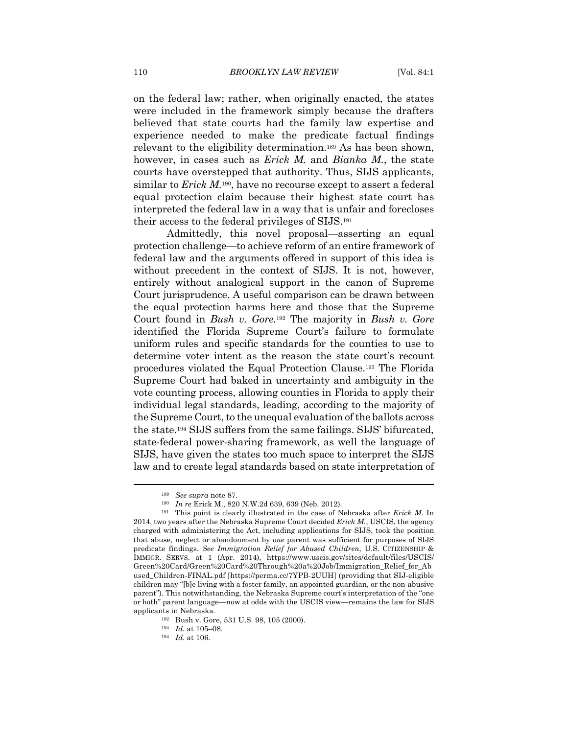on the federal law; rather, when originally enacted, the states were included in the framework simply because the drafters believed that state courts had the family law expertise and experience needed to make the predicate factual findings relevant to the eligibility determination.[189] As has been shown, however, in cases such as *Erick M.* and *Bianka M.*, the state courts have overstepped that authority. Thus, SIJS applicants, similar to *Erick M.*[190], have no recourse except to assert a federal equal protection claim because their highest state court has interpreted the federal law in a way that is unfair and forecloses their access to the federal privileges of SIJS.[191]

Admittedly, this novel proposal—asserting an equal protection challenge—to achieve reform of an entire framework of federal law and the arguments offered in support of this idea is without precedent in the context of SIJS. It is not, however, entirely without analogical support in the canon of Supreme Court jurisprudence. A useful comparison can be drawn between the equal protection harms here and those that the Supreme Court found in *Bush v. Gore*.[192] The majority in *Bush v. Gore* identified the Florida Supreme Court's failure to formulate uniform rules and specific standards for the counties to use to determine voter intent as the reason the state court's recount procedures violated the Equal Protection Clause.[193] The Florida Supreme Court had baked in uncertainty and ambiguity in the vote counting process, allowing counties in Florida to apply their individual legal standards, leading, according to the majority of the Supreme Court, to the unequal evaluation of the ballots across the state.[194] SIJS suffers from the same failings. SIJS' bifurcated, state-federal power-sharing framework, as well the language of SIJS, have given the states too much space to interpret the SIJS law and to create legal standards based on state interpretation of

---

[189] *See supra* note 87.

[190] *In re* Erick M., 820 N.W.2d 639, 639 (Neb. 2012).

[191] This point is clearly illustrated in the case of Nebraska after *Erick M.* In 2014, two years after the Nebraska Supreme Court decided *Erick M.*, USCIS, the agency charged with administering the Act, including applications for SIJS, took the position that abuse, neglect or abandonment by *one* parent was sufficient for purposes of SIJS predicate findings. *See Immigration Relief for Abused Children*, U.S. CITIZENSHIP & IMMIGR. SERVS. at 1 (Apr. 2014), https://www.uscis.gov/sites/default/files/USCIS/Green%20Card/Green%20Card%20Through%20a%20Job/Immigration_Relief_for_Abused_Children-FINAL.pdf [https://perma.cc/7YPB-2UUH] (providing that SIJ-eligible children may "[b]e living with a foster family, an appointed guardian, or the non-abusive parent"). This notwithstanding, the Nebraska Supreme court's interpretation of the "one or both" parent language—now at odds with the USCIS view—remains the law for SIJS applicants in Nebraska.

[192] Bush v. Gore, 531 U.S. 98, 105 (2000).

[193] *Id.* at 105–08.

[194] *Id.* at 106.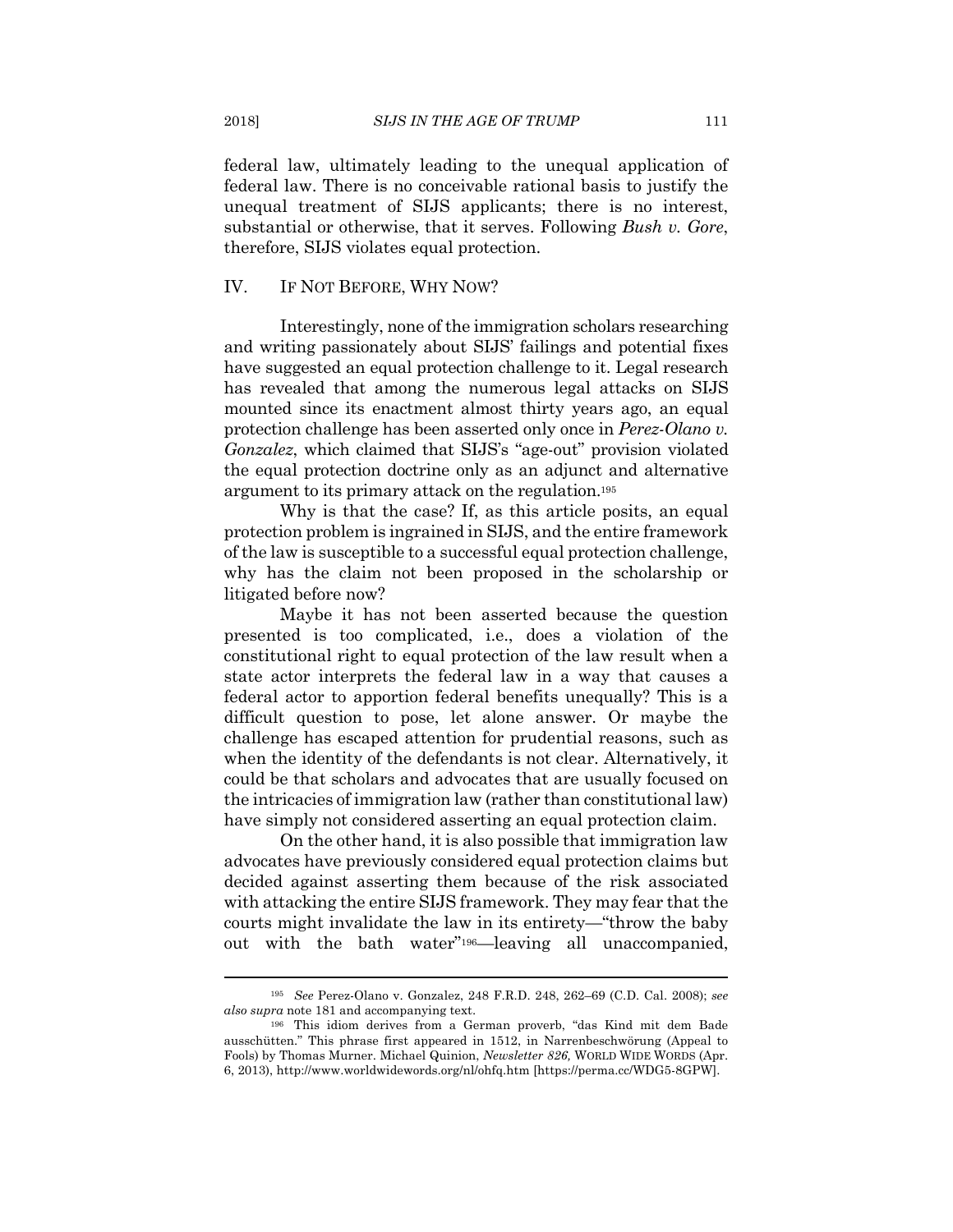federal law, ultimately leading to the unequal application of federal law. There is no conceivable rational basis to justify the unequal treatment of SIJS applicants; there is no interest, substantial or otherwise, that it serves. Following *Bush v. Gore*, therefore, SIJS violates equal protection.

## IV. IF NOT BEFORE, WHY NOW?

Interestingly, none of the immigration scholars researching and writing passionately about SIJS' failings and potential fixes have suggested an equal protection challenge to it. Legal research has revealed that among the numerous legal attacks on SIJS mounted since its enactment almost thirty years ago, an equal protection challenge has been asserted only once in *Perez-Olano v. Gonzalez*, which claimed that SIJS's "age-out" provision violated the equal protection doctrine only as an adjunct and alternative argument to its primary attack on the regulation.[195]

Why is that the case? If, as this article posits, an equal protection problem is ingrained in SIJS, and the entire framework of the law is susceptible to a successful equal protection challenge, why has the claim not been proposed in the scholarship or litigated before now?

Maybe it has not been asserted because the question presented is too complicated, i.e., does a violation of the constitutional right to equal protection of the law result when a state actor interprets the federal law in a way that causes a federal actor to apportion federal benefits unequally? This is a difficult question to pose, let alone answer. Or maybe the challenge has escaped attention for prudential reasons, such as when the identity of the defendants is not clear. Alternatively, it could be that scholars and advocates that are usually focused on the intricacies of immigration law (rather than constitutional law) have simply not considered asserting an equal protection claim.

On the other hand, it is also possible that immigration law advocates have previously considered equal protection claims but decided against asserting them because of the risk associated with attacking the entire SIJS framework. They may fear that the courts might invalidate the law in its entirety—"throw the baby out with the bath water"[196]—leaving all unaccompanied,

---

[195] *See* Perez-Olano v. Gonzalez, 248 F.R.D. 248, 262–69 (C.D. Cal. 2008); *see also supra* note 181 and accompanying text.

[196] This idiom derives from a German proverb, "das Kind mit dem Bade ausschütten." This phrase first appeared in 1512, in Narrenbeschwörung (Appeal to Fools) by Thomas Murner. Michael Quinion, *Newsletter 826,* WORLD WIDE WORDS (Apr. 6, 2013), http://www.worldwidewords.org/nl/ohfq.htm [https://perma.cc/WDG5-8GPW].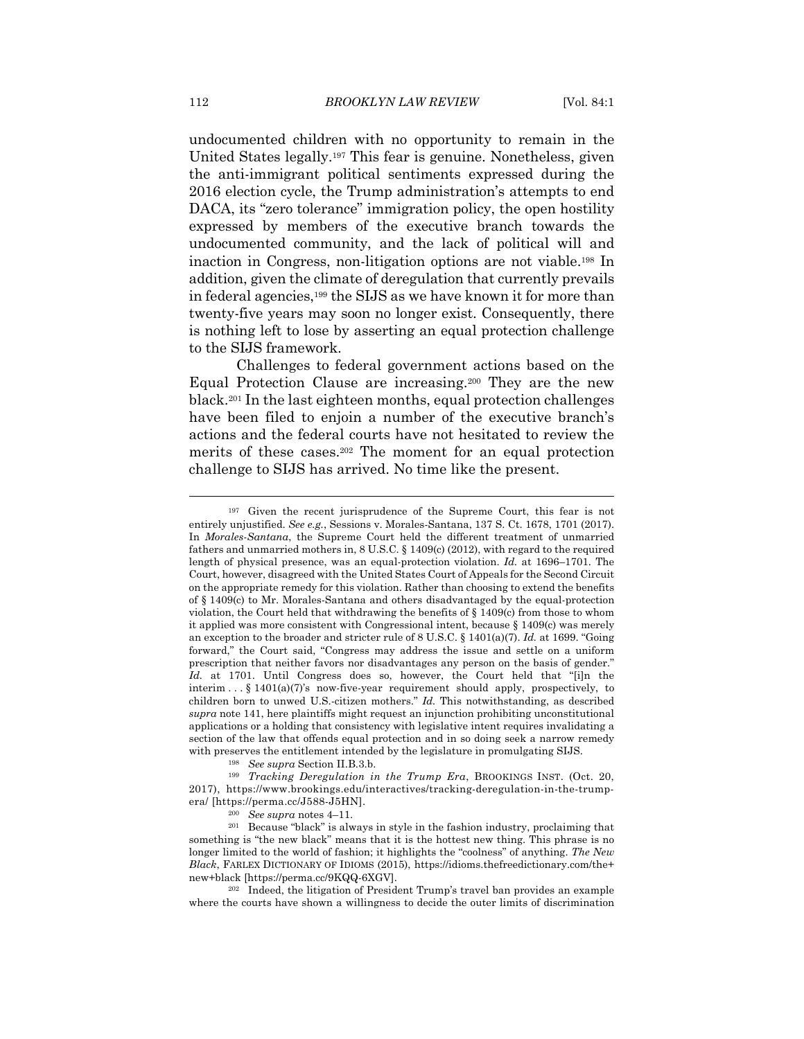undocumented children with no opportunity to remain in the United States legally.[197] This fear is genuine. Nonetheless, given the anti-immigrant political sentiments expressed during the 2016 election cycle, the Trump administration's attempts to end DACA, its "zero tolerance" immigration policy, the open hostility expressed by members of the executive branch towards the undocumented community, and the lack of political will and inaction in Congress, non-litigation options are not viable.[198] In addition, given the climate of deregulation that currently prevails in federal agencies,[199] the SIJS as we have known it for more than twenty-five years may soon no longer exist. Consequently, there is nothing left to lose by asserting an equal protection challenge to the SIJS framework.

Challenges to federal government actions based on the Equal Protection Clause are increasing.[200] They are the new black.[201] In the last eighteen months, equal protection challenges have been filed to enjoin a number of the executive branch's actions and the federal courts have not hesitated to review the merits of these cases.[202] The moment for an equal protection challenge to SIJS has arrived. No time like the present.

---

[197] Given the recent jurisprudence of the Supreme Court, this fear is not entirely unjustified. *See e.g.*, Sessions v. Morales-Santana, 137 S. Ct. 1678, 1701 (2017). In *Morales-Santana*, the Supreme Court held the different treatment of unmarried fathers and unmarried mothers in, 8 U.S.C. § 1409(c) (2012), with regard to the required length of physical presence, was an equal-protection violation. *Id.* at 1696–1701. The Court, however, disagreed with the United States Court of Appeals for the Second Circuit on the appropriate remedy for this violation. Rather than choosing to extend the benefits of § 1409(c) to Mr. Morales-Santana and others disadvantaged by the equal-protection violation, the Court held that withdrawing the benefits of § 1409(c) from those to whom it applied was more consistent with Congressional intent, because § 1409(c) was merely an exception to the broader and stricter rule of 8 U.S.C. § 1401(a)(7). *Id.* at 1699. "Going forward," the Court said, "Congress may address the issue and settle on a uniform prescription that neither favors nor disadvantages any person on the basis of gender." *Id.* at 1701. Until Congress does so, however, the Court held that "[i]n the interim . . . § 1401(a)(7)'s now-five-year requirement should apply, prospectively, to children born to unwed U.S.-citizen mothers." *Id.* This notwithstanding, as described *supra* note 141, here plaintiffs might request an injunction prohibiting unconstitutional applications or a holding that consistency with legislative intent requires invalidating a section of the law that offends equal protection and in so doing seek a narrow remedy with preserves the entitlement intended by the legislature in promulgating SIJS.

[198] *See supra* Section II.B.3.b.

[199] *Tracking Deregulation in the Trump Era*, BROOKINGS INST. (Oct. 20, 2017), https://www.brookings.edu/interactives/tracking-deregulation-in-the-trump-era/ [https://perma.cc/J588-J5HN].

[200] *See supra* notes 4–11.

[201] Because "black" is always in style in the fashion industry, proclaiming that something is "the new black" means that it is the hottest new thing. This phrase is no longer limited to the world of fashion; it highlights the "coolness" of anything. *The New Black*, FARLEX DICTIONARY OF IDIOMS (2015), https://idioms.thefreedictionary.com/the+new+black [https://perma.cc/9KQQ-6XGV].

[202] Indeed, the litigation of President Trump's travel ban provides an example where the courts have shown a willingness to decide the outer limits of discrimination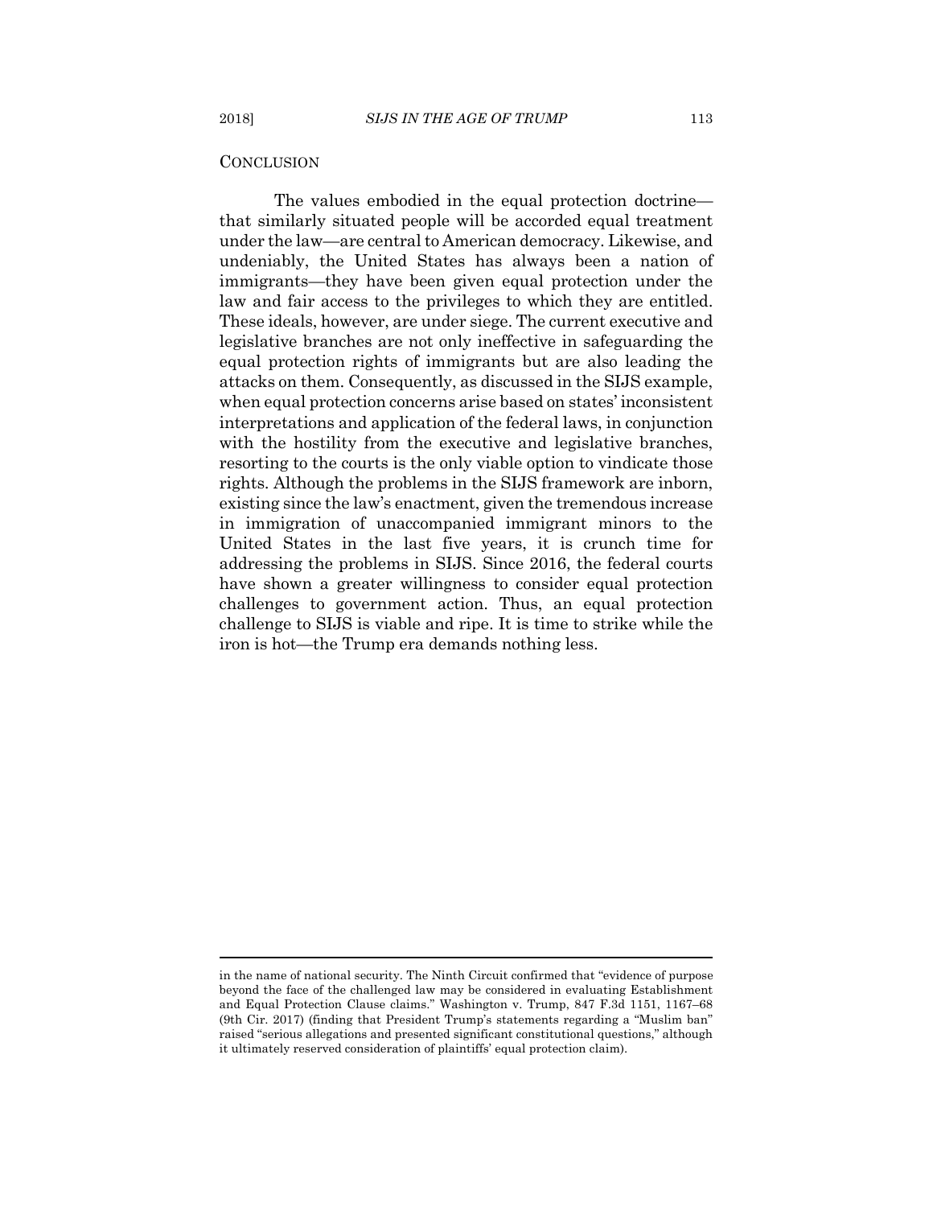## Conclusion

The values embodied in the equal protection doctrine—that similarly situated people will be accorded equal treatment under the law—are central to American democracy. Likewise, and undeniably, the United States has always been a nation of immigrants—they have been given equal protection under the law and fair access to the privileges to which they are entitled. These ideals, however, are under siege. The current executive and legislative branches are not only ineffective in safeguarding the equal protection rights of immigrants but are also leading the attacks on them. Consequently, as discussed in the SIJS example, when equal protection concerns arise based on states' inconsistent interpretations and application of the federal laws, in conjunction with the hostility from the executive and legislative branches, resorting to the courts is the only viable option to vindicate those rights. Although the problems in the SIJS framework are inborn, existing since the law's enactment, given the tremendous increase in immigration of unaccompanied immigrant minors to the United States in the last five years, it is crunch time for addressing the problems in SIJS. Since 2016, the federal courts have shown a greater willingness to consider equal protection challenges to government action. Thus, an equal protection challenge to SIJS is viable and ripe. It is time to strike while the iron is hot—the Trump era demands nothing less.

---

in the name of national security. The Ninth Circuit confirmed that "evidence of purpose beyond the face of the challenged law may be considered in evaluating Establishment and Equal Protection Clause claims." Washington v. Trump, 847 F.3d 1151, 1167–68 (9th Cir. 2017) (finding that President Trump's statements regarding a "Muslim ban" raised "serious allegations and presented significant constitutional questions," although it ultimately reserved consideration of plaintiffs' equal protection claim).